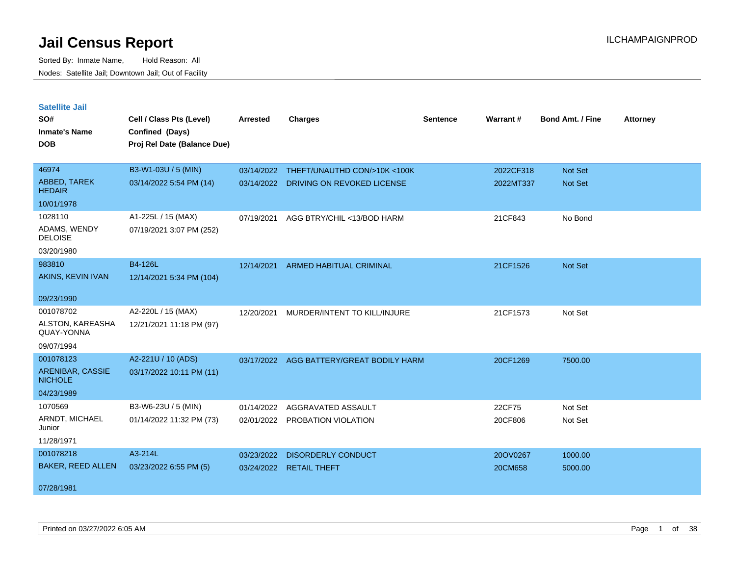# Jail Census Report

ILCHAMPAIGNPROD

Sorted By: Inmate Name, Hold Reason: All

Nodes: Satellite Jail; Downtown Jail; Out of Facility

## Satellite Jail

| SO# / Inmate's Name / DOB | Cell / Class Pts (Level) / Confined (Days) / Proj Rel Date (Balance Due) | Arrested | Charges | Sentence | Warrant # | Bond Amt. / Fine | Attorney |
|---|---|---|---|---|---|---|---|
| 46974<br>ABBED, TAREK HEDAIR<br>10/01/1978 | B3-W1-03U / 5 (MIN)<br>03/14/2022 5:54 PM (14) | 03/14/2022<br>03/14/2022 | THEFT/UNAUTHD CON/>10K <100K<br>DRIVING ON REVOKED LICENSE | | 2022CF318<br>2022MT337 | Not Set<br>Not Set | |
| 1028110<br>ADAMS, WENDY DELOISE<br>03/20/1980 | A1-225L / 15 (MAX)<br>07/19/2021 3:07 PM (252) | 07/19/2021 | AGG BTRY/CHIL <13/BOD HARM | | 21CF843 | No Bond | |
| 983810<br>AKINS, KEVIN IVAN<br>09/23/1990 | B4-126L<br>12/14/2021 5:34 PM (104) | 12/14/2021 | ARMED HABITUAL CRIMINAL | | 21CF1526 | Not Set | |
| 001078702<br>ALSTON, KAREASHA QUAY-YONNA<br>09/07/1994 | A2-220L / 15 (MAX)<br>12/21/2021 11:18 PM (97) | 12/20/2021 | MURDER/INTENT TO KILL/INJURE | | 21CF1573 | Not Set | |
| 001078123<br>ARENIBAR, CASSIE NICHOLE<br>04/23/1989 | A2-221U / 10 (ADS)<br>03/17/2022 10:11 PM (11) | 03/17/2022 | AGG BATTERY/GREAT BODILY HARM | | 20CF1269 | 7500.00 | |
| 1070569<br>ARNDT, MICHAEL Junior<br>11/28/1971 | B3-W6-23U / 5 (MIN)<br>01/14/2022 11:32 PM (73) | 01/14/2022<br>02/01/2022 | AGGRAVATED ASSAULT<br>PROBATION VIOLATION | | 22CF75<br>20CF806 | Not Set<br>Not Set | |
| 001078218<br>BAKER, REED ALLEN<br>07/28/1981 | A3-214L<br>03/23/2022 6:55 PM (5) | 03/23/2022<br>03/24/2022 | DISORDERLY CONDUCT<br>RETAIL THEFT | | 20OV0267<br>20CM658 | 1000.00<br>5000.00 | |

Printed on 03/27/2022 6:05 AM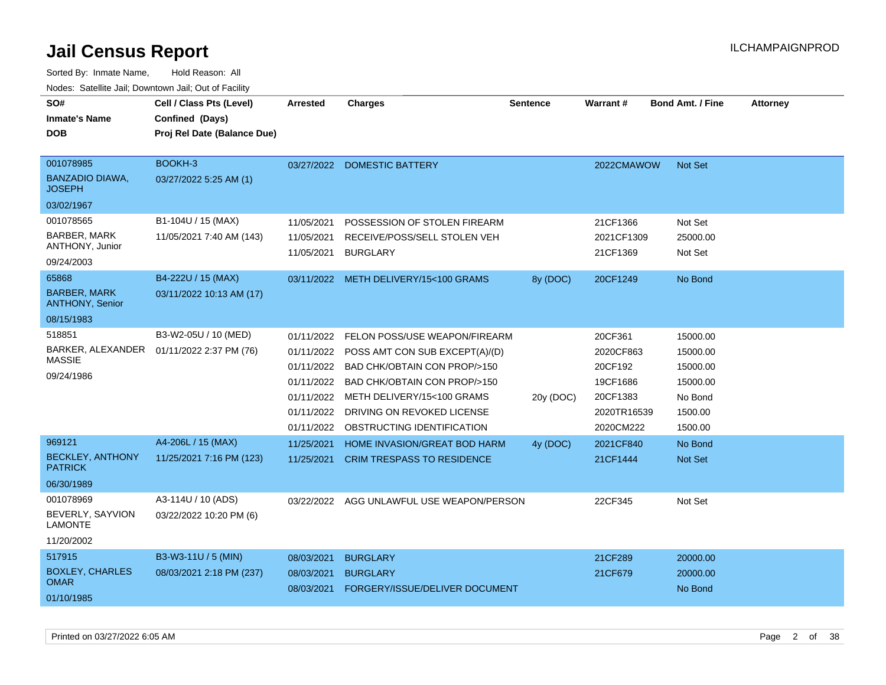# Jail Census Report

Sorted By: Inmate Name, Hold Reason: All

Nodes: Satellite Jail; Downtown Jail; Out of Facility

| SO# / Inmate's Name / DOB | Cell / Class Pts (Level) / Confined (Days) / Proj Rel Date (Balance Due) | Arrested | Charges | Sentence | Warrant # | Bond Amt. / Fine | Attorney |
|---|---|---|---|---|---|---|---|
| 001078985 BANZADIO DIAWA, JOSEPH 03/02/1967 | BOOKH-3 03/27/2022 5:25 AM (1) | 03/27/2022 | DOMESTIC BATTERY | | 2022CMAWOW | Not Set | |
| 001078565 BARBER, MARK ANTHONY, Junior 09/24/2003 | B1-104U / 15 (MAX) 11/05/2021 7:40 AM (143) | 11/05/2021 | POSSESSION OF STOLEN FIREARM | | 21CF1366 | Not Set | |
| | | 11/05/2021 | RECEIVE/POSS/SELL STOLEN VEH | | 2021CF1309 | 25000.00 | |
| | | 11/05/2021 | BURGLARY | | 21CF1369 | Not Set | |
| 65868 BARBER, MARK ANTHONY, Senior 08/15/1983 | B4-222U / 15 (MAX) 03/11/2022 10:13 AM (17) | 03/11/2022 | METH DELIVERY/15<100 GRAMS | 8y (DOC) | 20CF1249 | No Bond | |
| 518851 BARKER, ALEXANDER MASSIE 09/24/1986 | B3-W2-05U / 10 (MED) 01/11/2022 2:37 PM (76) | 01/11/2022 | FELON POSS/USE WEAPON/FIREARM | | 20CF361 | 15000.00 | |
| | | 01/11/2022 | POSS AMT CON SUB EXCEPT(A)/(D) | | 2020CF863 | 15000.00 | |
| | | 01/11/2022 | BAD CHK/OBTAIN CON PROP/>150 | | 20CF192 | 15000.00 | |
| | | 01/11/2022 | BAD CHK/OBTAIN CON PROP/>150 | | 19CF1686 | 15000.00 | |
| | | 01/11/2022 | METH DELIVERY/15<100 GRAMS | 20y (DOC) | 20CF1383 | No Bond | |
| | | 01/11/2022 | DRIVING ON REVOKED LICENSE | | 2020TR16539 | 1500.00 | |
| | | 01/11/2022 | OBSTRUCTING IDENTIFICATION | | 2020CM222 | 1500.00 | |
| 969121 BECKLEY, ANTHONY PATRICK 06/30/1989 | A4-206L / 15 (MAX) 11/25/2021 7:16 PM (123) | 11/25/2021 | HOME INVASION/GREAT BOD HARM | 4y (DOC) | 2021CF840 | No Bond | |
| | | 11/25/2021 | CRIM TRESPASS TO RESIDENCE | | 21CF1444 | Not Set | |
| 001078969 BEVERLY, SAYVION LAMONTE 11/20/2002 | A3-114U / 10 (ADS) 03/22/2022 10:20 PM (6) | 03/22/2022 | AGG UNLAWFUL USE WEAPON/PERSON | | 22CF345 | Not Set | |
| 517915 BOXLEY, CHARLES OMAR 01/10/1985 | B3-W3-11U / 5 (MIN) 08/03/2021 2:18 PM (237) | 08/03/2021 | BURGLARY | | 21CF289 | 20000.00 | |
| | | 08/03/2021 | BURGLARY | | 21CF679 | 20000.00 | |
| | | 08/03/2021 | FORGERY/ISSUE/DELIVER DOCUMENT | | | No Bond | |

Printed on 03/27/2022 6:05 AM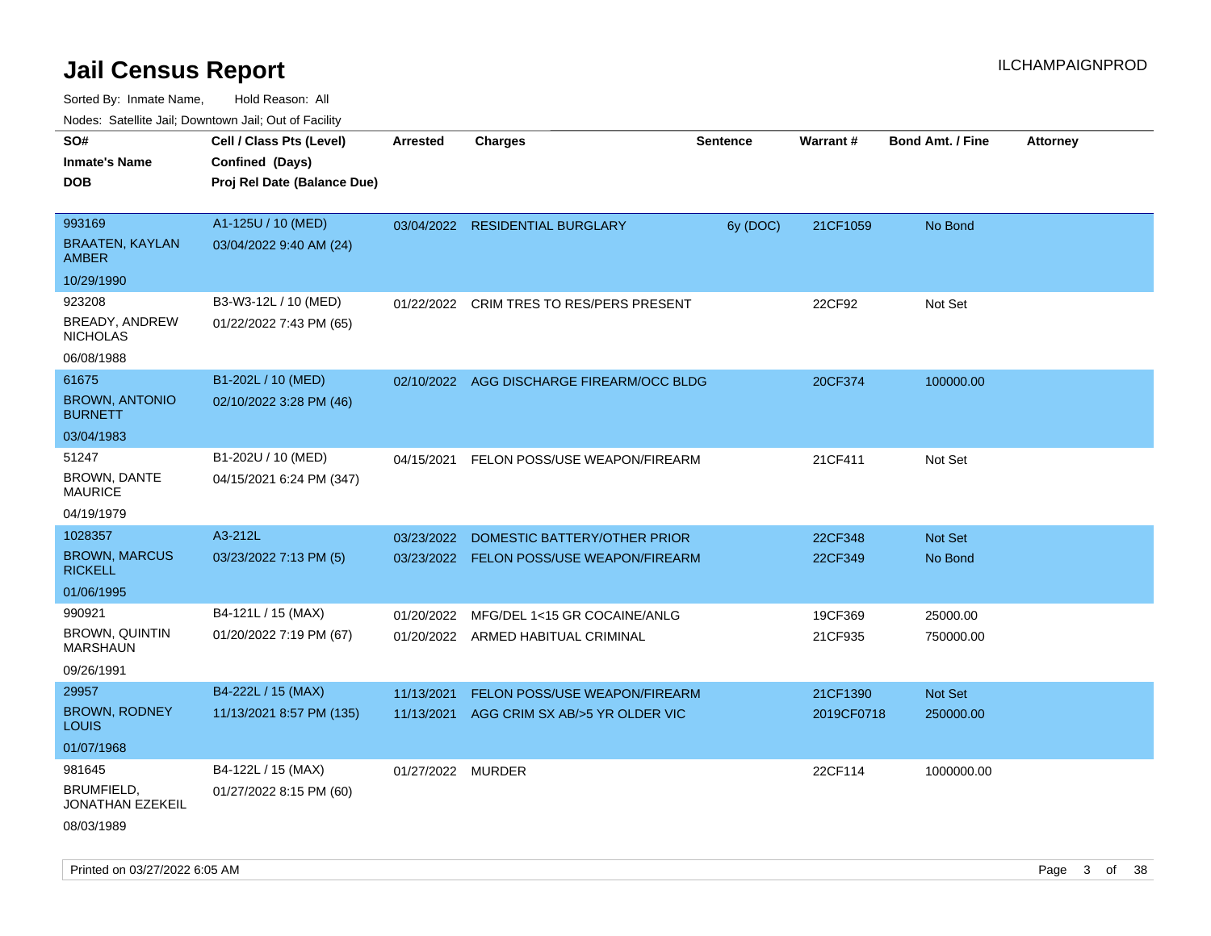# Jail Census Report

ILCHAMPAIGNPROD

Sorted By: Inmate Name, Hold Reason: All

Nodes: Satellite Jail; Downtown Jail; Out of Facility

| SO# / Inmate's Name / DOB | Cell / Class Pts (Level) / Confined (Days) / Proj Rel Date (Balance Due) | Arrested | Charges | Sentence | Warrant # | Bond Amt. / Fine | Attorney |
|---|---|---|---|---|---|---|---|
| 993169<br>BRAATEN, KAYLAN AMBER<br>10/29/1990 | A1-125U / 10 (MED)<br>03/04/2022 9:40 AM (24) | 03/04/2022 | RESIDENTIAL BURGLARY | 6y (DOC) | 21CF1059 | No Bond | |
| 923208<br>BREADY, ANDREW NICHOLAS<br>06/08/1988 | B3-W3-12L / 10 (MED)<br>01/22/2022 7:43 PM (65) | 01/22/2022 | CRIM TRES TO RES/PERS PRESENT | | 22CF92 | Not Set | |
| 61675<br>BROWN, ANTONIO BURNETT<br>03/04/1983 | B1-202L / 10 (MED)<br>02/10/2022 3:28 PM (46) | 02/10/2022 | AGG DISCHARGE FIREARM/OCC BLDG | | 20CF374 | 100000.00 | |
| 51247<br>BROWN, DANTE MAURICE<br>04/19/1979 | B1-202U / 10 (MED)<br>04/15/2021 6:24 PM (347) | 04/15/2021 | FELON POSS/USE WEAPON/FIREARM | | 21CF411 | Not Set | |
| 1028357<br>BROWN, MARCUS RICKELL<br>01/06/1995 | A3-212L<br>03/23/2022 7:13 PM (5) | 03/23/2022<br>03/23/2022 | DOMESTIC BATTERY/OTHER PRIOR<br>FELON POSS/USE WEAPON/FIREARM | | 22CF348<br>22CF349 | Not Set<br>No Bond | |
| 990921<br>BROWN, QUINTIN MARSHAUN<br>09/26/1991 | B4-121L / 15 (MAX)<br>01/20/2022 7:19 PM (67) | 01/20/2022<br>01/20/2022 | MFG/DEL 1<15 GR COCAINE/ANLG<br>ARMED HABITUAL CRIMINAL | | 19CF369<br>21CF935 | 25000.00<br>750000.00 | |
| 29957<br>BROWN, RODNEY LOUIS<br>01/07/1968 | B4-222L / 15 (MAX)<br>11/13/2021 8:57 PM (135) | 11/13/2021<br>11/13/2021 | FELON POSS/USE WEAPON/FIREARM<br>AGG CRIM SX AB/>5 YR OLDER VIC | | 21CF1390<br>2019CF0718 | Not Set<br>250000.00 | |
| 981645<br>BRUMFIELD, JONATHAN EZEKEIL<br>08/03/1989 | B4-122L / 15 (MAX)<br>01/27/2022 8:15 PM (60) | 01/27/2022 | MURDER | | 22CF114 | 1000000.00 | |

Printed on 03/27/2022 6:05 AM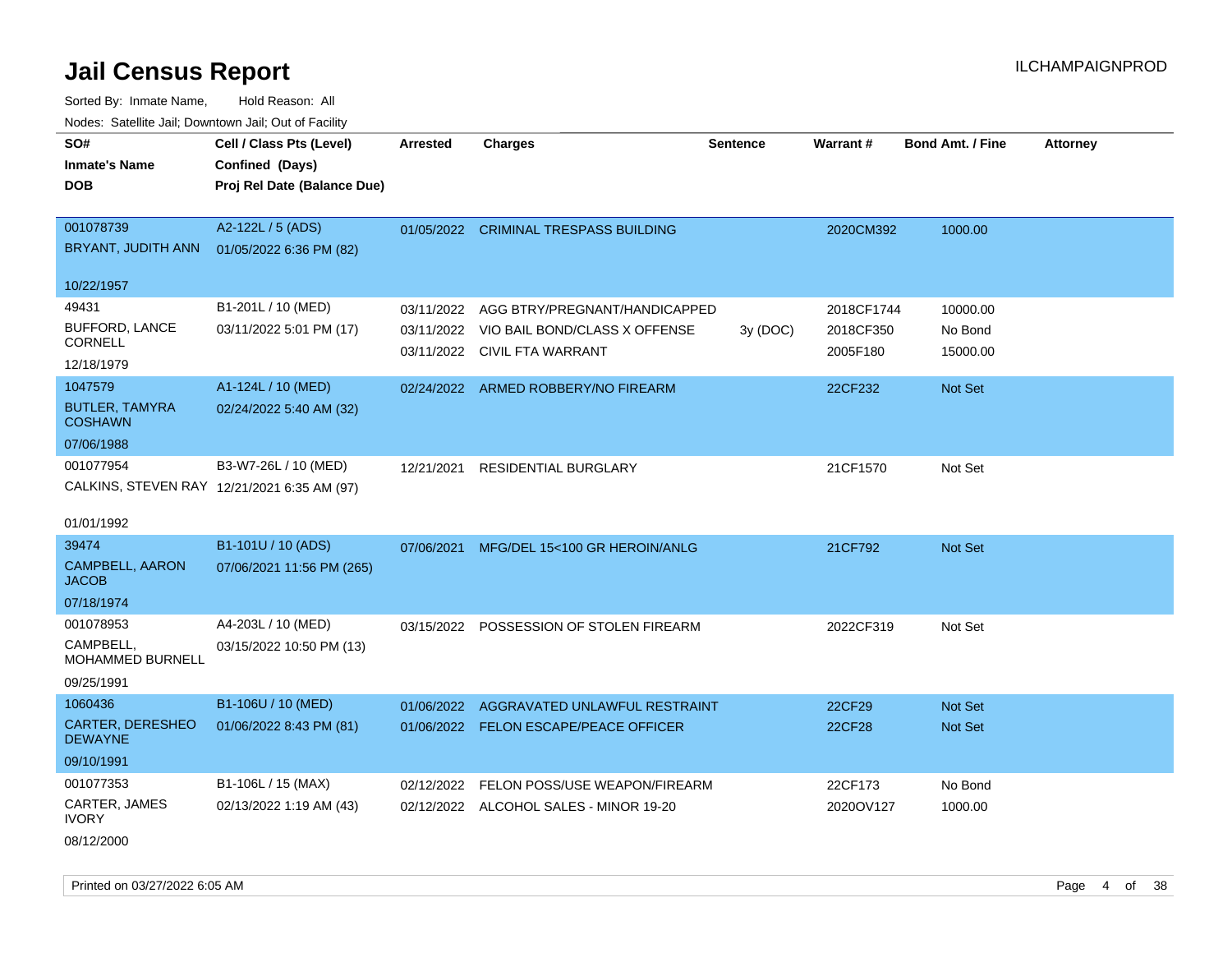# Jail Census Report

ILCHAMPAIGNPROD

Sorted By: Inmate Name, Hold Reason: All

Nodes: Satellite Jail; Downtown Jail; Out of Facility

| SO# / Inmate's Name / DOB | Cell / Class Pts (Level) / Confined (Days) / Proj Rel Date (Balance Due) | Arrested | Charges | Sentence | Warrant # | Bond Amt. / Fine | Attorney |
|---|---|---|---|---|---|---|---|
| 001078739<br>BRYANT, JUDITH ANN<br>10/22/1957 | A2-122L / 5 (ADS)<br>01/05/2022 6:36 PM (82) | 01/05/2022 | CRIMINAL TRESPASS BUILDING | | 2020CM392 | 1000.00 | |
| 49431<br>BUFFORD, LANCE CORNELL<br>12/18/1979 | B1-201L / 10 (MED)<br>03/11/2022 5:01 PM (17) | 03/11/2022<br>03/11/2022<br>03/11/2022 | AGG BTRY/PREGNANT/HANDICAPPED<br>VIO BAIL BOND/CLASS X OFFENSE<br>CIVIL FTA WARRANT | <br>3y (DOC)<br> | 2018CF1744<br>2018CF350<br>2005F180 | 10000.00<br>No Bond<br>15000.00 | |
| 1047579<br>BUTLER, TAMYRA COSHAWN<br>07/06/1988 | A1-124L / 10 (MED)<br>02/24/2022 5:40 AM (32) | 02/24/2022 | ARMED ROBBERY/NO FIREARM | | 22CF232 | Not Set | |
| 001077954<br>CALKINS, STEVEN RAY<br>01/01/1992 | B3-W7-26L / 10 (MED)<br>12/21/2021 6:35 AM (97) | 12/21/2021 | RESIDENTIAL BURGLARY | | 21CF1570 | Not Set | |
| 39474<br>CAMPBELL, AARON JACOB<br>07/18/1974 | B1-101U / 10 (ADS)<br>07/06/2021 11:56 PM (265) | 07/06/2021 | MFG/DEL 15<100 GR HEROIN/ANLG | | 21CF792 | Not Set | |
| 001078953<br>CAMPBELL, MOHAMMED BURNELL<br>09/25/1991 | A4-203L / 10 (MED)<br>03/15/2022 10:50 PM (13) | 03/15/2022 | POSSESSION OF STOLEN FIREARM | | 2022CF319 | Not Set | |
| 1060436<br>CARTER, DERESHEO DEWAYNE<br>09/10/1991 | B1-106U / 10 (MED)<br>01/06/2022 8:43 PM (81) | 01/06/2022<br>01/06/2022 | AGGRAVATED UNLAWFUL RESTRAINT<br>FELON ESCAPE/PEACE OFFICER | | 22CF29<br>22CF28 | Not Set<br>Not Set | |
| 001077353<br>CARTER, JAMES IVORY<br>08/12/2000 | B1-106L / 15 (MAX)<br>02/13/2022 1:19 AM (43) | 02/12/2022<br>02/12/2022 | FELON POSS/USE WEAPON/FIREARM<br>ALCOHOL SALES - MINOR 19-20 | | 22CF173<br>2020OV127 | No Bond<br>1000.00 | |

Printed on 03/27/2022 6:05 AM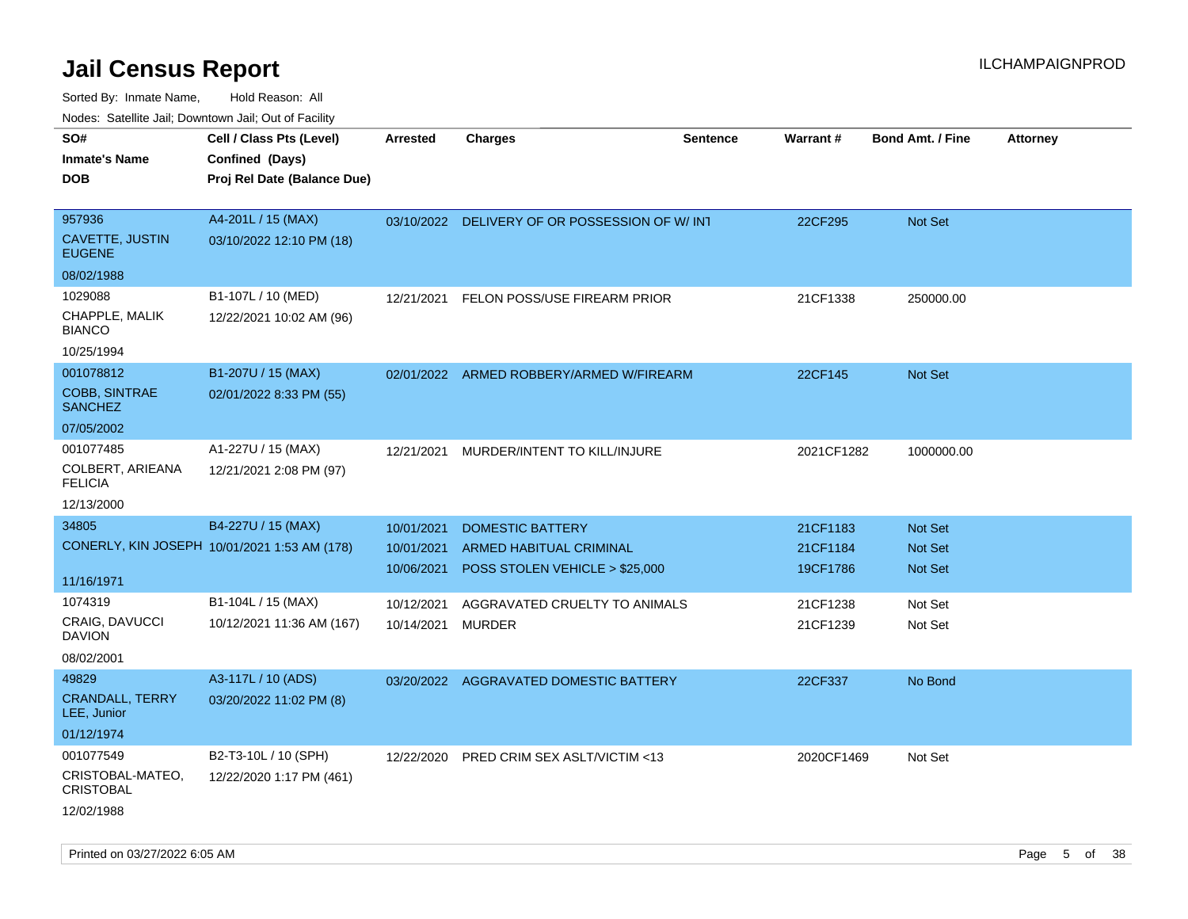# Jail Census Report

Sorted By: Inmate Name, Hold Reason: All

Nodes: Satellite Jail; Downtown Jail; Out of Facility

| SO# / Inmate's Name / DOB | Cell / Class Pts (Level) / Confined (Days) / Proj Rel Date (Balance Due) | Arrested | Charges | Sentence | Warrant # | Bond Amt. / Fine | Attorney |
|---|---|---|---|---|---|---|---|
| 957936 CAVETTE, JUSTIN EUGENE 08/02/1988 | A4-201L / 15 (MAX) 03/10/2022 12:10 PM (18) | 03/10/2022 | DELIVERY OF OR POSSESSION OF W/ INT | | 22CF295 | Not Set | |
| 1029088 CHAPPLE, MALIK BIANCO 10/25/1994 | B1-107L / 10 (MED) 12/22/2021 10:02 AM (96) | 12/21/2021 | FELON POSS/USE FIREARM PRIOR | | 21CF1338 | 250000.00 | |
| 001078812 COBB, SINTRAE SANCHEZ 07/05/2002 | B1-207U / 15 (MAX) 02/01/2022 8:33 PM (55) | 02/01/2022 | ARMED ROBBERY/ARMED W/FIREARM | | 22CF145 | Not Set | |
| 001077485 COLBERT, ARIEANA FELICIA 12/13/2000 | A1-227U / 15 (MAX) 12/21/2021 2:08 PM (97) | 12/21/2021 | MURDER/INTENT TO KILL/INJURE | | 2021CF1282 | 1000000.00 | |
| 34805 CONERLY, KIN JOSEPH 11/16/1971 | B4-227U / 15 (MAX) 10/01/2021 1:53 AM (178) | 10/01/2021 | DOMESTIC BATTERY | | 21CF1183 | Not Set | |
| | | 10/01/2021 | ARMED HABITUAL CRIMINAL | | 21CF1184 | Not Set | |
| | | 10/06/2021 | POSS STOLEN VEHICLE > $25,000 | | 19CF1786 | Not Set | |
| 1074319 CRAIG, DAVUCCI DAVION 08/02/2001 | B1-104L / 15 (MAX) 10/12/2021 11:36 AM (167) | 10/12/2021 | AGGRAVATED CRUELTY TO ANIMALS | | 21CF1238 | Not Set | |
| | | 10/14/2021 | MURDER | | 21CF1239 | Not Set | |
| 49829 CRANDALL, TERRY LEE, Junior 01/12/1974 | A3-117L / 10 (ADS) 03/20/2022 11:02 PM (8) | 03/20/2022 | AGGRAVATED DOMESTIC BATTERY | | 22CF337 | No Bond | |
| 001077549 CRISTOBAL-MATEO, CRISTOBAL 12/02/1988 | B2-T3-10L / 10 (SPH) 12/22/2020 1:17 PM (461) | 12/22/2020 | PRED CRIM SEX ASLT/VICTIM <13 | | 2020CF1469 | Not Set | |

Printed on 03/27/2022 6:05 AM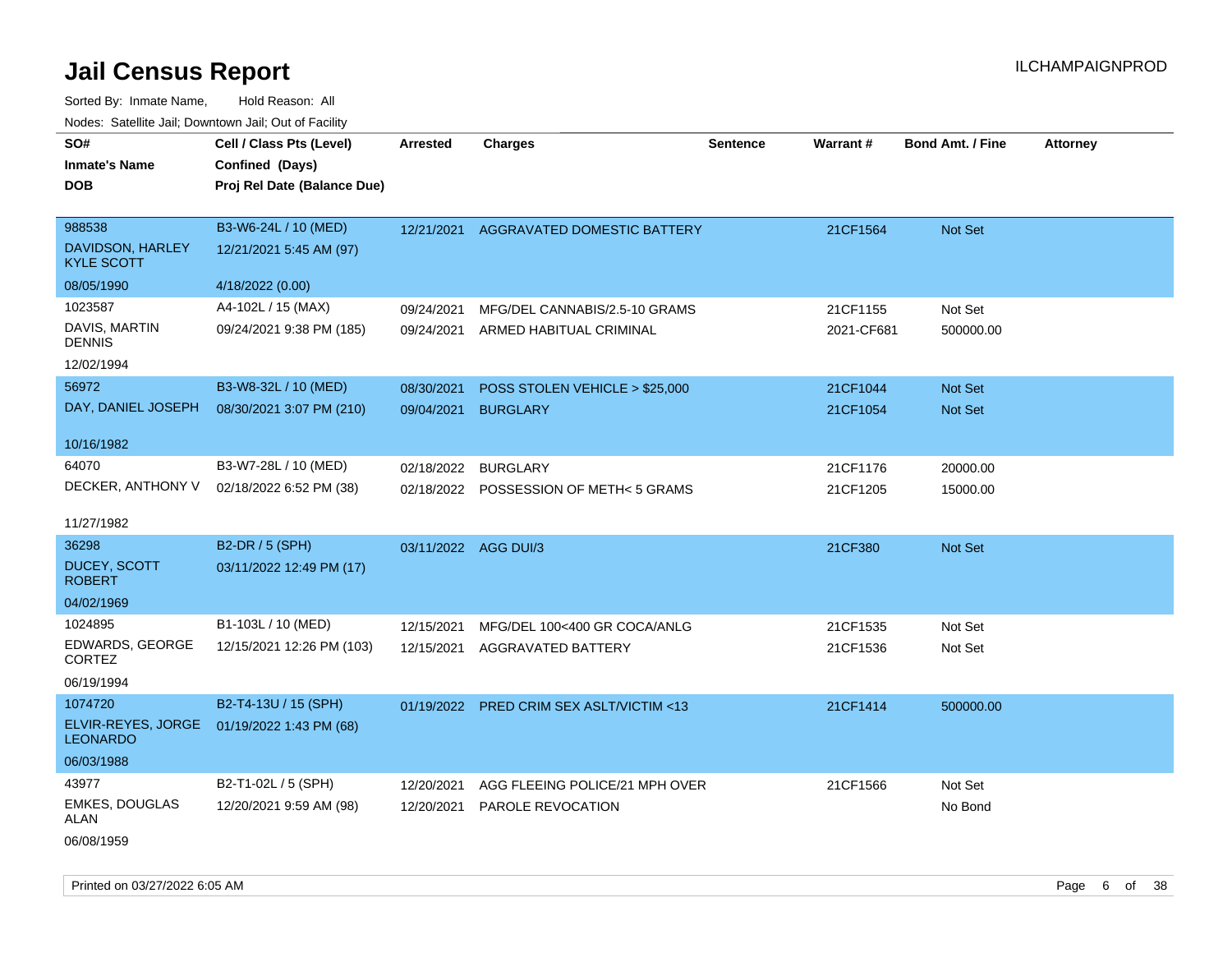# Jail Census Report

ILCHAMPAIGNPROD

Sorted By: Inmate Name, Hold Reason: All

Nodes: Satellite Jail; Downtown Jail; Out of Facility

| SO# / Inmate's Name / DOB | Cell / Class Pts (Level) / Confined (Days) / Proj Rel Date (Balance Due) | Arrested | Charges | Sentence | Warrant # | Bond Amt. / Fine | Attorney |
|---|---|---|---|---|---|---|---|
| 988538<br>DAVIDSON, HARLEY KYLE SCOTT<br>08/05/1990 | B3-W6-24L / 10 (MED)<br>12/21/2021 5:45 AM (97)<br>4/18/2022 (0.00) | 12/21/2021 | AGGRAVATED DOMESTIC BATTERY | | 21CF1564 | Not Set | |
| 1023587<br>DAVIS, MARTIN DENNIS<br>12/02/1994 | A4-102L / 15 (MAX)<br>09/24/2021 9:38 PM (185) | 09/24/2021 | MFG/DEL CANNABIS/2.5-10 GRAMS | | 21CF1155 | Not Set | |
| | | 09/24/2021 | ARMED HABITUAL CRIMINAL | | 2021-CF681 | 500000.00 | |
| 56972<br>DAY, DANIEL JOSEPH<br>10/16/1982 | B3-W8-32L / 10 (MED)<br>08/30/2021 3:07 PM (210) | 08/30/2021 | POSS STOLEN VEHICLE > $25,000 | | 21CF1044 | Not Set | |
| | | 09/04/2021 | BURGLARY | | 21CF1054 | Not Set | |
| 64070<br>DECKER, ANTHONY V<br>11/27/1982 | B3-W7-28L / 10 (MED)<br>02/18/2022 6:52 PM (38) | 02/18/2022 | BURGLARY | | 21CF1176 | 20000.00 | |
| | | 02/18/2022 | POSSESSION OF METH< 5 GRAMS | | 21CF1205 | 15000.00 | |
| 36298<br>DUCEY, SCOTT ROBERT<br>04/02/1969 | B2-DR / 5 (SPH)<br>03/11/2022 12:49 PM (17) | 03/11/2022 | AGG DUI/3 | | 21CF380 | Not Set | |
| 1024895<br>EDWARDS, GEORGE CORTEZ<br>06/19/1994 | B1-103L / 10 (MED)<br>12/15/2021 12:26 PM (103) | 12/15/2021 | MFG/DEL 100<400 GR COCA/ANLG | | 21CF1535 | Not Set | |
| | | 12/15/2021 | AGGRAVATED BATTERY | | 21CF1536 | Not Set | |
| 1074720<br>ELVIR-REYES, JORGE LEONARDO<br>06/03/1988 | B2-T4-13U / 15 (SPH)<br>01/19/2022 1:43 PM (68) | 01/19/2022 | PRED CRIM SEX ASLT/VICTIM <13 | | 21CF1414 | 500000.00 | |
| 43977<br>EMKES, DOUGLAS ALAN<br>06/08/1959 | B2-T1-02L / 5 (SPH)<br>12/20/2021 9:59 AM (98) | 12/20/2021 | AGG FLEEING POLICE/21 MPH OVER | | 21CF1566 | Not Set | |
| | | 12/20/2021 | PAROLE REVOCATION | | | No Bond | |

Printed on 03/27/2022 6:05 AM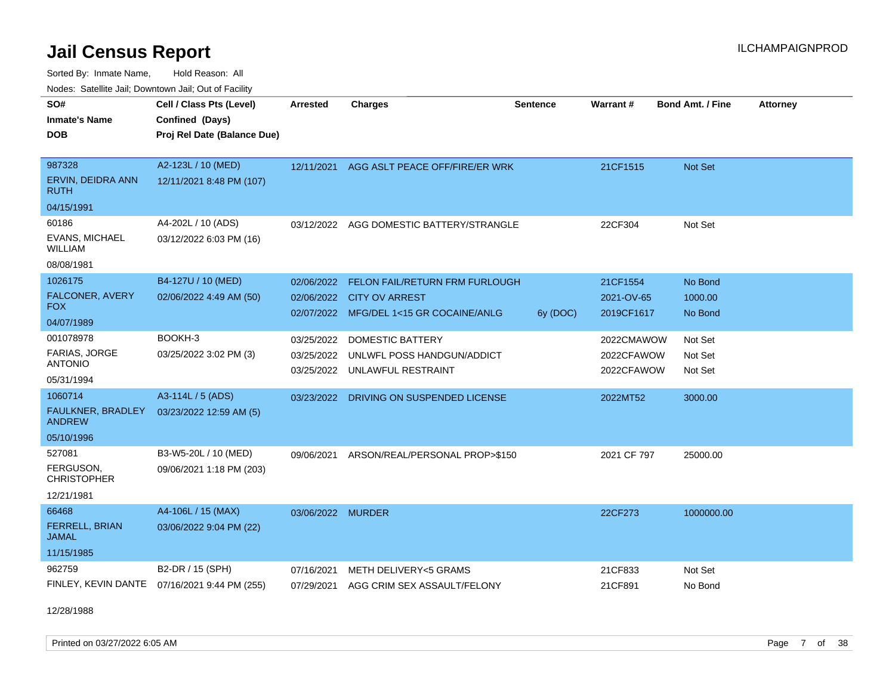# Jail Census Report

Sorted By: Inmate Name, Hold Reason: All

Nodes: Satellite Jail; Downtown Jail; Out of Facility

| SO# / Inmate's Name / DOB | Cell / Class Pts (Level) / Confined (Days) / Proj Rel Date (Balance Due) | Arrested | Charges | Sentence | Warrant # | Bond Amt. / Fine | Attorney |
|---|---|---|---|---|---|---|---|
| 987328<br>ERVIN, DEIDRA ANN RUTH<br>04/15/1991 | A2-123L / 10 (MED)<br>12/11/2021 8:48 PM (107) | 12/11/2021 | AGG ASLT PEACE OFF/FIRE/ER WRK | | 21CF1515 | Not Set | |
| 60186<br>EVANS, MICHAEL WILLIAM<br>08/08/1981 | A4-202L / 10 (ADS)<br>03/12/2022 6:03 PM (16) | 03/12/2022 | AGG DOMESTIC BATTERY/STRANGLE | | 22CF304 | Not Set | |
| 1026175<br>FALCONER, AVERY FOX<br>04/07/1989 | B4-127U / 10 (MED)<br>02/06/2022 4:49 AM (50) | 02/06/2022 | FELON FAIL/RETURN FRM FURLOUGH | | 21CF1554 | No Bond | |
| | | 02/06/2022 | CITY OV ARREST | | 2021-OV-65 | 1000.00 | |
| | | 02/07/2022 | MFG/DEL 1<15 GR COCAINE/ANLG | 6y (DOC) | 2019CF1617 | No Bond | |
| 001078978<br>FARIAS, JORGE ANTONIO<br>05/31/1994 | BOOKH-3<br>03/25/2022 3:02 PM (3) | 03/25/2022 | DOMESTIC BATTERY | | 2022CMAWOW | Not Set | |
| | | 03/25/2022 | UNLWFL POSS HANDGUN/ADDICT | | 2022CFAWOW | Not Set | |
| | | 03/25/2022 | UNLAWFUL RESTRAINT | | 2022CFAWOW | Not Set | |
| 1060714<br>FAULKNER, BRADLEY ANDREW<br>05/10/1996 | A3-114L / 5 (ADS)<br>03/23/2022 12:59 AM (5) | 03/23/2022 | DRIVING ON SUSPENDED LICENSE | | 2022MT52 | 3000.00 | |
| 527081<br>FERGUSON, CHRISTOPHER<br>12/21/1981 | B3-W5-20L / 10 (MED)<br>09/06/2021 1:18 PM (203) | 09/06/2021 | ARSON/REAL/PERSONAL PROP>$150 | | 2021 CF 797 | 25000.00 | |
| 66468<br>FERRELL, BRIAN JAMAL<br>11/15/1985 | A4-106L / 15 (MAX)<br>03/06/2022 9:04 PM (22) | 03/06/2022 | MURDER | | 22CF273 | 1000000.00 | |
| 962759<br>FINLEY, KEVIN DANTE<br>12/28/1988 | B2-DR / 15 (SPH)<br>07/16/2021 9:44 PM (255) | 07/16/2021 | METH DELIVERY<5 GRAMS | | 21CF833 | Not Set | |
| | | 07/29/2021 | AGG CRIM SEX ASSAULT/FELONY | | 21CF891 | No Bond | |

Printed on 03/27/2022 6:05 AM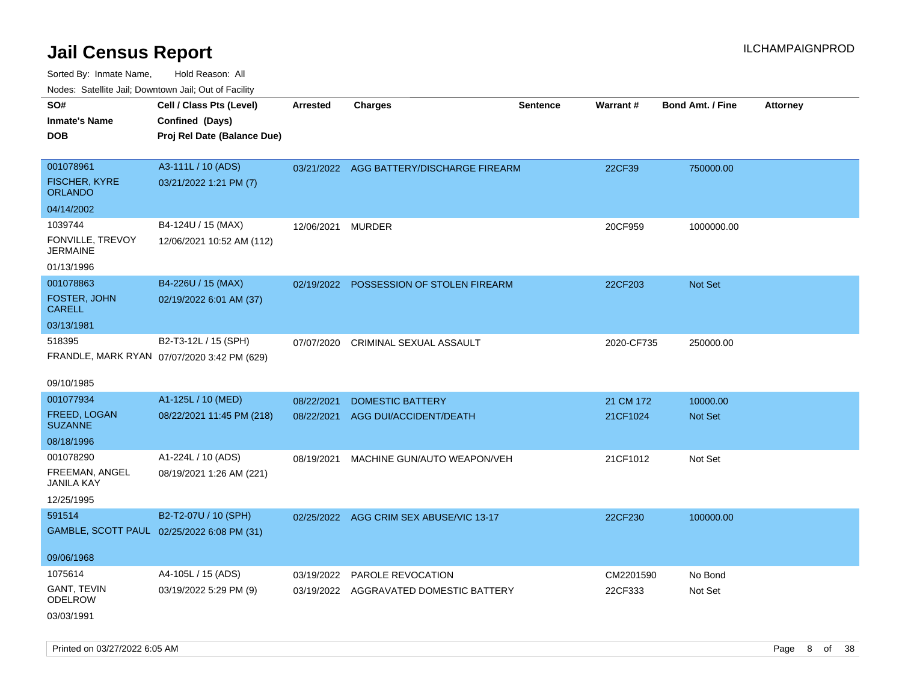# Jail Census Report

ILCHAMPAIGNPROD

Sorted By: Inmate Name, Hold Reason: All

Nodes: Satellite Jail; Downtown Jail; Out of Facility

| SO# / Inmate's Name / DOB | Cell / Class Pts (Level) / Confined (Days) / Proj Rel Date (Balance Due) | Arrested | Charges | Sentence | Warrant # | Bond Amt. / Fine | Attorney |
|---|---|---|---|---|---|---|---|
| 001078961<br>FISCHER, KYRE ORLANDO<br>04/14/2002 | A3-111L / 10 (ADS)<br>03/21/2022 1:21 PM (7) | 03/21/2022 | AGG BATTERY/DISCHARGE FIREARM | | 22CF39 | 750000.00 | |
| 1039744<br>FONVILLE, TREVOY JERMAINE<br>01/13/1996 | B4-124U / 15 (MAX)<br>12/06/2021 10:52 AM (112) | 12/06/2021 | MURDER | | 20CF959 | 1000000.00 | |
| 001078863<br>FOSTER, JOHN CARELL<br>03/13/1981 | B4-226U / 15 (MAX)<br>02/19/2022 6:01 AM (37) | 02/19/2022 | POSSESSION OF STOLEN FIREARM | | 22CF203 | Not Set | |
| 518395<br>FRANDLE, MARK RYAN<br>09/10/1985 | B2-T3-12L / 15 (SPH)<br>07/07/2020 3:42 PM (629) | 07/07/2020 | CRIMINAL SEXUAL ASSAULT | | 2020-CF735 | 250000.00 | |
| 001077934<br>FREED, LOGAN SUZANNE<br>08/18/1996 | A1-125L / 10 (MED)<br>08/22/2021 11:45 PM (218) | 08/22/2021 | DOMESTIC BATTERY | | 21 CM 172 | 10000.00 | |
| | | 08/22/2021 | AGG DUI/ACCIDENT/DEATH | | 21CF1024 | Not Set | |
| 001078290<br>FREEMAN, ANGEL JANILA KAY<br>12/25/1995 | A1-224L / 10 (ADS)<br>08/19/2021 1:26 AM (221) | 08/19/2021 | MACHINE GUN/AUTO WEAPON/VEH | | 21CF1012 | Not Set | |
| 591514<br>GAMBLE, SCOTT PAUL<br>09/06/1968 | B2-T2-07U / 10 (SPH)<br>02/25/2022 6:08 PM (31) | 02/25/2022 | AGG CRIM SEX ABUSE/VIC 13-17 | | 22CF230 | 100000.00 | |
| 1075614<br>GANT, TEVIN ODELROW<br>03/03/1991 | A4-105L / 15 (ADS)<br>03/19/2022 5:29 PM (9) | 03/19/2022 | PAROLE REVOCATION | | CM2201590 | No Bond | |
| | | 03/19/2022 | AGGRAVATED DOMESTIC BATTERY | | 22CF333 | Not Set | |

Printed on 03/27/2022 6:05 AM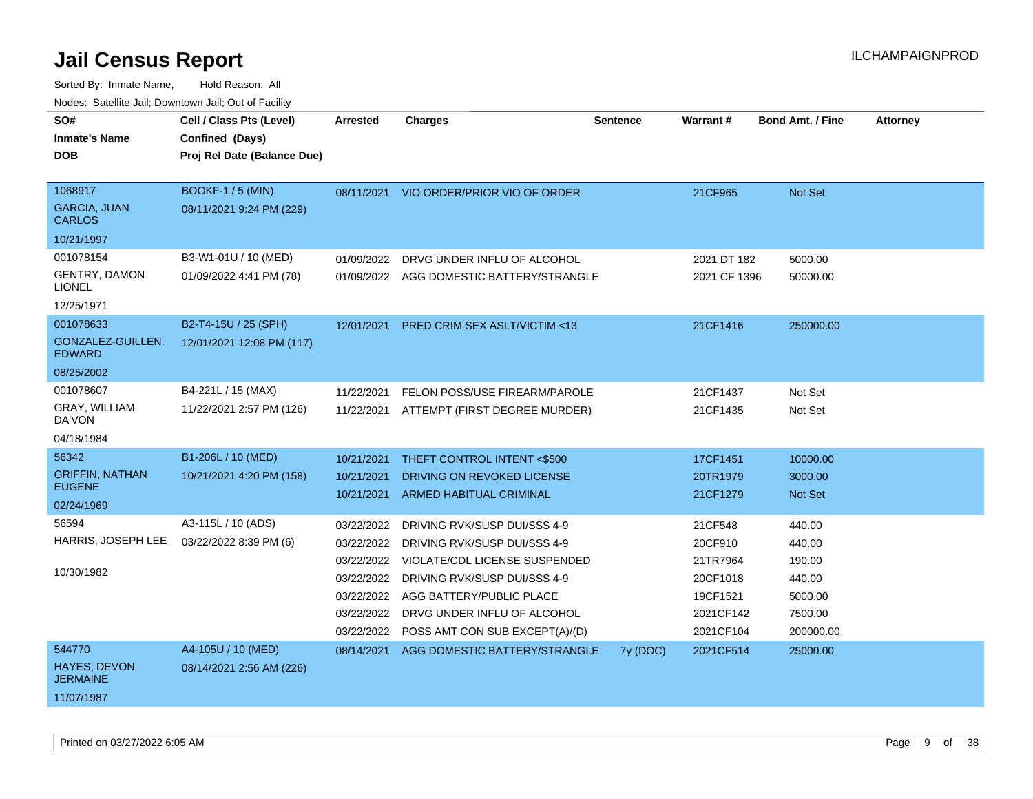# Jail Census Report

ILCHAMPAIGNPROD

Sorted By: Inmate Name, Hold Reason: All

Nodes: Satellite Jail; Downtown Jail; Out of Facility

| SO# / Inmate's Name / DOB | Cell / Class Pts (Level) / Confined (Days) / Proj Rel Date (Balance Due) | Arrested | Charges | Sentence | Warrant # | Bond Amt. / Fine | Attorney |
|---|---|---|---|---|---|---|---|
| 1068917<br>GARCIA, JUAN CARLOS<br>10/21/1997 | BOOKF-1 / 5 (MIN)<br>08/11/2021 9:24 PM (229) | 08/11/2021 | VIO ORDER/PRIOR VIO OF ORDER | | 21CF965 | Not Set | |
| 001078154<br>GENTRY, DAMON LIONEL<br>12/25/1971 | B3-W1-01U / 10 (MED)<br>01/09/2022 4:41 PM (78) | 01/09/2022 | DRVG UNDER INFLU OF ALCOHOL | | 2021 DT 182 | 5000.00 | |
| | | 01/09/2022 | AGG DOMESTIC BATTERY/STRANGLE | | 2021 CF 1396 | 50000.00 | |
| 001078633<br>GONZALEZ-GUILLEN, EDWARD<br>08/25/2002 | B2-T4-15U / 25 (SPH)<br>12/01/2021 12:08 PM (117) | 12/01/2021 | PRED CRIM SEX ASLT/VICTIM <13 | | 21CF1416 | 250000.00 | |
| 001078607<br>GRAY, WILLIAM DA'VON<br>04/18/1984 | B4-221L / 15 (MAX)<br>11/22/2021 2:57 PM (126) | 11/22/2021 | FELON POSS/USE FIREARM/PAROLE | | 21CF1437 | Not Set | |
| | | 11/22/2021 | ATTEMPT (FIRST DEGREE MURDER) | | 21CF1435 | Not Set | |
| 56342<br>GRIFFIN, NATHAN EUGENE<br>02/24/1969 | B1-206L / 10 (MED)<br>10/21/2021 4:20 PM (158) | 10/21/2021 | THEFT CONTROL INTENT <$500 | | 17CF1451 | 10000.00 | |
| | | 10/21/2021 | DRIVING ON REVOKED LICENSE | | 20TR1979 | 3000.00 | |
| | | 10/21/2021 | ARMED HABITUAL CRIMINAL | | 21CF1279 | Not Set | |
| 56594<br>HARRIS, JOSEPH LEE<br>10/30/1982 | A3-115L / 10 (ADS)<br>03/22/2022 8:39 PM (6) | 03/22/2022 | DRIVING RVK/SUSP DUI/SSS 4-9 | | 21CF548 | 440.00 | |
| | | 03/22/2022 | DRIVING RVK/SUSP DUI/SSS 4-9 | | 20CF910 | 440.00 | |
| | | 03/22/2022 | VIOLATE/CDL LICENSE SUSPENDED | | 21TR7964 | 190.00 | |
| | | 03/22/2022 | DRIVING RVK/SUSP DUI/SSS 4-9 | | 20CF1018 | 440.00 | |
| | | 03/22/2022 | AGG BATTERY/PUBLIC PLACE | | 19CF1521 | 5000.00 | |
| | | 03/22/2022 | DRVG UNDER INFLU OF ALCOHOL | | 2021CF142 | 7500.00 | |
| | | 03/22/2022 | POSS AMT CON SUB EXCEPT(A)/(D) | | 2021CF104 | 200000.00 | |
| 544770<br>HAYES, DEVON JERMAINE<br>11/07/1987 | A4-105U / 10 (MED)<br>08/14/2021 2:56 AM (226) | 08/14/2021 | AGG DOMESTIC BATTERY/STRANGLE | 7y (DOC) | 2021CF514 | 25000.00 | |

Printed on 03/27/2022 6:05 AM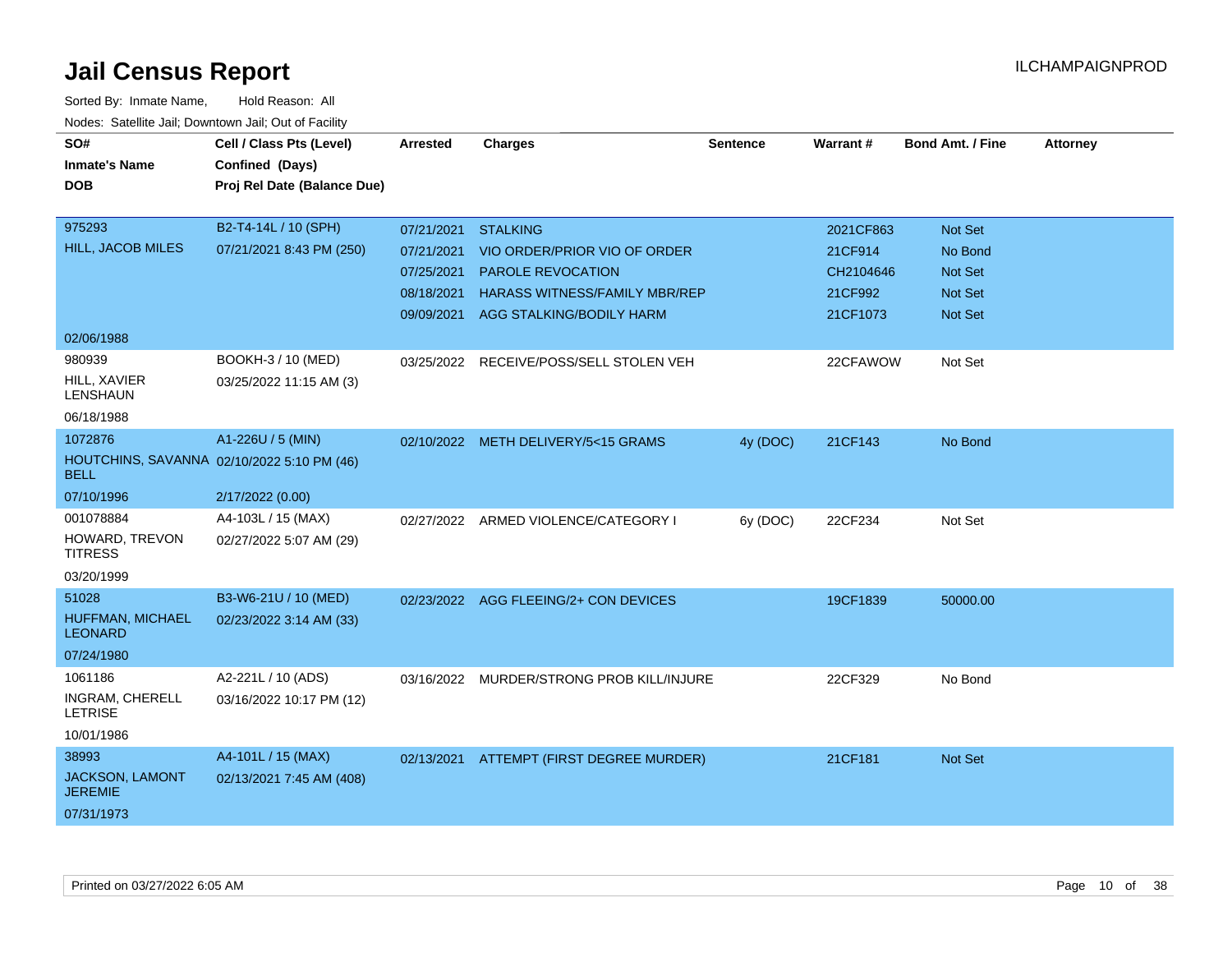# Jail Census Report

ILCHAMPAIGNPROD

Sorted By: Inmate Name, Hold Reason: All

Nodes: Satellite Jail; Downtown Jail; Out of Facility

| SO# / Inmate's Name / DOB | Cell / Class Pts (Level) / Confined (Days) / Proj Rel Date (Balance Due) | Arrested | Charges | Sentence | Warrant # | Bond Amt. / Fine | Attorney |
|---|---|---|---|---|---|---|---|
| 975293 HILL, JACOB MILES 02/06/1988 | B2-T4-14L / 10 (SPH) 07/21/2021 8:43 PM (250) | 07/21/2021 | STALKING | | 2021CF863 | Not Set | |
| | | 07/21/2021 | VIO ORDER/PRIOR VIO OF ORDER | | 21CF914 | No Bond | |
| | | 07/25/2021 | PAROLE REVOCATION | | CH2104646 | Not Set | |
| | | 08/18/2021 | HARASS WITNESS/FAMILY MBR/REP | | 21CF992 | Not Set | |
| | | 09/09/2021 | AGG STALKING/BODILY HARM | | 21CF1073 | Not Set | |
| 980939 HILL, XAVIER LENSHAUN 06/18/1988 | BOOKH-3 / 10 (MED) 03/25/2022 11:15 AM (3) | 03/25/2022 | RECEIVE/POSS/SELL STOLEN VEH | | 22CFAWOW | Not Set | |
| 1072876 HOUTCHINS, SAVANNA BELL 07/10/1996 | A1-226U / 5 (MIN) 02/10/2022 5:10 PM (46) 2/17/2022 (0.00) | 02/10/2022 | METH DELIVERY/5<15 GRAMS | 4y (DOC) | 21CF143 | No Bond | |
| 001078884 HOWARD, TREVON TITRESS 03/20/1999 | A4-103L / 15 (MAX) 02/27/2022 5:07 AM (29) | 02/27/2022 | ARMED VIOLENCE/CATEGORY I | 6y (DOC) | 22CF234 | Not Set | |
| 51028 HUFFMAN, MICHAEL LEONARD 07/24/1980 | B3-W6-21U / 10 (MED) 02/23/2022 3:14 AM (33) | 02/23/2022 | AGG FLEEING/2+ CON DEVICES | | 19CF1839 | 50000.00 | |
| 1061186 INGRAM, CHERELL LETRISE 10/01/1986 | A2-221L / 10 (ADS) 03/16/2022 10:17 PM (12) | 03/16/2022 | MURDER/STRONG PROB KILL/INJURE | | 22CF329 | No Bond | |
| 38993 JACKSON, LAMONT JEREMIE 07/31/1973 | A4-101L / 15 (MAX) 02/13/2021 7:45 AM (408) | 02/13/2021 | ATTEMPT (FIRST DEGREE MURDER) | | 21CF181 | Not Set | |

Printed on 03/27/2022 6:05 AM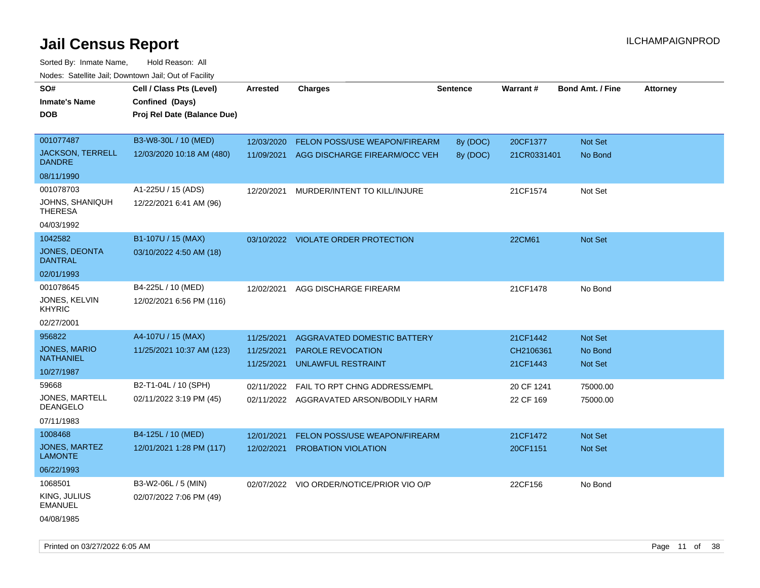# Jail Census Report

ILCHAMPAIGNPROD

Sorted By: Inmate Name, Hold Reason: All

Nodes: Satellite Jail; Downtown Jail; Out of Facility

| SO# / Inmate's Name / DOB | Cell / Class Pts (Level) / Confined (Days) / Proj Rel Date (Balance Due) | Arrested | Charges | Sentence | Warrant # | Bond Amt. / Fine | Attorney |
|---|---|---|---|---|---|---|---|
| 001077487<br>JACKSON, TERRELL DANDRE<br>08/11/1990 | B3-W8-30L / 10 (MED)<br>12/03/2020 10:18 AM (480) | 12/03/2020<br>11/09/2021 | FELON POSS/USE WEAPON/FIREARM<br>AGG DISCHARGE FIREARM/OCC VEH | 8y (DOC)<br>8y (DOC) | 20CF1377<br>21CR0331401 | Not Set<br>No Bond | |
| 001078703<br>JOHNS, SHANIQUH THERESA<br>04/03/1992 | A1-225U / 15 (ADS)<br>12/22/2021 6:41 AM (96) | 12/20/2021 | MURDER/INTENT TO KILL/INJURE | | 21CF1574 | Not Set | |
| 1042582<br>JONES, DEONTA DANTRAL<br>02/01/1993 | B1-107U / 15 (MAX)<br>03/10/2022 4:50 AM (18) | 03/10/2022 | VIOLATE ORDER PROTECTION | | 22CM61 | Not Set | |
| 001078645<br>JONES, KELVIN KHYRIC<br>02/27/2001 | B4-225L / 10 (MED)<br>12/02/2021 6:56 PM (116) | 12/02/2021 | AGG DISCHARGE FIREARM | | 21CF1478 | No Bond | |
| 956822<br>JONES, MARIO NATHANIEL<br>10/27/1987 | A4-107U / 15 (MAX)<br>11/25/2021 10:37 AM (123) | 11/25/2021<br>11/25/2021<br>11/25/2021 | AGGRAVATED DOMESTIC BATTERY<br>PAROLE REVOCATION<br>UNLAWFUL RESTRAINT | | 21CF1442<br>CH2106361<br>21CF1443 | Not Set<br>No Bond<br>Not Set | |
| 59668<br>JONES, MARTELL DEANGELO<br>07/11/1983 | B2-T1-04L / 10 (SPH)<br>02/11/2022 3:19 PM (45) | 02/11/2022<br>02/11/2022 | FAIL TO RPT CHNG ADDRESS/EMPL<br>AGGRAVATED ARSON/BODILY HARM | | 20 CF 1241<br>22 CF 169 | 75000.00<br>75000.00 | |
| 1008468<br>JONES, MARTEZ LAMONTE<br>06/22/1993 | B4-125L / 10 (MED)<br>12/01/2021 1:28 PM (117) | 12/01/2021<br>12/02/2021 | FELON POSS/USE WEAPON/FIREARM<br>PROBATION VIOLATION | | 21CF1472<br>20CF1151 | Not Set<br>Not Set | |
| 1068501<br>KING, JULIUS EMANUEL<br>04/08/1985 | B3-W2-06L / 5 (MIN)<br>02/07/2022 7:06 PM (49) | 02/07/2022 | VIO ORDER/NOTICE/PRIOR VIO O/P | | 22CF156 | No Bond | |

Printed on 03/27/2022 6:05 AM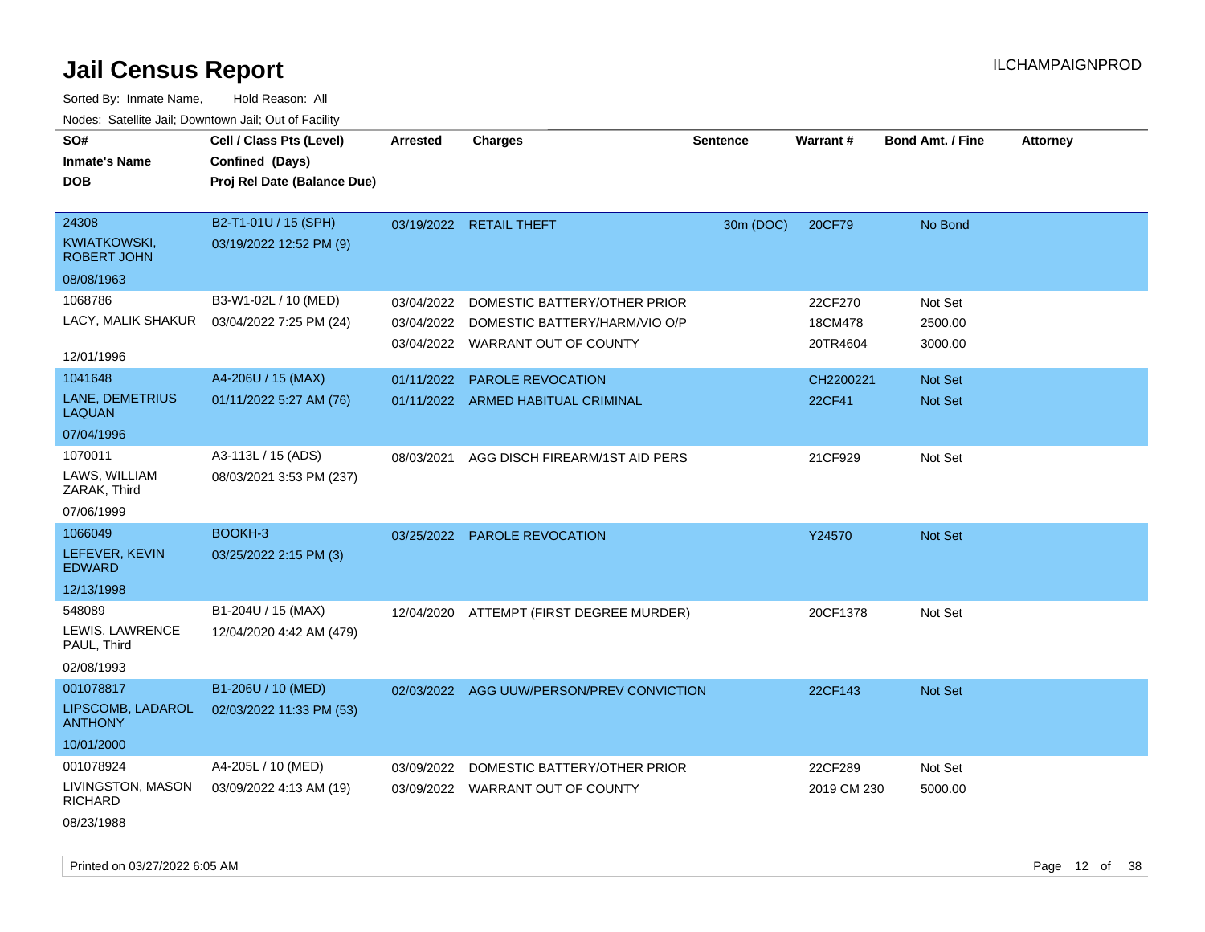# Jail Census Report

ILCHAMPAIGNPROD

Sorted By: Inmate Name, Hold Reason: All

Nodes: Satellite Jail; Downtown Jail; Out of Facility

| SO# / Inmate's Name / DOB | Cell / Class Pts (Level) / Confined (Days) / Proj Rel Date (Balance Due) | Arrested | Charges | Sentence | Warrant # | Bond Amt. / Fine | Attorney |
|---|---|---|---|---|---|---|---|
| 24308<br>KWIATKOWSKI, ROBERT JOHN<br>08/08/1963 | B2-T1-01U / 15 (SPH)<br>03/19/2022 12:52 PM (9) | 03/19/2022 | RETAIL THEFT | 30m (DOC) | 20CF79 | No Bond | |
| 1068786<br>LACY, MALIK SHAKUR<br>12/01/1996 | B3-W1-02L / 10 (MED)<br>03/04/2022 7:25 PM (24) | 03/04/2022<br>03/04/2022<br>03/04/2022 | DOMESTIC BATTERY/OTHER PRIOR<br>DOMESTIC BATTERY/HARM/VIO O/P<br>WARRANT OUT OF COUNTY | | 22CF270<br>18CM478<br>20TR4604 | Not Set<br>2500.00<br>3000.00 | |
| 1041648<br>LANE, DEMETRIUS LAQUAN<br>07/04/1996 | A4-206U / 15 (MAX)<br>01/11/2022 5:27 AM (76) | 01/11/2022<br>01/11/2022 | PAROLE REVOCATION<br>ARMED HABITUAL CRIMINAL | | CH2200221<br>22CF41 | Not Set<br>Not Set | |
| 1070011<br>LAWS, WILLIAM ZARAK, Third<br>07/06/1999 | A3-113L / 15 (ADS)<br>08/03/2021 3:53 PM (237) | 08/03/2021 | AGG DISCH FIREARM/1ST AID PERS | | 21CF929 | Not Set | |
| 1066049<br>LEFEVER, KEVIN EDWARD<br>12/13/1998 | BOOKH-3<br>03/25/2022 2:15 PM (3) | 03/25/2022 | PAROLE REVOCATION | | Y24570 | Not Set | |
| 548089<br>LEWIS, LAWRENCE PAUL, Third<br>02/08/1993 | B1-204U / 15 (MAX)<br>12/04/2020 4:42 AM (479) | 12/04/2020 | ATTEMPT (FIRST DEGREE MURDER) | | 20CF1378 | Not Set | |
| 001078817<br>LIPSCOMB, LADAROL ANTHONY<br>10/01/2000 | B1-206U / 10 (MED)<br>02/03/2022 11:33 PM (53) | 02/03/2022 | AGG UUW/PERSON/PREV CONVICTION | | 22CF143 | Not Set | |
| 001078924<br>LIVINGSTON, MASON RICHARD<br>08/23/1988 | A4-205L / 10 (MED)<br>03/09/2022 4:13 AM (19) | 03/09/2022<br>03/09/2022 | DOMESTIC BATTERY/OTHER PRIOR<br>WARRANT OUT OF COUNTY | | 22CF289<br>2019 CM 230 | Not Set<br>5000.00 | |

Printed on 03/27/2022 6:05 AM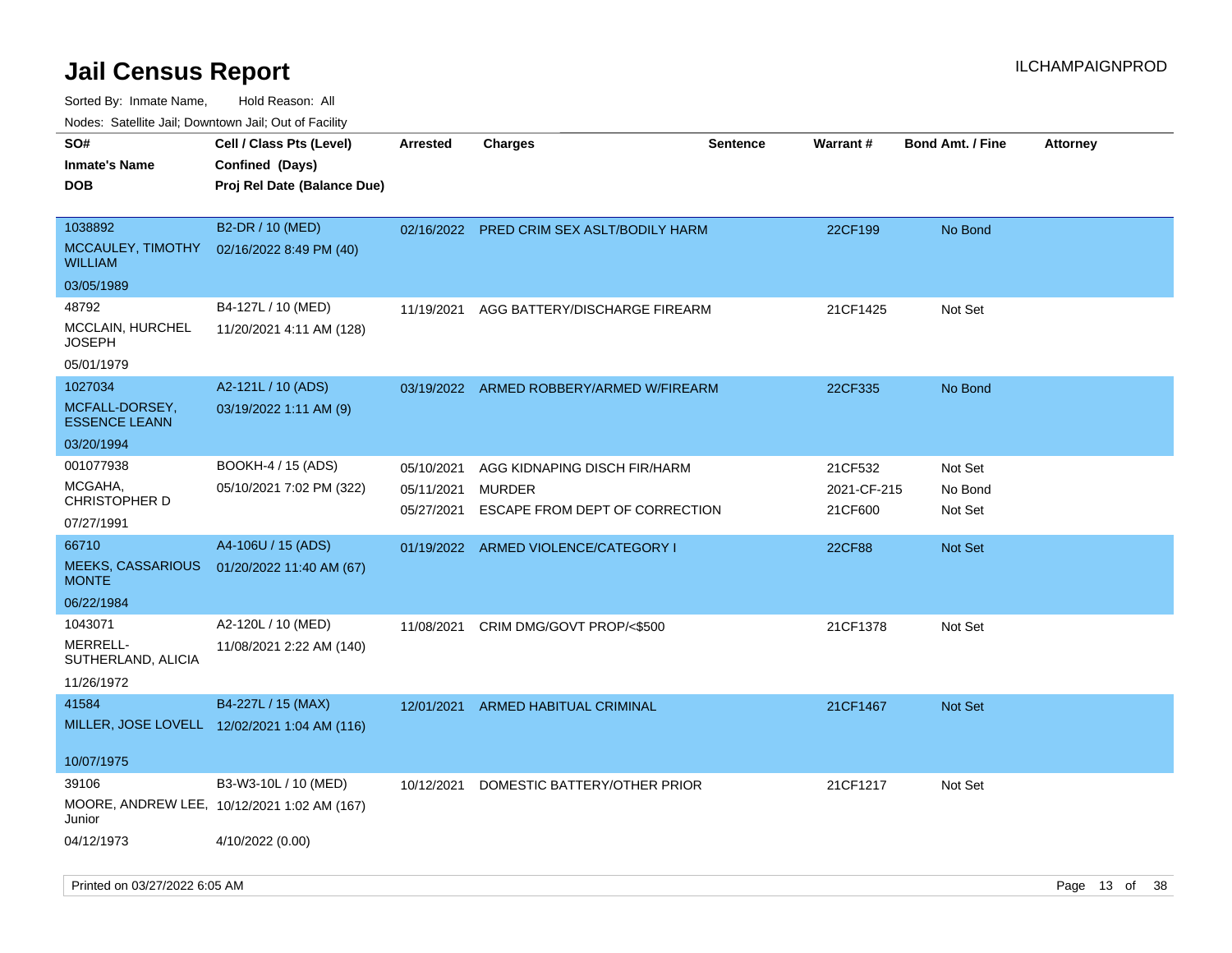# Jail Census Report

Sorted By: Inmate Name, Hold Reason: All

Nodes: Satellite Jail; Downtown Jail; Out of Facility

| SO# / Inmate's Name / DOB | Cell / Class Pts (Level) / Confined (Days) / Proj Rel Date (Balance Due) | Arrested | Charges | Sentence | Warrant # | Bond Amt. / Fine | Attorney |
|---|---|---|---|---|---|---|---|
| 1038892<br>MCCAULEY, TIMOTHY WILLIAM<br>03/05/1989 | B2-DR / 10 (MED)<br>02/16/2022 8:49 PM (40) | 02/16/2022 | PRED CRIM SEX ASLT/BODILY HARM | | 22CF199 | No Bond | |
| 48792<br>MCCLAIN, HURCHEL JOSEPH<br>05/01/1979 | B4-127L / 10 (MED)<br>11/20/2021 4:11 AM (128) | 11/19/2021 | AGG BATTERY/DISCHARGE FIREARM | | 21CF1425 | Not Set | |
| 1027034<br>MCFALL-DORSEY, ESSENCE LEANN<br>03/20/1994 | A2-121L / 10 (ADS)<br>03/19/2022 1:11 AM (9) | 03/19/2022 | ARMED ROBBERY/ARMED W/FIREARM | | 22CF335 | No Bond | |
| 001077938<br>MCGAHA, CHRISTOPHER D<br>07/27/1991 | BOOKH-4 / 15 (ADS)<br>05/10/2021 7:02 PM (322) | 05/10/2021<br>05/11/2021<br>05/27/2021 | AGG KIDNAPING DISCH FIR/HARM<br>MURDER<br>ESCAPE FROM DEPT OF CORRECTION | | 21CF532<br>2021-CF-215<br>21CF600 | Not Set<br>No Bond<br>Not Set | |
| 66710<br>MEEKS, CASSARIOUS MONTE<br>06/22/1984 | A4-106U / 15 (ADS)<br>01/20/2022 11:40 AM (67) | 01/19/2022 | ARMED VIOLENCE/CATEGORY I | | 22CF88 | Not Set | |
| 1043071<br>MERRELL-SUTHERLAND, ALICIA<br>11/26/1972 | A2-120L / 10 (MED)<br>11/08/2021 2:22 AM (140) | 11/08/2021 | CRIM DMG/GOVT PROP/<$500 | | 21CF1378 | Not Set | |
| 41584<br>MILLER, JOSE LOVELL<br>10/07/1975 | B4-227L / 15 (MAX)<br>12/02/2021 1:04 AM (116) | 12/01/2021 | ARMED HABITUAL CRIMINAL | | 21CF1467 | Not Set | |
| 39106<br>MOORE, ANDREW LEE, Junior<br>04/12/1973 | B3-W3-10L / 10 (MED)<br>10/12/2021 1:02 AM (167)<br>4/10/2022 (0.00) | 10/12/2021 | DOMESTIC BATTERY/OTHER PRIOR | | 21CF1217 | Not Set | |

Printed on 03/27/2022 6:05 AM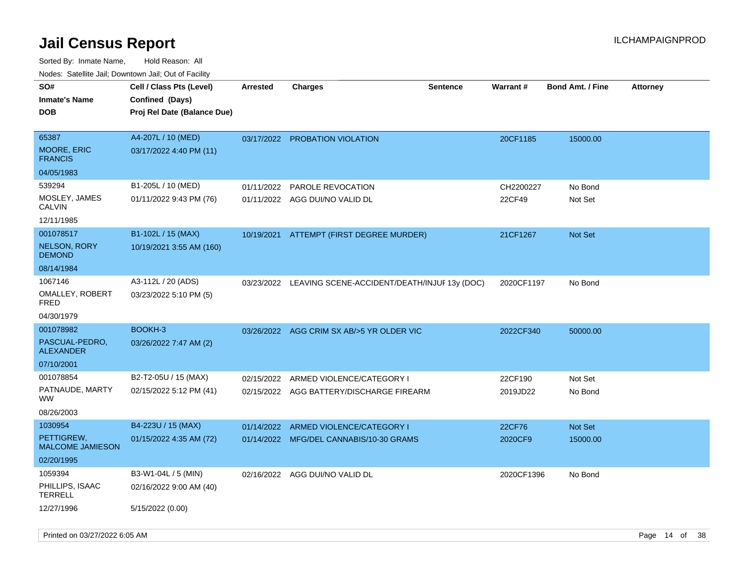# Jail Census Report

ILCHAMPAIGNPROD

Sorted By: Inmate Name, Hold Reason: All

Nodes: Satellite Jail; Downtown Jail; Out of Facility

| SO# / Inmate's Name / DOB | Cell / Class Pts (Level) / Confined (Days) / Proj Rel Date (Balance Due) | Arrested | Charges | Sentence | Warrant # | Bond Amt. / Fine | Attorney |
|---|---|---|---|---|---|---|---|
| 65387<br>MOORE, ERIC FRANCIS<br>04/05/1983 | A4-207L / 10 (MED)<br>03/17/2022 4:40 PM (11) | 03/17/2022 | PROBATION VIOLATION | | 20CF1185 | 15000.00 | |
| 539294<br>MOSLEY, JAMES CALVIN<br>12/11/1985 | B1-205L / 10 (MED)<br>01/11/2022 9:43 PM (76) | 01/11/2022 | PAROLE REVOCATION | | CH2200227 | No Bond | |
| | | 01/11/2022 | AGG DUI/NO VALID DL | | 22CF49 | Not Set | |
| 001078517<br>NELSON, RORY DEMOND<br>08/14/1984 | B1-102L / 15 (MAX)<br>10/19/2021 3:55 AM (160) | 10/19/2021 | ATTEMPT (FIRST DEGREE MURDER) | | 21CF1267 | Not Set | |
| 1067146<br>OMALLEY, ROBERT FRED<br>04/30/1979 | A3-112L / 20 (ADS)<br>03/23/2022 5:10 PM (5) | 03/23/2022 | LEAVING SCENE-ACCIDENT/DEATH/INJUF | 13y (DOC) | 2020CF1197 | No Bond | |
| 001078982<br>PASCUAL-PEDRO, ALEXANDER<br>07/10/2001 | BOOKH-3<br>03/26/2022 7:47 AM (2) | 03/26/2022 | AGG CRIM SX AB/>5 YR OLDER VIC | | 2022CF340 | 50000.00 | |
| 001078854<br>PATNAUDE, MARTY WW<br>08/26/2003 | B2-T2-05U / 15 (MAX)<br>02/15/2022 5:12 PM (41) | 02/15/2022 | ARMED VIOLENCE/CATEGORY I | | 22CF190 | Not Set | |
| | | 02/15/2022 | AGG BATTERY/DISCHARGE FIREARM | | 2019JD22 | No Bond | |
| 1030954<br>PETTIGREW, MALCOME JAMIESON<br>02/20/1995 | B4-223U / 15 (MAX)<br>01/15/2022 4:35 AM (72) | 01/14/2022 | ARMED VIOLENCE/CATEGORY I | | 22CF76 | Not Set | |
| | | 01/14/2022 | MFG/DEL CANNABIS/10-30 GRAMS | | 2020CF9 | 15000.00 | |
| 1059394<br>PHILLIPS, ISAAC TERRELL<br>12/27/1996 | B3-W1-04L / 5 (MIN)<br>02/16/2022 9:00 AM (40)<br>5/15/2022 (0.00) | 02/16/2022 | AGG DUI/NO VALID DL | | 2020CF1396 | No Bond | |

Printed on 03/27/2022 6:05 AM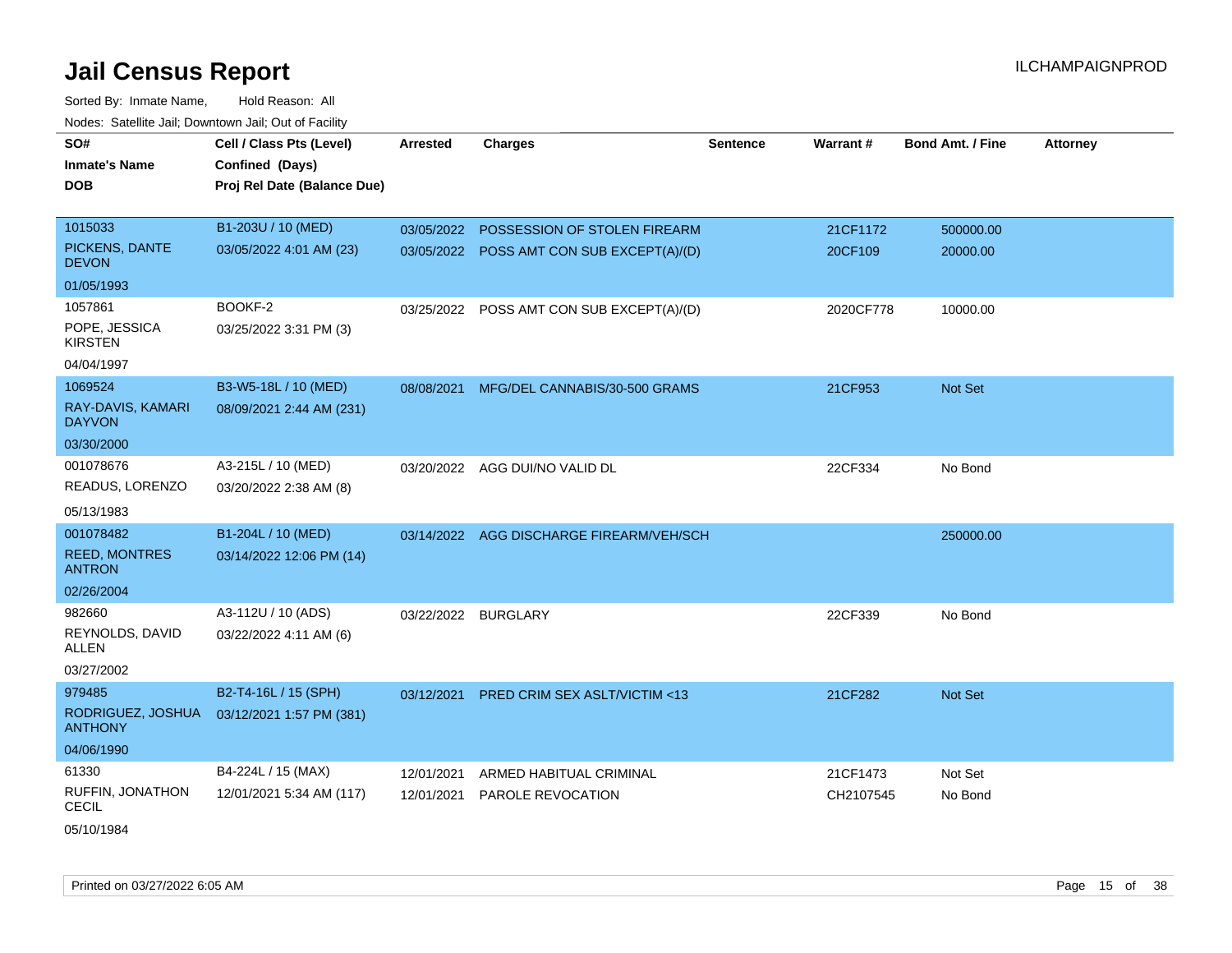# Jail Census Report

ILCHAMPAIGNPROD

Sorted By: Inmate Name, Hold Reason: All

Nodes: Satellite Jail; Downtown Jail; Out of Facility

| SO# / Inmate's Name / DOB | Cell / Class Pts (Level) / Confined (Days) / Proj Rel Date (Balance Due) | Arrested | Charges | Sentence | Warrant # | Bond Amt. / Fine | Attorney |
|---|---|---|---|---|---|---|---|
| 1015033<br>PICKENS, DANTE DEVON<br>01/05/1993 | B1-203U / 10 (MED)<br>03/05/2022 4:01 AM (23) | 03/05/2022<br>03/05/2022 | POSSESSION OF STOLEN FIREARM<br>POSS AMT CON SUB EXCEPT(A)/(D) | | 21CF1172<br>20CF109 | 500000.00<br>20000.00 | |
| 1057861<br>POPE, JESSICA KIRSTEN<br>04/04/1997 | BOOKF-2<br>03/25/2022 3:31 PM (3) | 03/25/2022 | POSS AMT CON SUB EXCEPT(A)/(D) | | 2020CF778 | 10000.00 | |
| 1069524<br>RAY-DAVIS, KAMARI DAYVON<br>03/30/2000 | B3-W5-18L / 10 (MED)<br>08/09/2021 2:44 AM (231) | 08/08/2021 | MFG/DEL CANNABIS/30-500 GRAMS | | 21CF953 | Not Set | |
| 001078676<br>READUS, LORENZO<br>05/13/1983 | A3-215L / 10 (MED)<br>03/20/2022 2:38 AM (8) | 03/20/2022 | AGG DUI/NO VALID DL | | 22CF334 | No Bond | |
| 001078482<br>REED, MONTRES ANTRON<br>02/26/2004 | B1-204L / 10 (MED)<br>03/14/2022 12:06 PM (14) | 03/14/2022 | AGG DISCHARGE FIREARM/VEH/SCH | | | 250000.00 | |
| 982660<br>REYNOLDS, DAVID ALLEN<br>03/27/2002 | A3-112U / 10 (ADS)<br>03/22/2022 4:11 AM (6) | 03/22/2022 | BURGLARY | | 22CF339 | No Bond | |
| 979485<br>RODRIGUEZ, JOSHUA ANTHONY<br>04/06/1990 | B2-T4-16L / 15 (SPH)<br>03/12/2021 1:57 PM (381) | 03/12/2021 | PRED CRIM SEX ASLT/VICTIM <13 | | 21CF282 | Not Set | |
| 61330<br>RUFFIN, JONATHON CECIL<br>05/10/1984 | B4-224L / 15 (MAX)<br>12/01/2021 5:34 AM (117) | 12/01/2021<br>12/01/2021 | ARMED HABITUAL CRIMINAL<br>PAROLE REVOCATION | | 21CF1473<br>CH2107545 | Not Set<br>No Bond | |

Printed on 03/27/2022 6:05 AM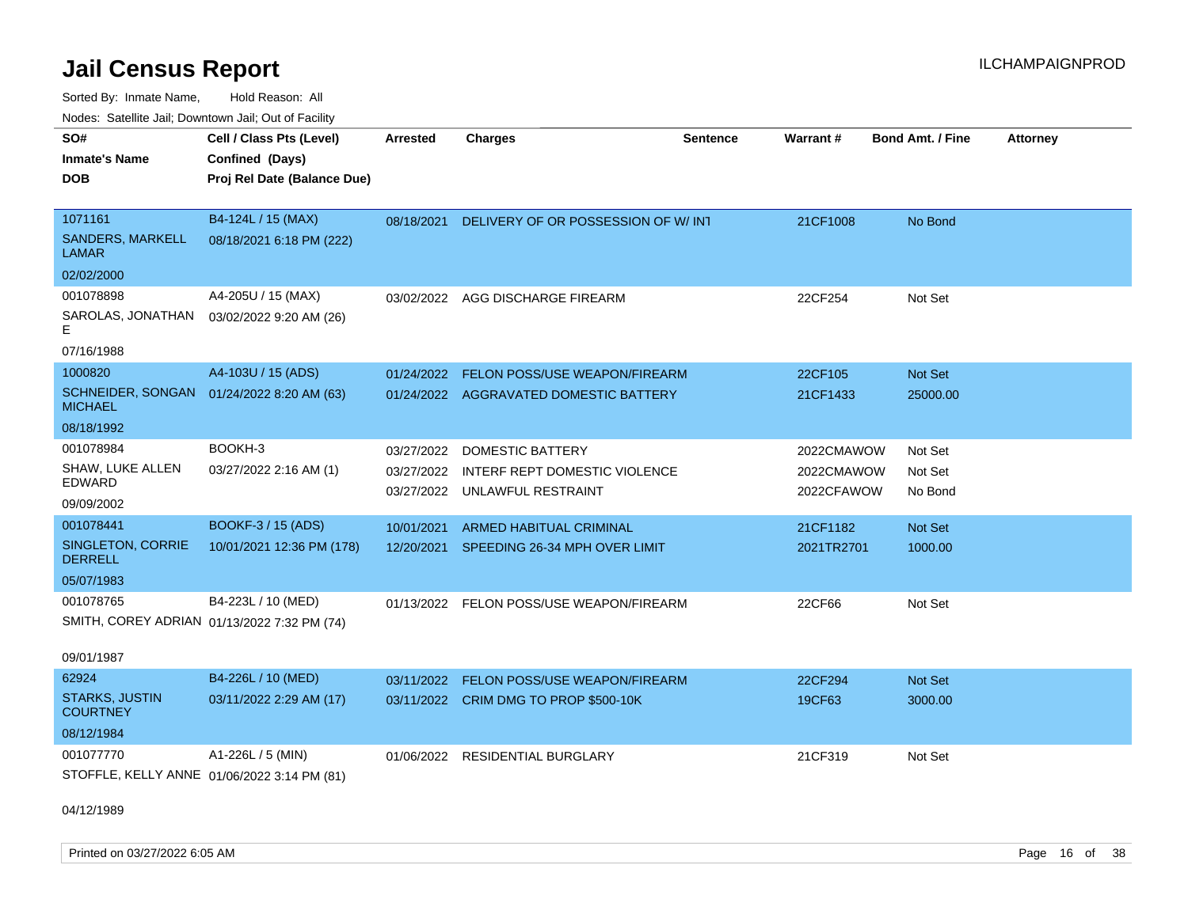# Jail Census Report

ILCHAMPAIGNPROD

Sorted By: Inmate Name, Hold Reason: All

Nodes: Satellite Jail; Downtown Jail; Out of Facility

| SO#<br>Inmate's Name<br>DOB | Cell / Class Pts (Level)<br>Confined (Days)<br>Proj Rel Date (Balance Due) | Arrested | Charges | Sentence | Warrant # | Bond Amt. / Fine | Attorney |
|---|---|---|---|---|---|---|---|
| 1071161<br>SANDERS, MARKELL LAMAR<br>02/02/2000 | B4-124L / 15 (MAX)<br>08/18/2021 6:18 PM (222) | 08/18/2021 | DELIVERY OF OR POSSESSION OF W/ INT | | 21CF1008 | No Bond | |
| 001078898<br>SAROLAS, JONATHAN E<br>07/16/1988 | A4-205U / 15 (MAX)<br>03/02/2022 9:20 AM (26) | 03/02/2022 | AGG DISCHARGE FIREARM | | 22CF254 | Not Set | |
| 1000820<br>SCHNEIDER, SONGAN MICHAEL<br>08/18/1992 | A4-103U / 15 (ADS)<br>01/24/2022 8:20 AM (63) | 01/24/2022<br>01/24/2022 | FELON POSS/USE WEAPON/FIREARM<br>AGGRAVATED DOMESTIC BATTERY | | 22CF105<br>21CF1433 | Not Set<br>25000.00 | |
| 001078984<br>SHAW, LUKE ALLEN EDWARD<br>09/09/2002 | BOOKH-3<br>03/27/2022 2:16 AM (1) | 03/27/2022<br>03/27/2022<br>03/27/2022 | DOMESTIC BATTERY<br>INTERF REPT DOMESTIC VIOLENCE<br>UNLAWFUL RESTRAINT | | 2022CMAWOW<br>2022CMAWOW<br>2022CFAWOW | Not Set<br>Not Set<br>No Bond | |
| 001078441<br>SINGLETON, CORRIE DERRELL<br>05/07/1983 | BOOKF-3 / 15 (ADS)<br>10/01/2021 12:36 PM (178) | 10/01/2021<br>12/20/2021 | ARMED HABITUAL CRIMINAL<br>SPEEDING 26-34 MPH OVER LIMIT | | 21CF1182<br>2021TR2701 | Not Set<br>1000.00 | |
| 001078765<br>SMITH, COREY ADRIAN<br>09/01/1987 | B4-223L / 10 (MED)<br>01/13/2022 7:32 PM (74) | 01/13/2022 | FELON POSS/USE WEAPON/FIREARM | | 22CF66 | Not Set | |
| 62924<br>STARKS, JUSTIN COURTNEY<br>08/12/1984 | B4-226L / 10 (MED)<br>03/11/2022 2:29 AM (17) | 03/11/2022<br>03/11/2022 | FELON POSS/USE WEAPON/FIREARM<br>CRIM DMG TO PROP $500-10K | | 22CF294<br>19CF63 | Not Set<br>3000.00 | |
| 001077770<br>STOFFLE, KELLY ANNE<br>04/12/1989 | A1-226L / 5 (MIN)<br>01/06/2022 3:14 PM (81) | 01/06/2022 | RESIDENTIAL BURGLARY | | 21CF319 | Not Set | |

Printed on 03/27/2022 6:05 AM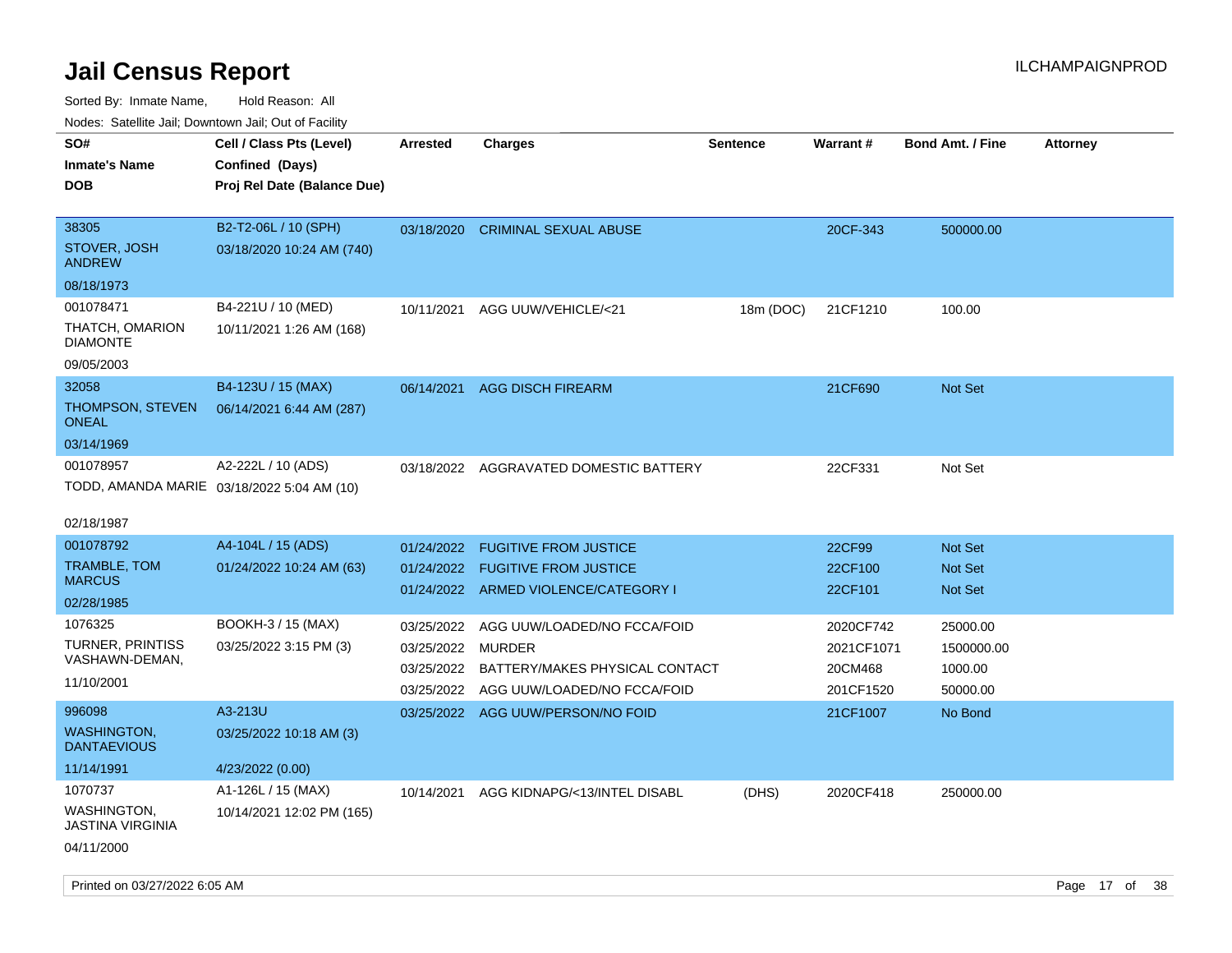# Jail Census Report

ILCHAMPAIGNPROD

Sorted By: Inmate Name, Hold Reason: All

Nodes: Satellite Jail; Downtown Jail; Out of Facility

| SO# / Inmate's Name / DOB | Cell / Class Pts (Level) / Confined (Days) / Proj Rel Date (Balance Due) | Arrested | Charges | Sentence | Warrant # | Bond Amt. / Fine | Attorney |
|---|---|---|---|---|---|---|---|
| 38305<br>STOVER, JOSH ANDREW<br>08/18/1973 | B2-T2-06L / 10 (SPH)<br>03/18/2020 10:24 AM (740) | 03/18/2020 | CRIMINAL SEXUAL ABUSE | | 20CF-343 | 500000.00 | |
| 001078471<br>THATCH, OMARION DIAMONTE<br>09/05/2003 | B4-221U / 10 (MED)<br>10/11/2021 1:26 AM (168) | 10/11/2021 | AGG UUW/VEHICLE/<21 | 18m (DOC) | 21CF1210 | 100.00 | |
| 32058<br>THOMPSON, STEVEN ONEAL<br>03/14/1969 | B4-123U / 15 (MAX)<br>06/14/2021 6:44 AM (287) | 06/14/2021 | AGG DISCH FIREARM | | 21CF690 | Not Set | |
| 001078957<br>TODD, AMANDA MARIE<br>02/18/1987 | A2-222L / 10 (ADS)<br>03/18/2022 5:04 AM (10) | 03/18/2022 | AGGRAVATED DOMESTIC BATTERY | | 22CF331 | Not Set | |
| 001078792<br>TRAMBLE, TOM MARCUS<br>02/28/1985 | A4-104L / 15 (ADS)<br>01/24/2022 10:24 AM (63) | 01/24/2022 | FUGITIVE FROM JUSTICE | | 22CF99 | Not Set | |
| | | 01/24/2022 | FUGITIVE FROM JUSTICE | | 22CF100 | Not Set | |
| | | 01/24/2022 | ARMED VIOLENCE/CATEGORY I | | 22CF101 | Not Set | |
| 1076325<br>TURNER, PRINTISS VASHAWN-DEMAN,<br>11/10/2001 | BOOKH-3 / 15 (MAX)<br>03/25/2022 3:15 PM (3) | 03/25/2022 | AGG UUW/LOADED/NO FCCA/FOID | | 2020CF742 | 25000.00 | |
| | | 03/25/2022 | MURDER | | 2021CF1071 | 1500000.00 | |
| | | 03/25/2022 | BATTERY/MAKES PHYSICAL CONTACT | | 20CM468 | 1000.00 | |
| | | 03/25/2022 | AGG UUW/LOADED/NO FCCA/FOID | | 201CF1520 | 50000.00 | |
| 996098<br>WASHINGTON, DANTAEVIOUS<br>11/14/1991 | A3-213U<br>03/25/2022 10:18 AM (3)<br>4/23/2022 (0.00) | 03/25/2022 | AGG UUW/PERSON/NO FOID | | 21CF1007 | No Bond | |
| 1070737<br>WASHINGTON, JASTINA VIRGINIA<br>04/11/2000 | A1-126L / 15 (MAX)<br>10/14/2021 12:02 PM (165) | 10/14/2021 | AGG KIDNAPG/<13/INTEL DISABL | (DHS) | 2020CF418 | 250000.00 | |

Printed on 03/27/2022 6:05 AM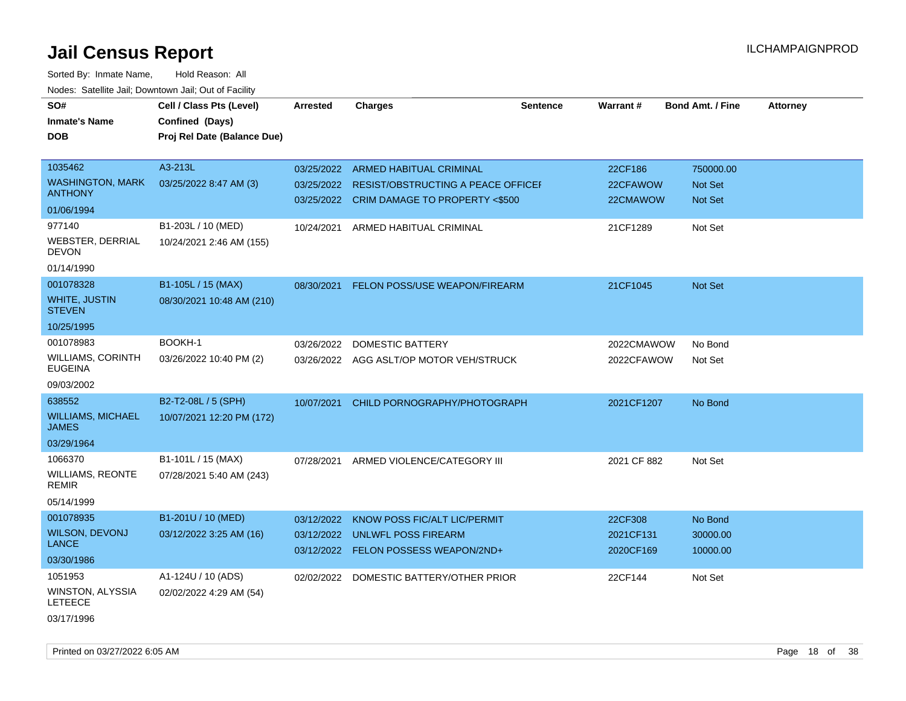# Jail Census Report

ILCHAMPAIGNPROD

Sorted By: Inmate Name, Hold Reason: All

Nodes: Satellite Jail; Downtown Jail; Out of Facility

| SO# / Inmate's Name / DOB | Cell / Class Pts (Level) / Confined (Days) / Proj Rel Date (Balance Due) | Arrested | Charges | Sentence | Warrant # | Bond Amt. / Fine | Attorney |
|---|---|---|---|---|---|---|---|
| 1035462<br>WASHINGTON, MARK ANTHONY<br>01/06/1994 | A3-213L<br>03/25/2022 8:47 AM (3) | 03/25/2022<br>03/25/2022<br>03/25/2022 | ARMED HABITUAL CRIMINAL<br>RESIST/OBSTRUCTING A PEACE OFFICEI<br>CRIM DAMAGE TO PROPERTY <$500 | | 22CF186<br>22CFAWOW<br>22CMAWOW | 750000.00<br>Not Set<br>Not Set | |
| 977140<br>WEBSTER, DERRIAL DEVON<br>01/14/1990 | B1-203L / 10 (MED)<br>10/24/2021 2:46 AM (155) | 10/24/2021 | ARMED HABITUAL CRIMINAL | | 21CF1289 | Not Set | |
| 001078328<br>WHITE, JUSTIN STEVEN<br>10/25/1995 | B1-105L / 15 (MAX)<br>08/30/2021 10:48 AM (210) | 08/30/2021 | FELON POSS/USE WEAPON/FIREARM | | 21CF1045 | Not Set | |
| 001078983<br>WILLIAMS, CORINTH EUGEINA<br>09/03/2002 | BOOKH-1<br>03/26/2022 10:40 PM (2) | 03/26/2022<br>03/26/2022 | DOMESTIC BATTERY<br>AGG ASLT/OP MOTOR VEH/STRUCK | | 2022CMAWOW<br>2022CFAWOW | No Bond<br>Not Set | |
| 638552<br>WILLIAMS, MICHAEL JAMES<br>03/29/1964 | B2-T2-08L / 5 (SPH)<br>10/07/2021 12:20 PM (172) | 10/07/2021 | CHILD PORNOGRAPHY/PHOTOGRAPH | | 2021CF1207 | No Bond | |
| 1066370<br>WILLIAMS, REONTE REMIR<br>05/14/1999 | B1-101L / 15 (MAX)<br>07/28/2021 5:40 AM (243) | 07/28/2021 | ARMED VIOLENCE/CATEGORY III | | 2021 CF 882 | Not Set | |
| 001078935<br>WILSON, DEVONJ LANCE<br>03/30/1986 | B1-201U / 10 (MED)<br>03/12/2022 3:25 AM (16) | 03/12/2022<br>03/12/2022<br>03/12/2022 | KNOW POSS FIC/ALT LIC/PERMIT<br>UNLWFL POSS FIREARM<br>FELON POSSESS WEAPON/2ND+ | | 22CF308<br>2021CF131<br>2020CF169 | No Bond<br>30000.00<br>10000.00 | |
| 1051953<br>WINSTON, ALYSSIA LETEECE<br>03/17/1996 | A1-124U / 10 (ADS)<br>02/02/2022 4:29 AM (54) | 02/02/2022 | DOMESTIC BATTERY/OTHER PRIOR | | 22CF144 | Not Set | |

Printed on 03/27/2022 6:05 AM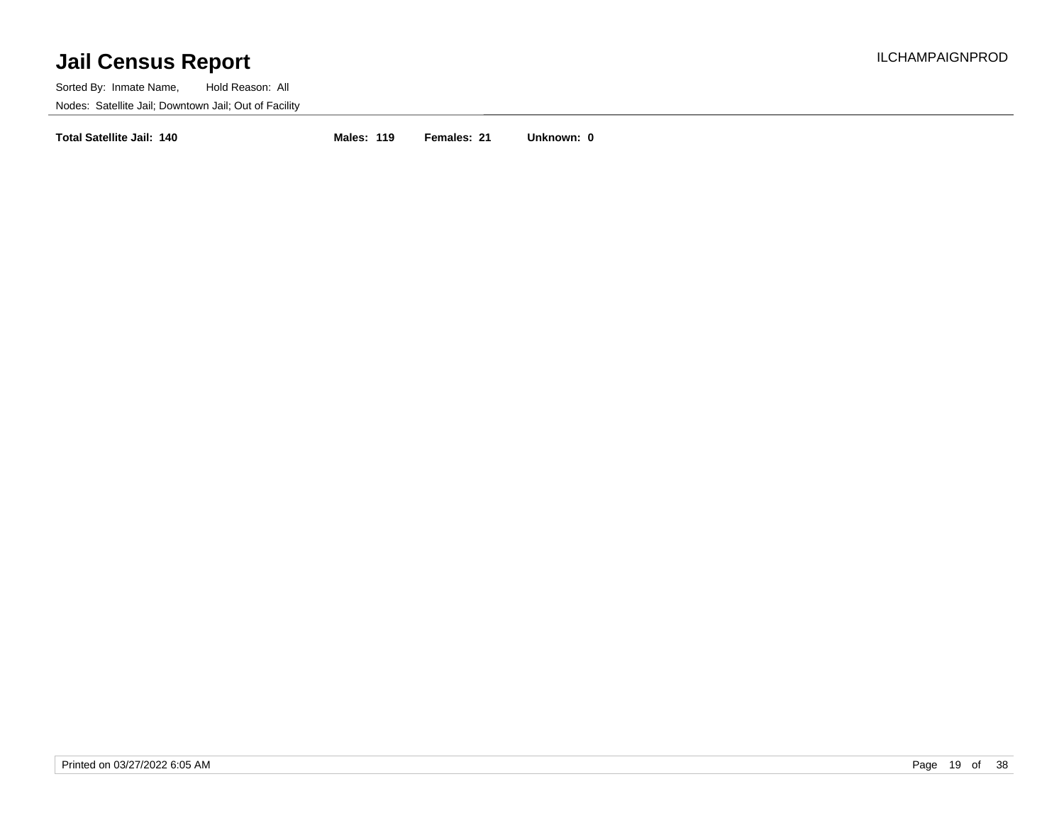# Jail Census Report

Sorted By: Inmate Name, Hold Reason: All

Nodes: Satellite Jail; Downtown Jail; Out of Facility

**Total Satellite Jail: 140** **Males: 119** **Females: 21** **Unknown: 0**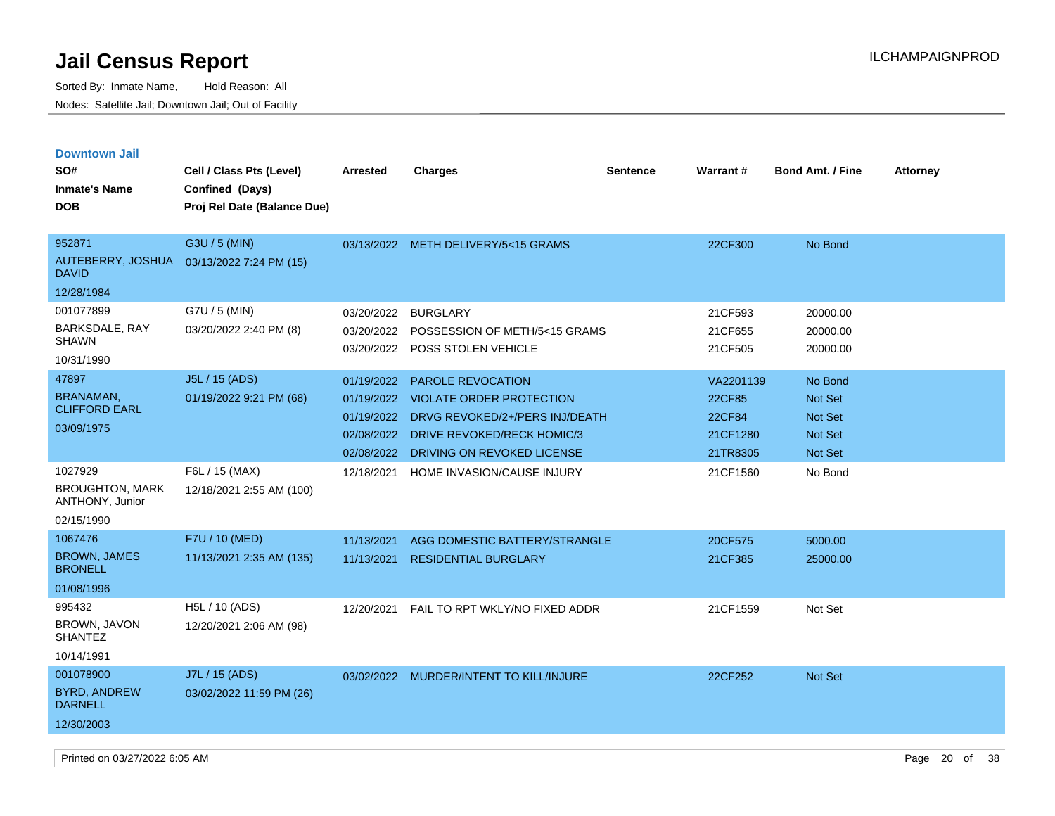# Jail Census Report

Sorted By: Inmate Name, Hold Reason: All

Nodes: Satellite Jail; Downtown Jail; Out of Facility

ILCHAMPAIGNPROD

## Downtown Jail

| SO# / Inmate's Name / DOB | Cell / Class Pts (Level) / Confined (Days) / Proj Rel Date (Balance Due) | Arrested | Charges | Sentence | Warrant # | Bond Amt. / Fine | Attorney |
|---|---|---|---|---|---|---|---|
| 952871<br>AUTEBERRY, JOSHUA DAVID<br>12/28/1984 | G3U / 5 (MIN)<br>03/13/2022 7:24 PM (15) | 03/13/2022 | METH DELIVERY/5<15 GRAMS | | 22CF300 | No Bond | |
| 001077899<br>BARKSDALE, RAY SHAWN<br>10/31/1990 | G7U / 5 (MIN)<br>03/20/2022 2:40 PM (8) | 03/20/2022 | BURGLARY | | 21CF593 | 20000.00 | |
| | | 03/20/2022 | POSSESSION OF METH/5<15 GRAMS | | 21CF655 | 20000.00 | |
| | | 03/20/2022 | POSS STOLEN VEHICLE | | 21CF505 | 20000.00 | |
| 47897<br>BRANAMAN, CLIFFORD EARL<br>03/09/1975 | J5L / 15 (ADS)<br>01/19/2022 9:21 PM (68) | 01/19/2022 | PAROLE REVOCATION | | VA2201139 | No Bond | |
| | | 01/19/2022 | VIOLATE ORDER PROTECTION | | 22CF85 | Not Set | |
| | | 01/19/2022 | DRVG REVOKED/2+/PERS INJ/DEATH | | 22CF84 | Not Set | |
| | | 02/08/2022 | DRIVE REVOKED/RECK HOMIC/3 | | 21CF1280 | Not Set | |
| | | 02/08/2022 | DRIVING ON REVOKED LICENSE | | 21TR8305 | Not Set | |
| 1027929<br>BROUGHTON, MARK ANTHONY, Junior<br>02/15/1990 | F6L / 15 (MAX)<br>12/18/2021 2:55 AM (100) | 12/18/2021 | HOME INVASION/CAUSE INJURY | | 21CF1560 | No Bond | |
| 1067476<br>BROWN, JAMES BRONELL<br>01/08/1996 | F7U / 10 (MED)<br>11/13/2021 2:35 AM (135) | 11/13/2021 | AGG DOMESTIC BATTERY/STRANGLE | | 20CF575 | 5000.00 | |
| | | 11/13/2021 | RESIDENTIAL BURGLARY | | 21CF385 | 25000.00 | |
| 995432<br>BROWN, JAVON SHANTEZ<br>10/14/1991 | H5L / 10 (ADS)<br>12/20/2021 2:06 AM (98) | 12/20/2021 | FAIL TO RPT WKLY/NO FIXED ADDR | | 21CF1559 | Not Set | |
| 001078900<br>BYRD, ANDREW DARNELL<br>12/30/2003 | J7L / 15 (ADS)<br>03/02/2022 11:59 PM (26) | 03/02/2022 | MURDER/INTENT TO KILL/INJURE | | 22CF252 | Not Set | |

Printed on 03/27/2022 6:05 AM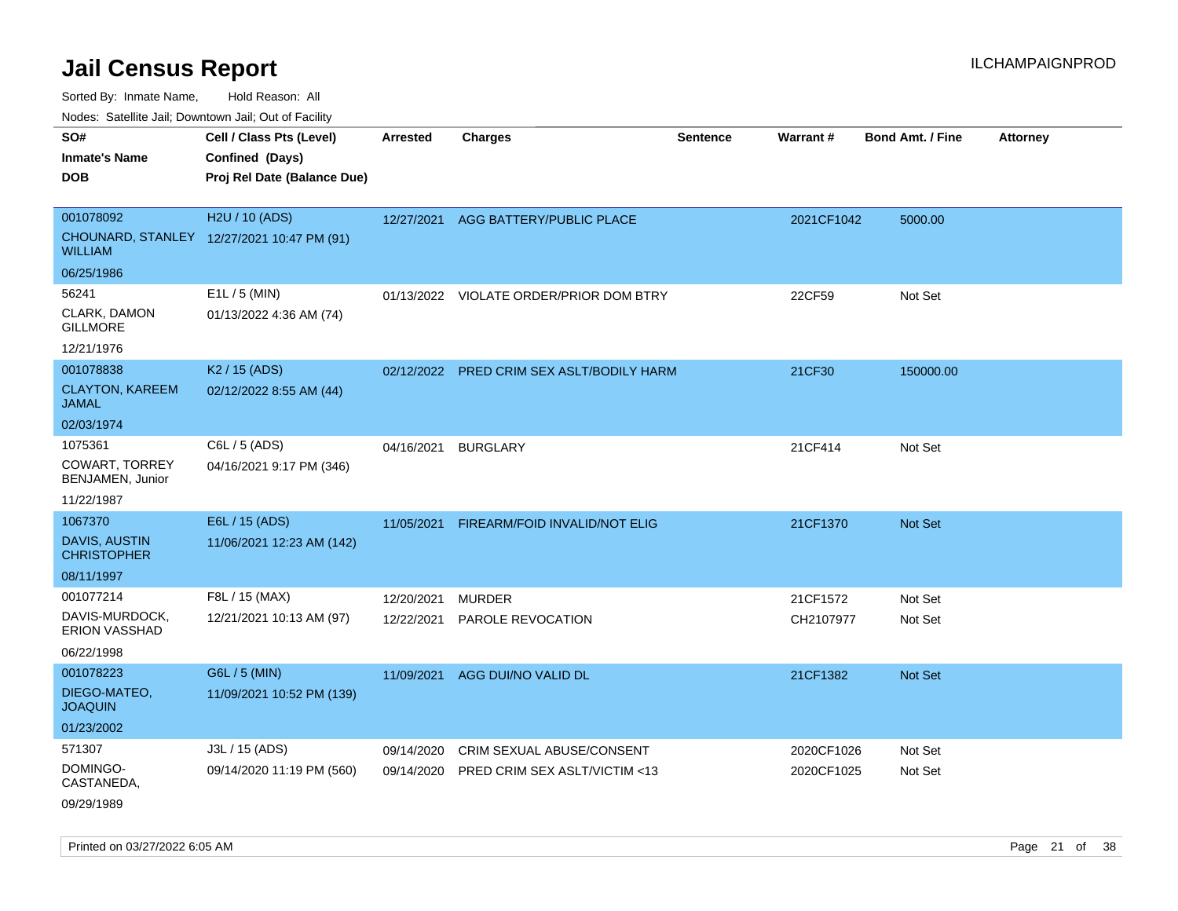# Jail Census Report

ILCHAMPAIGNPROD

Sorted By: Inmate Name, Hold Reason: All

Nodes: Satellite Jail; Downtown Jail; Out of Facility

| SO# / Inmate's Name / DOB | Cell / Class Pts (Level) / Confined (Days) / Proj Rel Date (Balance Due) | Arrested | Charges | Sentence | Warrant # | Bond Amt. / Fine | Attorney |
|---|---|---|---|---|---|---|---|
| 001078092<br>CHOUNARD, STANLEY WILLIAM<br>06/25/1986 | H2U / 10 (ADS)<br>12/27/2021 10:47 PM (91) | 12/27/2021 | AGG BATTERY/PUBLIC PLACE | | 2021CF1042 | 5000.00 | |
| 56241<br>CLARK, DAMON GILLMORE<br>12/21/1976 | E1L / 5 (MIN)<br>01/13/2022 4:36 AM (74) | 01/13/2022 | VIOLATE ORDER/PRIOR DOM BTRY | | 22CF59 | Not Set | |
| 001078838<br>CLAYTON, KAREEM JAMAL<br>02/03/1974 | K2 / 15 (ADS)<br>02/12/2022 8:55 AM (44) | 02/12/2022 | PRED CRIM SEX ASLT/BODILY HARM | | 21CF30 | 150000.00 | |
| 1075361<br>COWART, TORREY BENJAMEN, Junior<br>11/22/1987 | C6L / 5 (ADS)<br>04/16/2021 9:17 PM (346) | 04/16/2021 | BURGLARY | | 21CF414 | Not Set | |
| 1067370<br>DAVIS, AUSTIN CHRISTOPHER<br>08/11/1997 | E6L / 15 (ADS)<br>11/06/2021 12:23 AM (142) | 11/05/2021 | FIREARM/FOID INVALID/NOT ELIG | | 21CF1370 | Not Set | |
| 001077214<br>DAVIS-MURDOCK, ERION VASSHAD<br>06/22/1998 | F8L / 15 (MAX)<br>12/21/2021 10:13 AM (97) | 12/20/2021<br>12/22/2021 | MURDER<br>PAROLE REVOCATION | | 21CF1572<br>CH2107977 | Not Set<br>Not Set | |
| 001078223<br>DIEGO-MATEO, JOAQUIN<br>01/23/2002 | G6L / 5 (MIN)<br>11/09/2021 10:52 PM (139) | 11/09/2021 | AGG DUI/NO VALID DL | | 21CF1382 | Not Set | |
| 571307<br>DOMINGO-CASTANEDA,<br>09/29/1989 | J3L / 15 (ADS)<br>09/14/2020 11:19 PM (560) | 09/14/2020<br>09/14/2020 | CRIM SEXUAL ABUSE/CONSENT<br>PRED CRIM SEX ASLT/VICTIM <13 | | 2020CF1026<br>2020CF1025 | Not Set<br>Not Set | |

Printed on 03/27/2022 6:05 AM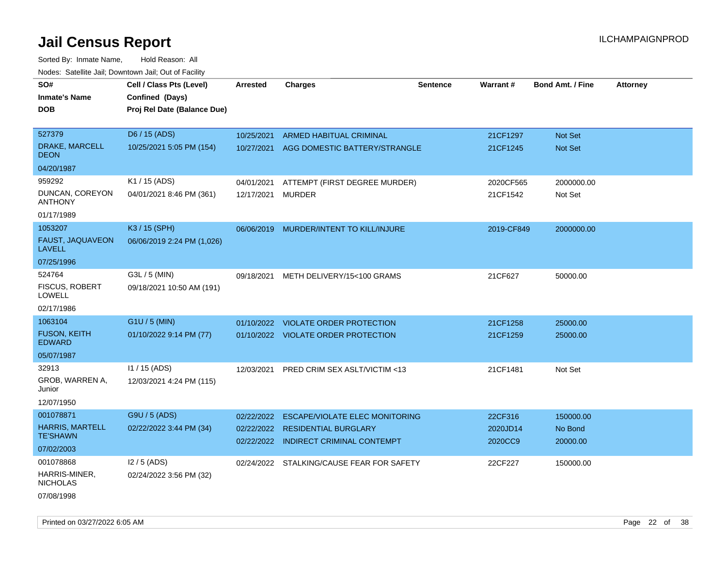# Jail Census Report

Sorted By: Inmate Name, Hold Reason: All

Nodes: Satellite Jail; Downtown Jail; Out of Facility

| SO# / Inmate's Name / DOB | Cell / Class Pts (Level) / Confined (Days) / Proj Rel Date (Balance Due) | Arrested | Charges | Sentence | Warrant # | Bond Amt. / Fine | Attorney |
|---|---|---|---|---|---|---|---|
| 527379<br>DRAKE, MARCELL DEON<br>04/20/1987 | D6 / 15 (ADS)<br>10/25/2021 5:05 PM (154) | 10/25/2021<br>10/27/2021 | ARMED HABITUAL CRIMINAL<br>AGG DOMESTIC BATTERY/STRANGLE | | 21CF1297<br>21CF1245 | Not Set<br>Not Set | |
| 959292<br>DUNCAN, COREYON ANTHONY<br>01/17/1989 | K1 / 15 (ADS)<br>04/01/2021 8:46 PM (361) | 04/01/2021<br>12/17/2021 | ATTEMPT (FIRST DEGREE MURDER)<br>MURDER | | 2020CF565<br>21CF1542 | 2000000.00<br>Not Set | |
| 1053207<br>FAUST, JAQUAVEON LAVELL<br>07/25/1996 | K3 / 15 (SPH)<br>06/06/2019 2:24 PM (1,026) | 06/06/2019 | MURDER/INTENT TO KILL/INJURE | | 2019-CF849 | 2000000.00 | |
| 524764<br>FISCUS, ROBERT LOWELL<br>02/17/1986 | G3L / 5 (MIN)<br>09/18/2021 10:50 AM (191) | 09/18/2021 | METH DELIVERY/15<100 GRAMS | | 21CF627 | 50000.00 | |
| 1063104<br>FUSON, KEITH EDWARD<br>05/07/1987 | G1U / 5 (MIN)<br>01/10/2022 9:14 PM (77) | 01/10/2022<br>01/10/2022 | VIOLATE ORDER PROTECTION<br>VIOLATE ORDER PROTECTION | | 21CF1258<br>21CF1259 | 25000.00<br>25000.00 | |
| 32913<br>GROB, WARREN A, Junior<br>12/07/1950 | I1 / 15 (ADS)<br>12/03/2021 4:24 PM (115) | 12/03/2021 | PRED CRIM SEX ASLT/VICTIM <13 | | 21CF1481 | Not Set | |
| 001078871<br>HARRIS, MARTELL TE'SHAWN<br>07/02/2003 | G9U / 5 (ADS)<br>02/22/2022 3:44 PM (34) | 02/22/2022<br>02/22/2022<br>02/22/2022 | ESCAPE/VIOLATE ELEC MONITORING<br>RESIDENTIAL BURGLARY<br>INDIRECT CRIMINAL CONTEMPT | | 22CF316<br>2020JD14<br>2020CC9 | 150000.00<br>No Bond<br>20000.00 | |
| 001078868<br>HARRIS-MINER, NICHOLAS<br>07/08/1998 | I2 / 5 (ADS)<br>02/24/2022 3:56 PM (32) | 02/24/2022 | STALKING/CAUSE FEAR FOR SAFETY | | 22CF227 | 150000.00 | |

Printed on 03/27/2022 6:05 AM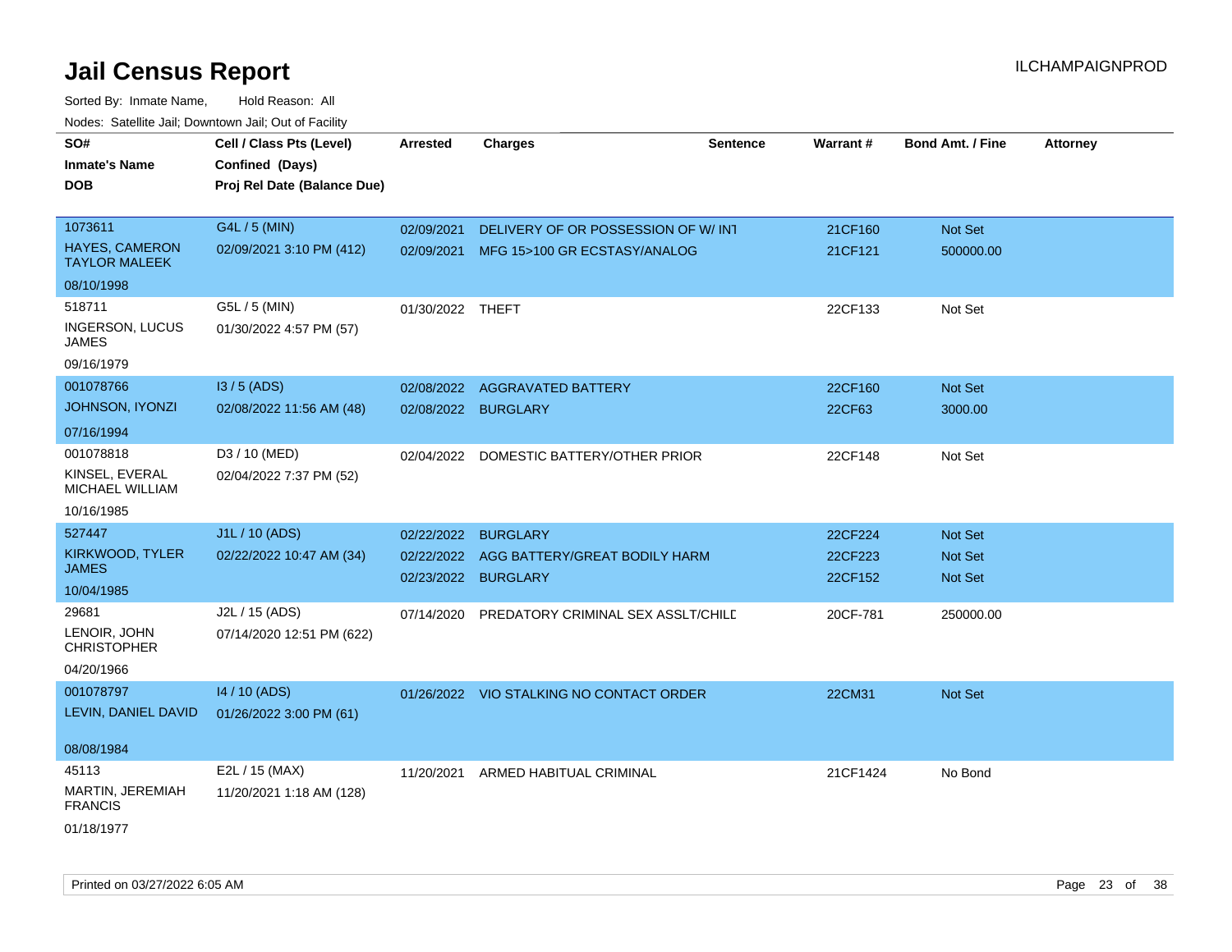# Jail Census Report

ILCHAMPAIGNPROD

Sorted By: Inmate Name, Hold Reason: All

Nodes: Satellite Jail; Downtown Jail; Out of Facility

| SO# / Inmate's Name / DOB | Cell / Class Pts (Level) / Confined (Days) / Proj Rel Date (Balance Due) | Arrested | Charges | Sentence | Warrant # | Bond Amt. / Fine | Attorney |
|---|---|---|---|---|---|---|---|
| 1073611<br>HAYES, CAMERON TAYLOR MALEEK<br>08/10/1998 | G4L / 5 (MIN)<br>02/09/2021 3:10 PM (412) | 02/09/2021<br>02/09/2021 | DELIVERY OF OR POSSESSION OF W/ INT<br>MFG 15>100 GR ECSTASY/ANALOG | | 21CF160<br>21CF121 | Not Set<br>500000.00 | |
| 518711<br>INGERSON, LUCUS JAMES<br>09/16/1979 | G5L / 5 (MIN)<br>01/30/2022 4:57 PM (57) | 01/30/2022 | THEFT | | 22CF133 | Not Set | |
| 001078766<br>JOHNSON, IYONZI<br>07/16/1994 | I3 / 5 (ADS)<br>02/08/2022 11:56 AM (48) | 02/08/2022<br>02/08/2022 | AGGRAVATED BATTERY<br>BURGLARY | | 22CF160<br>22CF63 | Not Set<br>3000.00 | |
| 001078818<br>KINSEL, EVERAL MICHAEL WILLIAM<br>10/16/1985 | D3 / 10 (MED)<br>02/04/2022 7:37 PM (52) | 02/04/2022 | DOMESTIC BATTERY/OTHER PRIOR | | 22CF148 | Not Set | |
| 527447<br>KIRKWOOD, TYLER JAMES<br>10/04/1985 | J1L / 10 (ADS)<br>02/22/2022 10:47 AM (34) | 02/22/2022<br>02/22/2022<br>02/23/2022 | BURGLARY<br>AGG BATTERY/GREAT BODILY HARM<br>BURGLARY | | 22CF224<br>22CF223<br>22CF152 | Not Set<br>Not Set<br>Not Set | |
| 29681<br>LENOIR, JOHN CHRISTOPHER<br>04/20/1966 | J2L / 15 (ADS)<br>07/14/2020 12:51 PM (622) | 07/14/2020 | PREDATORY CRIMINAL SEX ASSLT/CHILD | | 20CF-781 | 250000.00 | |
| 001078797<br>LEVIN, DANIEL DAVID<br>08/08/1984 | I4 / 10 (ADS)<br>01/26/2022 3:00 PM (61) | 01/26/2022 | VIO STALKING NO CONTACT ORDER | | 22CM31 | Not Set | |
| 45113<br>MARTIN, JEREMIAH FRANCIS<br>01/18/1977 | E2L / 15 (MAX)<br>11/20/2021 1:18 AM (128) | 11/20/2021 | ARMED HABITUAL CRIMINAL | | 21CF1424 | No Bond | |

Printed on 03/27/2022 6:05 AM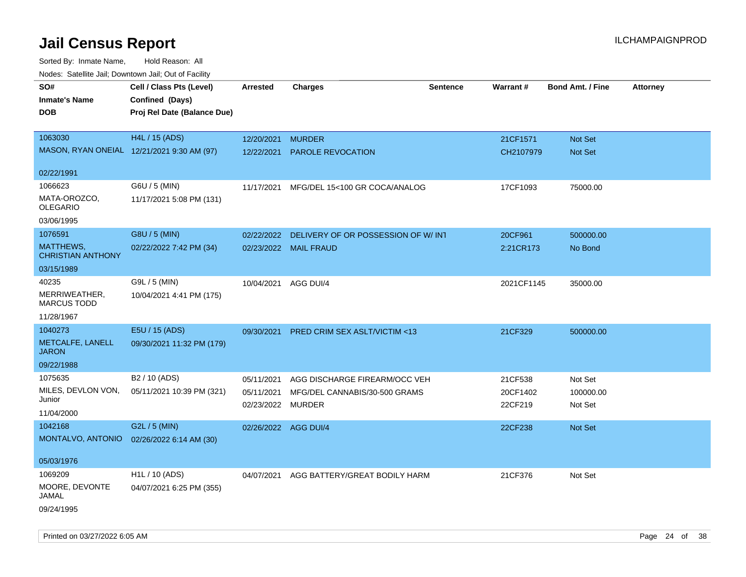# Jail Census Report

ILCHAMPAIGNPROD

Sorted By: Inmate Name, Hold Reason: All

Nodes: Satellite Jail; Downtown Jail; Out of Facility

| SO# / Inmate's Name / DOB | Cell / Class Pts (Level) / Confined (Days) / Proj Rel Date (Balance Due) | Arrested | Charges | Sentence | Warrant # | Bond Amt. / Fine | Attorney |
|---|---|---|---|---|---|---|---|
| 1063030 MASON, RYAN ONEIAL 02/22/1991 | H4L / 15 (ADS) 12/21/2021 9:30 AM (97) | 12/20/2021 | MURDER | | 21CF1571 | Not Set | |
| | | 12/22/2021 | PAROLE REVOCATION | | CH2107979 | Not Set | |
| 1066623 MATA-OROZCO, OLEGARIO 03/06/1995 | G6U / 5 (MIN) 11/17/2021 5:08 PM (131) | 11/17/2021 | MFG/DEL 15<100 GR COCA/ANALOG | | 17CF1093 | 75000.00 | |
| 1076591 MATTHEWS, CHRISTIAN ANTHONY 03/15/1989 | G8U / 5 (MIN) 02/22/2022 7:42 PM (34) | 02/22/2022 | DELIVERY OF OR POSSESSION OF W/ INT | | 20CF961 | 500000.00 | |
| | | 02/23/2022 | MAIL FRAUD | | 2:21CR173 | No Bond | |
| 40235 MERRIWEATHER, MARCUS TODD 11/28/1967 | G9L / 5 (MIN) 10/04/2021 4:41 PM (175) | 10/04/2021 | AGG DUI/4 | | 2021CF1145 | 35000.00 | |
| 1040273 METCALFE, LANELL JARON 09/22/1988 | E5U / 15 (ADS) 09/30/2021 11:32 PM (179) | 09/30/2021 | PRED CRIM SEX ASLT/VICTIM <13 | | 21CF329 | 500000.00 | |
| 1075635 MILES, DEVLON VON, Junior 11/04/2000 | B2 / 10 (ADS) 05/11/2021 10:39 PM (321) | 05/11/2021 | AGG DISCHARGE FIREARM/OCC VEH | | 21CF538 | Not Set | |
| | | 05/11/2021 | MFG/DEL CANNABIS/30-500 GRAMS | | 20CF1402 | 100000.00 | |
| | | 02/23/2022 | MURDER | | 22CF219 | Not Set | |
| 1042168 MONTALVO, ANTONIO 05/03/1976 | G2L / 5 (MIN) 02/26/2022 6:14 AM (30) | 02/26/2022 | AGG DUI/4 | | 22CF238 | Not Set | |
| 1069209 MOORE, DEVONTE JAMAL 09/24/1995 | H1L / 10 (ADS) 04/07/2021 6:25 PM (355) | 04/07/2021 | AGG BATTERY/GREAT BODILY HARM | | 21CF376 | Not Set | |

Printed on 03/27/2022 6:05 AM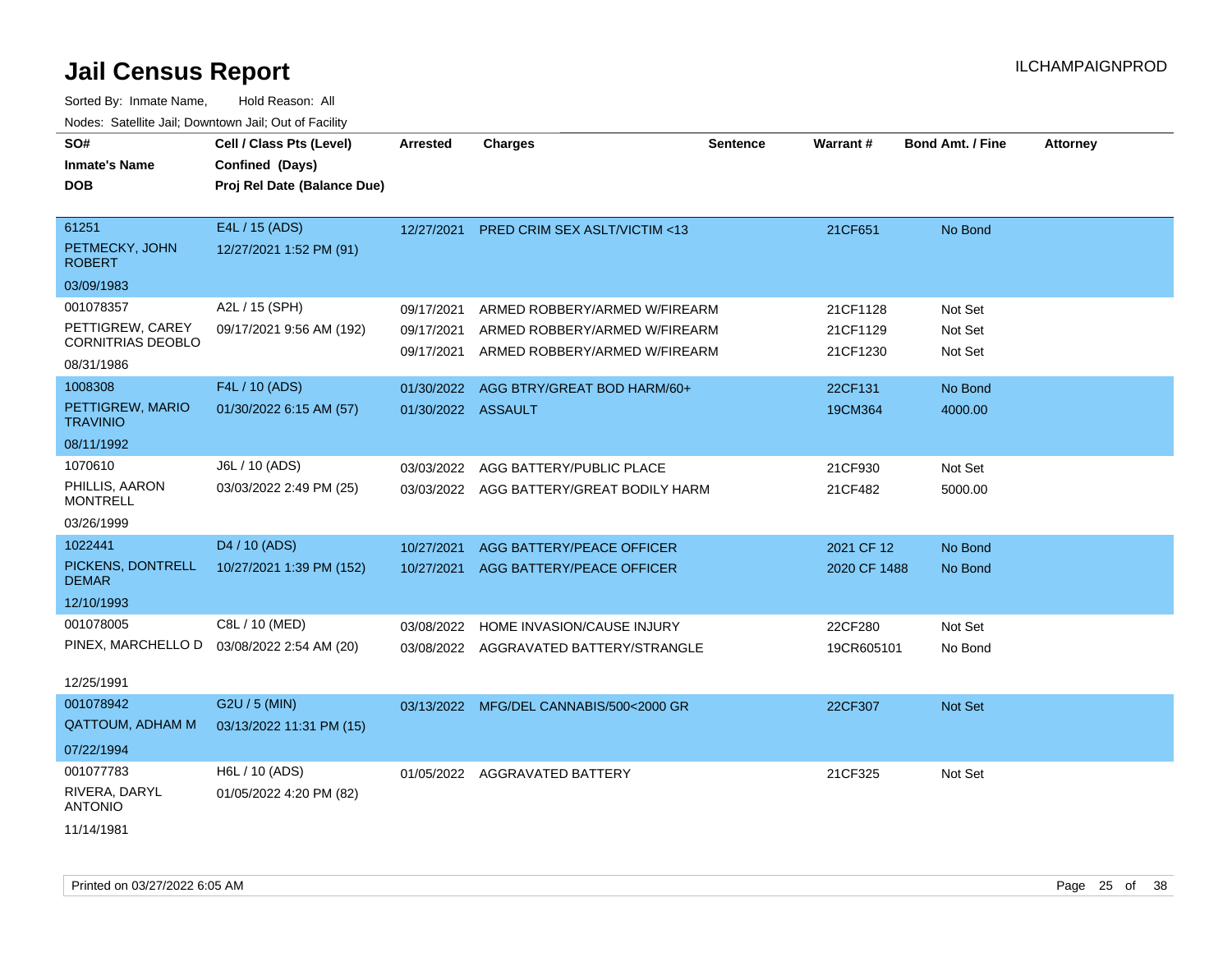# Jail Census Report

ILCHAMPAIGNPROD

Sorted By: Inmate Name, Hold Reason: All

Nodes: Satellite Jail; Downtown Jail; Out of Facility

| SO# / Inmate's Name / DOB | Cell / Class Pts (Level) / Confined (Days) / Proj Rel Date (Balance Due) | Arrested | Charges | Sentence | Warrant # | Bond Amt. / Fine | Attorney |
|---|---|---|---|---|---|---|---|
| 61251<br>PETMECKY, JOHN ROBERT<br>03/09/1983 | E4L / 15 (ADS)<br>12/27/2021 1:52 PM (91) | 12/27/2021 | PRED CRIM SEX ASLT/VICTIM <13 | | 21CF651 | No Bond | |
| 001078357<br>PETTIGREW, CAREY CORNITRIAS DEOBLO<br>08/31/1986 | A2L / 15 (SPH)<br>09/17/2021 9:56 AM (192) | 09/17/2021 | ARMED ROBBERY/ARMED W/FIREARM | | 21CF1128 | Not Set | |
| | | 09/17/2021 | ARMED ROBBERY/ARMED W/FIREARM | | 21CF1129 | Not Set | |
| | | 09/17/2021 | ARMED ROBBERY/ARMED W/FIREARM | | 21CF1230 | Not Set | |
| 1008308<br>PETTIGREW, MARIO TRAVINIO<br>08/11/1992 | F4L / 10 (ADS)<br>01/30/2022 6:15 AM (57) | 01/30/2022 | AGG BTRY/GREAT BOD HARM/60+ | | 22CF131 | No Bond | |
| | | 01/30/2022 | ASSAULT | | 19CM364 | 4000.00 | |
| 1070610<br>PHILLIS, AARON MONTRELL<br>03/26/1999 | J6L / 10 (ADS)<br>03/03/2022 2:49 PM (25) | 03/03/2022 | AGG BATTERY/PUBLIC PLACE | | 21CF930 | Not Set | |
| | | 03/03/2022 | AGG BATTERY/GREAT BODILY HARM | | 21CF482 | 5000.00 | |
| 1022441<br>PICKENS, DONTRELL DEMAR<br>12/10/1993 | D4 / 10 (ADS)<br>10/27/2021 1:39 PM (152) | 10/27/2021 | AGG BATTERY/PEACE OFFICER | | 2021 CF 12 | No Bond | |
| | | 10/27/2021 | AGG BATTERY/PEACE OFFICER | | 2020 CF 1488 | No Bond | |
| 001078005<br>PINEX, MARCHELLO D<br>12/25/1991 | C8L / 10 (MED)<br>03/08/2022 2:54 AM (20) | 03/08/2022 | HOME INVASION/CAUSE INJURY | | 22CF280 | Not Set | |
| | | 03/08/2022 | AGGRAVATED BATTERY/STRANGLE | | 19CR605101 | No Bond | |
| 001078942<br>QATTOUM, ADHAM M<br>07/22/1994 | G2U / 5 (MIN)<br>03/13/2022 11:31 PM (15) | 03/13/2022 | MFG/DEL CANNABIS/500<2000 GR | | 22CF307 | Not Set | |
| 001077783<br>RIVERA, DARYL ANTONIO<br>11/14/1981 | H6L / 10 (ADS)<br>01/05/2022 4:20 PM (82) | 01/05/2022 | AGGRAVATED BATTERY | | 21CF325 | Not Set | |

Printed on 03/27/2022 6:05 AM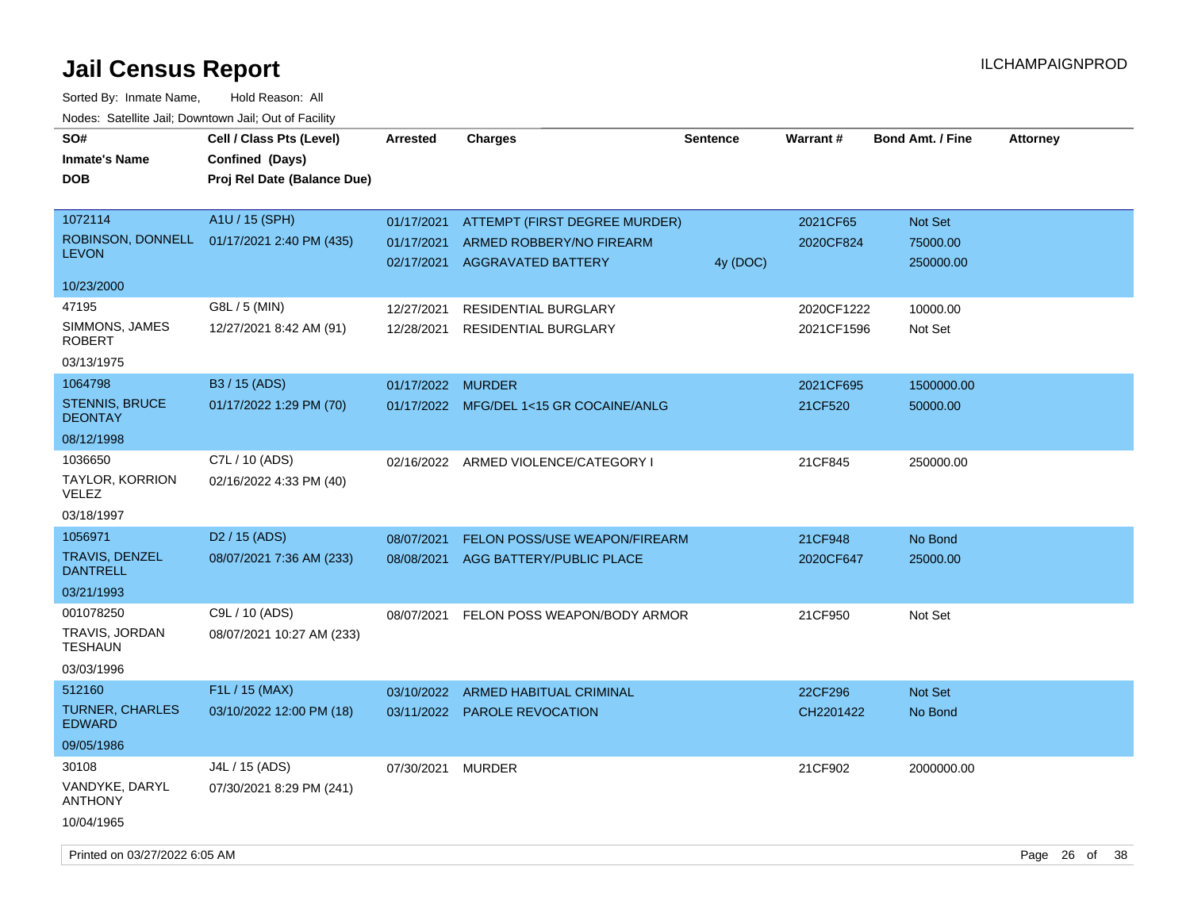# Jail Census Report

ILCHAMPAIGNPROD

Sorted By: Inmate Name, Hold Reason: All

Nodes: Satellite Jail; Downtown Jail; Out of Facility

| SO# / Inmate's Name / DOB | Cell / Class Pts (Level) / Confined (Days) / Proj Rel Date (Balance Due) | Arrested | Charges | Sentence | Warrant # | Bond Amt. / Fine | Attorney |
|---|---|---|---|---|---|---|---|
| 1072114<br>ROBINSON, DONNELL LEVON<br>10/23/2000 | A1U / 15 (SPH)<br>01/17/2021 2:40 PM (435) | 01/17/2021 | ATTEMPT (FIRST DEGREE MURDER) | | 2021CF65 | Not Set | |
| | | 01/17/2021 | ARMED ROBBERY/NO FIREARM | | 2020CF824 | 75000.00 | |
| | | 02/17/2021 | AGGRAVATED BATTERY | 4y (DOC) | | 250000.00 | |
| 47195<br>SIMMONS, JAMES ROBERT<br>03/13/1975 | G8L / 5 (MIN)<br>12/27/2021 8:42 AM (91) | 12/27/2021 | RESIDENTIAL BURGLARY | | 2020CF1222 | 10000.00 | |
| | | 12/28/2021 | RESIDENTIAL BURGLARY | | 2021CF1596 | Not Set | |
| 1064798<br>STENNIS, BRUCE DEONTAY<br>08/12/1998 | B3 / 15 (ADS)<br>01/17/2022 1:29 PM (70) | 01/17/2022 | MURDER | | 2021CF695 | 1500000.00 | |
| | | 01/17/2022 | MFG/DEL 1<15 GR COCAINE/ANLG | | 21CF520 | 50000.00 | |
| 1036650<br>TAYLOR, KORRION VELEZ<br>03/18/1997 | C7L / 10 (ADS)<br>02/16/2022 4:33 PM (40) | 02/16/2022 | ARMED VIOLENCE/CATEGORY I | | 21CF845 | 250000.00 | |
| 1056971<br>TRAVIS, DENZEL DANTRELL<br>03/21/1993 | D2 / 15 (ADS)<br>08/07/2021 7:36 AM (233) | 08/07/2021 | FELON POSS/USE WEAPON/FIREARM | | 21CF948 | No Bond | |
| | | 08/08/2021 | AGG BATTERY/PUBLIC PLACE | | 2020CF647 | 25000.00 | |
| 001078250<br>TRAVIS, JORDAN TESHAUN<br>03/03/1996 | C9L / 10 (ADS)<br>08/07/2021 10:27 AM (233) | 08/07/2021 | FELON POSS WEAPON/BODY ARMOR | | 21CF950 | Not Set | |
| 512160<br>TURNER, CHARLES EDWARD<br>09/05/1986 | F1L / 15 (MAX)<br>03/10/2022 12:00 PM (18) | 03/10/2022 | ARMED HABITUAL CRIMINAL | | 22CF296 | Not Set | |
| | | 03/11/2022 | PAROLE REVOCATION | | CH2201422 | No Bond | |
| 30108<br>VANDYKE, DARYL ANTHONY<br>10/04/1965 | J4L / 15 (ADS)<br>07/30/2021 8:29 PM (241) | 07/30/2021 | MURDER | | 21CF902 | 2000000.00 | |

Printed on 03/27/2022 6:05 AM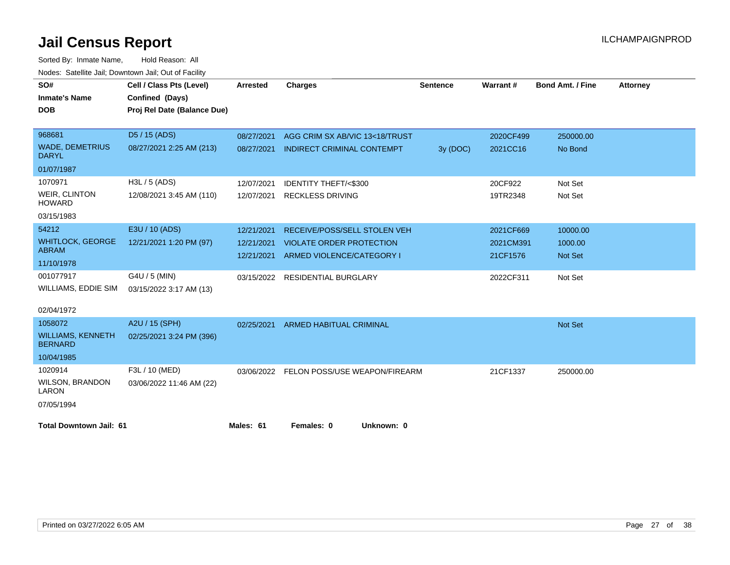# Jail Census Report

ILCHAMPAIGNPROD

Sorted By: Inmate Name, Hold Reason: All

Nodes: Satellite Jail; Downtown Jail; Out of Facility

| SO# / Inmate's Name / DOB | Cell / Class Pts (Level) / Confined (Days) / Proj Rel Date (Balance Due) | Arrested | Charges | Sentence | Warrant # | Bond Amt. / Fine | Attorney |
|---|---|---|---|---|---|---|---|
| 968681 WADE, DEMETRIUS DARYL 01/07/1987 | D5 / 15 (ADS) 08/27/2021 2:25 AM (213) | 08/27/2021 | AGG CRIM SX AB/VIC 13<18/TRUST | | 2020CF499 | 250000.00 | |
| | | 08/27/2021 | INDIRECT CRIMINAL CONTEMPT | 3y (DOC) | 2021CC16 | No Bond | |
| 1070971 WEIR, CLINTON HOWARD 03/15/1983 | H3L / 5 (ADS) 12/08/2021 3:45 AM (110) | 12/07/2021 | IDENTITY THEFT/<$300 | | 20CF922 | Not Set | |
| | | 12/07/2021 | RECKLESS DRIVING | | 19TR2348 | Not Set | |
| 54212 WHITLOCK, GEORGE ABRAM 11/10/1978 | E3U / 10 (ADS) 12/21/2021 1:20 PM (97) | 12/21/2021 | RECEIVE/POSS/SELL STOLEN VEH | | 2021CF669 | 10000.00 | |
| | | 12/21/2021 | VIOLATE ORDER PROTECTION | | 2021CM391 | 1000.00 | |
| | | 12/21/2021 | ARMED VIOLENCE/CATEGORY I | | 21CF1576 | Not Set | |
| 001077917 WILLIAMS, EDDIE SIM 02/04/1972 | G4U / 5 (MIN) 03/15/2022 3:17 AM (13) | 03/15/2022 | RESIDENTIAL BURGLARY | | 2022CF311 | Not Set | |
| 1058072 WILLIAMS, KENNETH BERNARD 10/04/1985 | A2U / 15 (SPH) 02/25/2021 3:24 PM (396) | 02/25/2021 | ARMED HABITUAL CRIMINAL | | | Not Set | |
| 1020914 WILSON, BRANDON LARON 07/05/1994 | F3L / 10 (MED) 03/06/2022 11:46 AM (22) | 03/06/2022 | FELON POSS/USE WEAPON/FIREARM | | 21CF1337 | 250000.00 | |

**Total Downtown Jail: 61** **Males: 61** **Females: 0** **Unknown: 0**

Printed on 03/27/2022 6:05 AM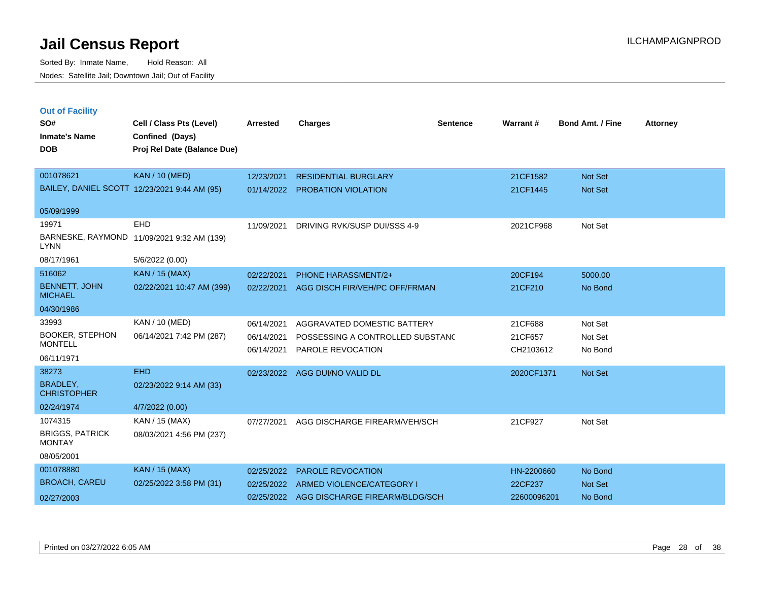# Jail Census Report

ILCHAMPAIGNPROD

Sorted By: Inmate Name, Hold Reason: All

Nodes: Satellite Jail; Downtown Jail; Out of Facility

## Out of Facility

| SO# / Inmate's Name / DOB | Cell / Class Pts (Level) / Confined (Days) / Proj Rel Date (Balance Due) | Arrested | Charges | Sentence | Warrant # | Bond Amt. / Fine | Attorney |
|---|---|---|---|---|---|---|---|
| 001078621<br>BAILEY, DANIEL SCOTT<br>05/09/1999 | KAN / 10 (MED)<br>12/23/2021 9:44 AM (95) | 12/23/2021<br>01/14/2022 | RESIDENTIAL BURGLARY<br>PROBATION VIOLATION | | 21CF1582<br>21CF1445 | Not Set<br>Not Set | |
| 19971<br>BARNESKE, RAYMOND LYNN<br>08/17/1961 | EHD<br>11/09/2021 9:32 AM (139)<br>5/6/2022 (0.00) | 11/09/2021 | DRIVING RVK/SUSP DUI/SSS 4-9 | | 2021CF968 | Not Set | |
| 516062<br>BENNETT, JOHN MICHAEL<br>04/30/1986 | KAN / 15 (MAX)<br>02/22/2021 10:47 AM (399) | 02/22/2021<br>02/22/2021 | PHONE HARASSMENT/2+<br>AGG DISCH FIR/VEH/PC OFF/FRMAN | | 20CF194<br>21CF210 | 5000.00<br>No Bond | |
| 33993<br>BOOKER, STEPHON MONTELL<br>06/11/1971 | KAN / 10 (MED)<br>06/14/2021 7:42 PM (287) | 06/14/2021<br>06/14/2021<br>06/14/2021 | AGGRAVATED DOMESTIC BATTERY<br>POSSESSING A CONTROLLED SUBSTANC<br>PAROLE REVOCATION | | 21CF688<br>21CF657<br>CH2103612 | Not Set<br>Not Set<br>No Bond | |
| 38273<br>BRADLEY, CHRISTOPHER<br>02/24/1974 | EHD<br>02/23/2022 9:14 AM (33)<br>4/7/2022 (0.00) | 02/23/2022 | AGG DUI/NO VALID DL | | 2020CF1371 | Not Set | |
| 1074315<br>BRIGGS, PATRICK MONTAY<br>08/05/2001 | KAN / 15 (MAX)<br>08/03/2021 4:56 PM (237) | 07/27/2021 | AGG DISCHARGE FIREARM/VEH/SCH | | 21CF927 | Not Set | |
| 001078880<br>BROACH, CAREU<br>02/27/2003 | KAN / 15 (MAX)<br>02/25/2022 3:58 PM (31) | 02/25/2022<br>02/25/2022<br>02/25/2022 | PAROLE REVOCATION<br>ARMED VIOLENCE/CATEGORY I<br>AGG DISCHARGE FIREARM/BLDG/SCH | | HN-2200660<br>22CF237<br>22600096201 | No Bond<br>Not Set<br>No Bond | |

Printed on 03/27/2022 6:05 AM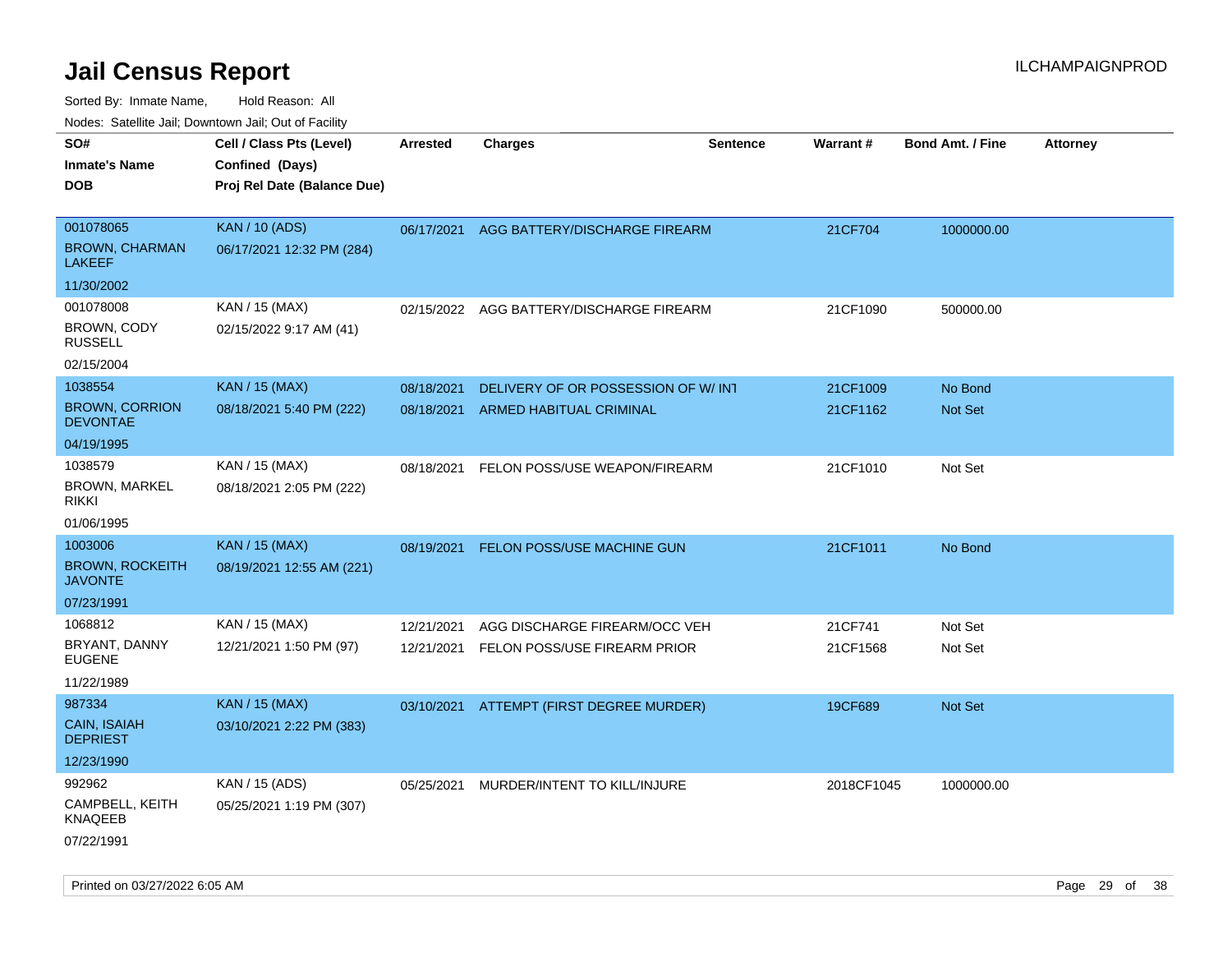# Jail Census Report

ILCHAMPAIGNPROD

Sorted By: Inmate Name, Hold Reason: All

Nodes: Satellite Jail; Downtown Jail; Out of Facility

| SO# / Inmate's Name / DOB | Cell / Class Pts (Level) / Confined (Days) / Proj Rel Date (Balance Due) | Arrested | Charges | Sentence | Warrant # | Bond Amt. / Fine | Attorney |
|---|---|---|---|---|---|---|---|
| 001078065<br>BROWN, CHARMAN LAKEEF<br>11/30/2002 | KAN / 10 (ADS)<br>06/17/2021 12:32 PM (284) | 06/17/2021 | AGG BATTERY/DISCHARGE FIREARM | | 21CF704 | 1000000.00 | |
| 001078008<br>BROWN, CODY RUSSELL<br>02/15/2004 | KAN / 15 (MAX)<br>02/15/2022 9:17 AM (41) | 02/15/2022 | AGG BATTERY/DISCHARGE FIREARM | | 21CF1090 | 500000.00 | |
| 1038554<br>BROWN, CORRION DEVONTAE<br>04/19/1995 | KAN / 15 (MAX)<br>08/18/2021 5:40 PM (222) | 08/18/2021<br>08/18/2021 | DELIVERY OF OR POSSESSION OF W/ INT<br>ARMED HABITUAL CRIMINAL | | 21CF1009<br>21CF1162 | No Bond<br>Not Set | |
| 1038579<br>BROWN, MARKEL RIKKI<br>01/06/1995 | KAN / 15 (MAX)<br>08/18/2021 2:05 PM (222) | 08/18/2021 | FELON POSS/USE WEAPON/FIREARM | | 21CF1010 | Not Set | |
| 1003006<br>BROWN, ROCKEITH JAVONTE<br>07/23/1991 | KAN / 15 (MAX)<br>08/19/2021 12:55 AM (221) | 08/19/2021 | FELON POSS/USE MACHINE GUN | | 21CF1011 | No Bond | |
| 1068812<br>BRYANT, DANNY EUGENE<br>11/22/1989 | KAN / 15 (MAX)<br>12/21/2021 1:50 PM (97) | 12/21/2021<br>12/21/2021 | AGG DISCHARGE FIREARM/OCC VEH<br>FELON POSS/USE FIREARM PRIOR | | 21CF741<br>21CF1568 | Not Set<br>Not Set | |
| 987334<br>CAIN, ISAIAH DEPRIEST<br>12/23/1990 | KAN / 15 (MAX)<br>03/10/2021 2:22 PM (383) | 03/10/2021 | ATTEMPT (FIRST DEGREE MURDER) | | 19CF689 | Not Set | |
| 992962<br>CAMPBELL, KEITH KNAQEEB<br>07/22/1991 | KAN / 15 (ADS)<br>05/25/2021 1:19 PM (307) | 05/25/2021 | MURDER/INTENT TO KILL/INJURE | | 2018CF1045 | 1000000.00 | |

Printed on 03/27/2022 6:05 AM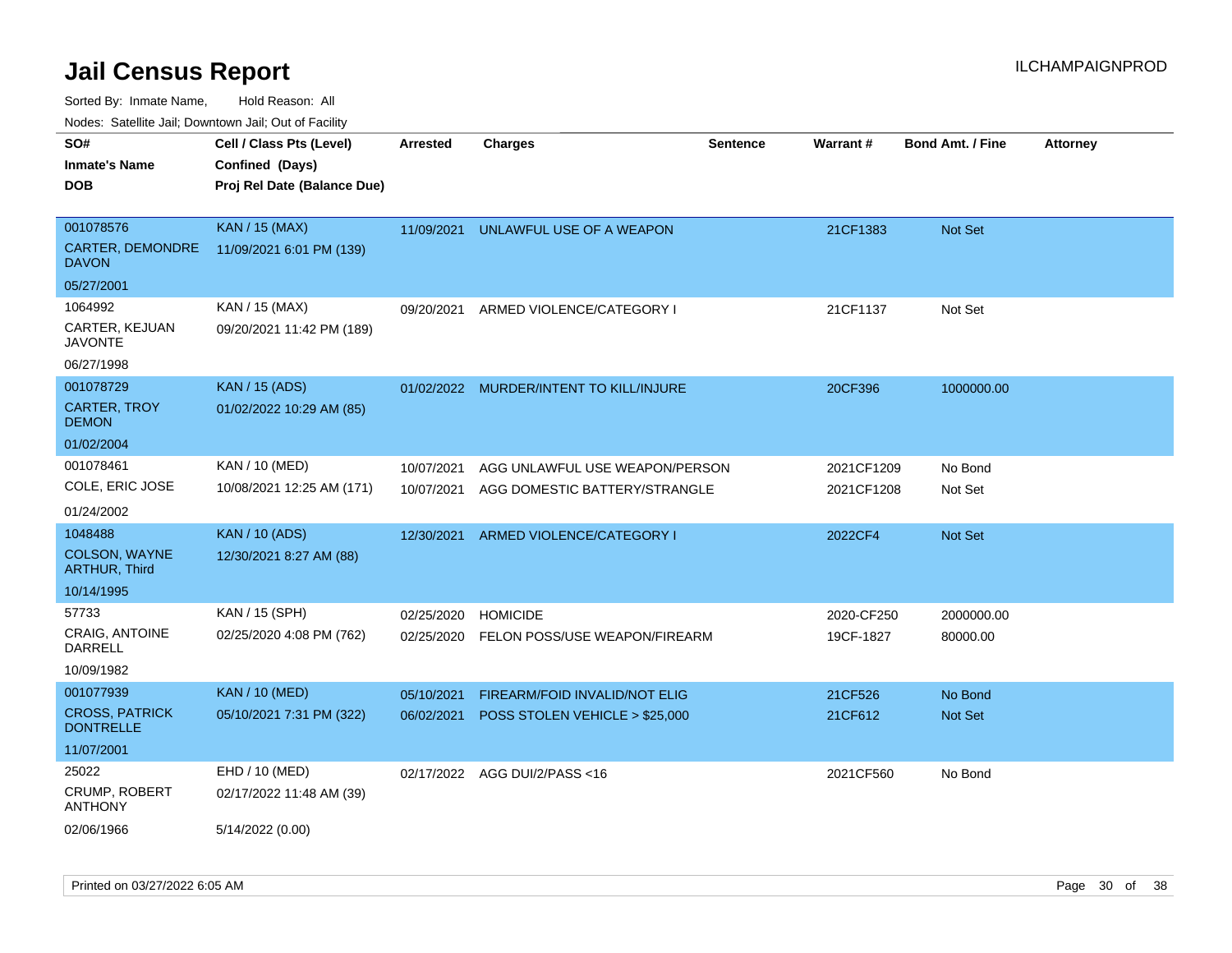# Jail Census Report

Sorted By: Inmate Name, Hold Reason: All

Nodes: Satellite Jail; Downtown Jail; Out of Facility

| SO# / Inmate's Name / DOB | Cell / Class Pts (Level) / Confined (Days) / Proj Rel Date (Balance Due) | Arrested | Charges | Sentence | Warrant # | Bond Amt. / Fine | Attorney |
|---|---|---|---|---|---|---|---|
| 001078576<br>CARTER, DEMONDRE DAVON<br>05/27/2001 | KAN / 15 (MAX)<br>11/09/2021 6:01 PM (139) | 11/09/2021 | UNLAWFUL USE OF A WEAPON | | 21CF1383 | Not Set | |
| 1064992<br>CARTER, KEJUAN JAVONTE<br>06/27/1998 | KAN / 15 (MAX)<br>09/20/2021 11:42 PM (189) | 09/20/2021 | ARMED VIOLENCE/CATEGORY I | | 21CF1137 | Not Set | |
| 001078729<br>CARTER, TROY DEMON<br>01/02/2004 | KAN / 15 (ADS)<br>01/02/2022 10:29 AM (85) | 01/02/2022 | MURDER/INTENT TO KILL/INJURE | | 20CF396 | 1000000.00 | |
| 001078461<br>COLE, ERIC JOSE<br>01/24/2002 | KAN / 10 (MED)<br>10/08/2021 12:25 AM (171) | 10/07/2021<br>10/07/2021 | AGG UNLAWFUL USE WEAPON/PERSON<br>AGG DOMESTIC BATTERY/STRANGLE | | 2021CF1209<br>2021CF1208 | No Bond<br>Not Set | |
| 1048488<br>COLSON, WAYNE ARTHUR, Third<br>10/14/1995 | KAN / 10 (ADS)<br>12/30/2021 8:27 AM (88) | 12/30/2021 | ARMED VIOLENCE/CATEGORY I | | 2022CF4 | Not Set | |
| 57733<br>CRAIG, ANTOINE DARRELL<br>10/09/1982 | KAN / 15 (SPH)<br>02/25/2020 4:08 PM (762) | 02/25/2020<br>02/25/2020 | HOMICIDE<br>FELON POSS/USE WEAPON/FIREARM | | 2020-CF250<br>19CF-1827 | 2000000.00<br>80000.00 | |
| 001077939<br>CROSS, PATRICK DONTRELLE<br>11/07/2001 | KAN / 10 (MED)<br>05/10/2021 7:31 PM (322) | 05/10/2021<br>06/02/2021 | FIREARM/FOID INVALID/NOT ELIG<br>POSS STOLEN VEHICLE > $25,000 | | 21CF526<br>21CF612 | No Bond<br>Not Set | |
| 25022<br>CRUMP, ROBERT ANTHONY<br>02/06/1966 | EHD / 10 (MED)<br>02/17/2022 11:48 AM (39)<br>5/14/2022 (0.00) | 02/17/2022 | AGG DUI/2/PASS <16 | | 2021CF560 | No Bond | |

Printed on 03/27/2022 6:05 AM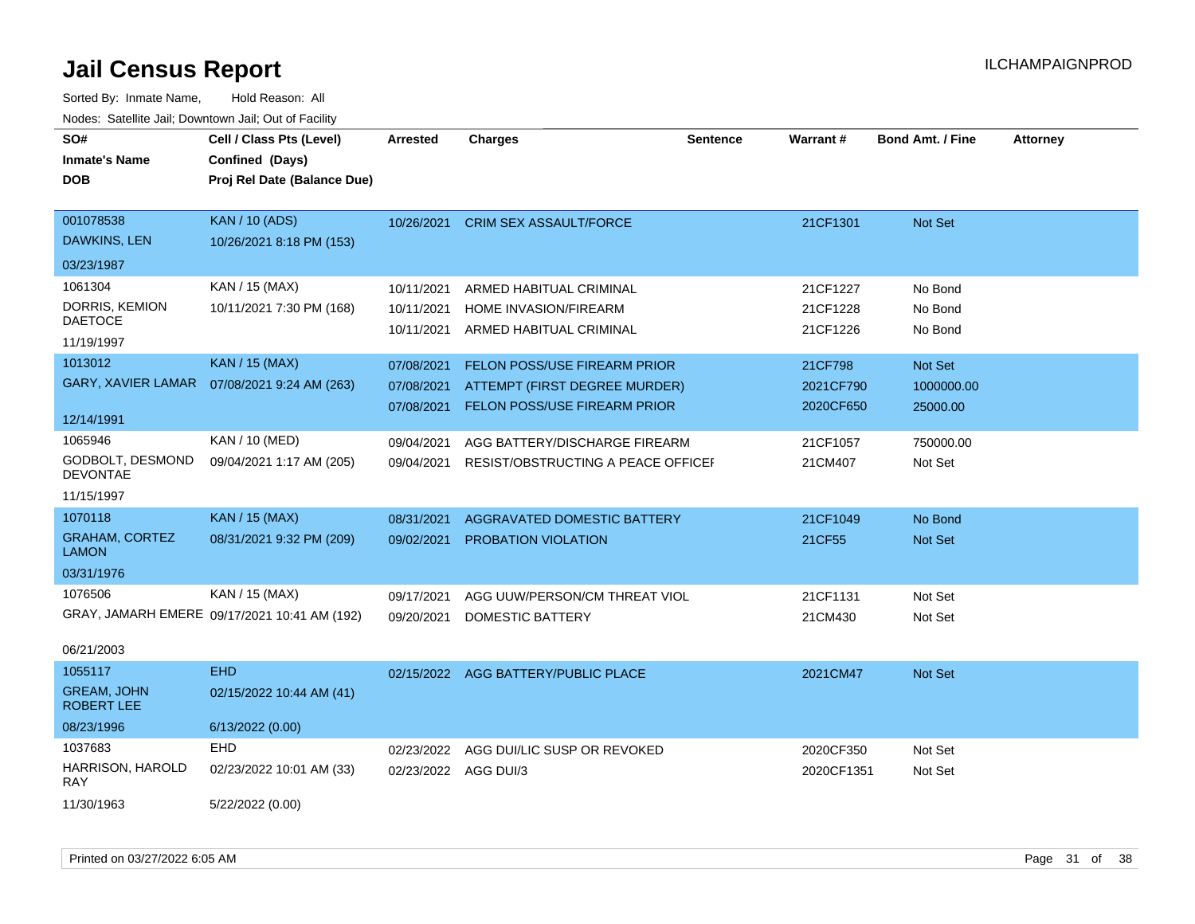# Jail Census Report

ILCHAMPAIGNPROD

Sorted By: Inmate Name, Hold Reason: All

Nodes: Satellite Jail; Downtown Jail; Out of Facility

| SO# / Inmate's Name / DOB | Cell / Class Pts (Level) / Confined (Days) / Proj Rel Date (Balance Due) | Arrested | Charges | Sentence | Warrant # | Bond Amt. / Fine | Attorney |
|---|---|---|---|---|---|---|---|
| 001078538<br>DAWKINS, LEN<br>03/23/1987 | KAN / 10 (ADS)<br>10/26/2021 8:18 PM (153) | 10/26/2021 | CRIM SEX ASSAULT/FORCE | | 21CF1301 | Not Set | |
| 1061304<br>DORRIS, KEMION DAETOCE<br>11/19/1997 | KAN / 15 (MAX)<br>10/11/2021 7:30 PM (168) | 10/11/2021<br>10/11/2021<br>10/11/2021 | ARMED HABITUAL CRIMINAL<br>HOME INVASION/FIREARM<br>ARMED HABITUAL CRIMINAL | | 21CF1227<br>21CF1228<br>21CF1226 | No Bond<br>No Bond<br>No Bond | |
| 1013012<br>GARY, XAVIER LAMAR<br>12/14/1991 | KAN / 15 (MAX)<br>07/08/2021 9:24 AM (263) | 07/08/2021<br>07/08/2021<br>07/08/2021 | FELON POSS/USE FIREARM PRIOR<br>ATTEMPT (FIRST DEGREE MURDER)<br>FELON POSS/USE FIREARM PRIOR | | 21CF798<br>2021CF790<br>2020CF650 | Not Set<br>1000000.00<br>25000.00 | |
| 1065946<br>GODBOLT, DESMOND DEVONTAE<br>11/15/1997 | KAN / 10 (MED)<br>09/04/2021 1:17 AM (205) | 09/04/2021<br>09/04/2021 | AGG BATTERY/DISCHARGE FIREARM<br>RESIST/OBSTRUCTING A PEACE OFFICEI | | 21CF1057<br>21CM407 | 750000.00<br>Not Set | |
| 1070118<br>GRAHAM, CORTEZ LAMON<br>03/31/1976 | KAN / 15 (MAX)<br>08/31/2021 9:32 PM (209) | 08/31/2021<br>09/02/2021 | AGGRAVATED DOMESTIC BATTERY<br>PROBATION VIOLATION | | 21CF1049<br>21CF55 | No Bond<br>Not Set | |
| 1076506<br>GRAY, JAMARH EMERE<br>06/21/2003 | KAN / 15 (MAX)<br>09/17/2021 10:41 AM (192) | 09/17/2021<br>09/20/2021 | AGG UUW/PERSON/CM THREAT VIOL<br>DOMESTIC BATTERY | | 21CF1131<br>21CM430 | Not Set<br>Not Set | |
| 1055117<br>GREAM, JOHN ROBERT LEE<br>08/23/1996 | EHD<br>02/15/2022 10:44 AM (41)<br>6/13/2022 (0.00) | 02/15/2022 | AGG BATTERY/PUBLIC PLACE | | 2021CM47 | Not Set | |
| 1037683<br>HARRISON, HAROLD RAY<br>11/30/1963 | EHD<br>02/23/2022 10:01 AM (33)<br>5/22/2022 (0.00) | 02/23/2022<br>02/23/2022 | AGG DUI/LIC SUSP OR REVOKED<br>AGG DUI/3 | | 2020CF350<br>2020CF1351 | Not Set<br>Not Set | |

Printed on 03/27/2022 6:05 AM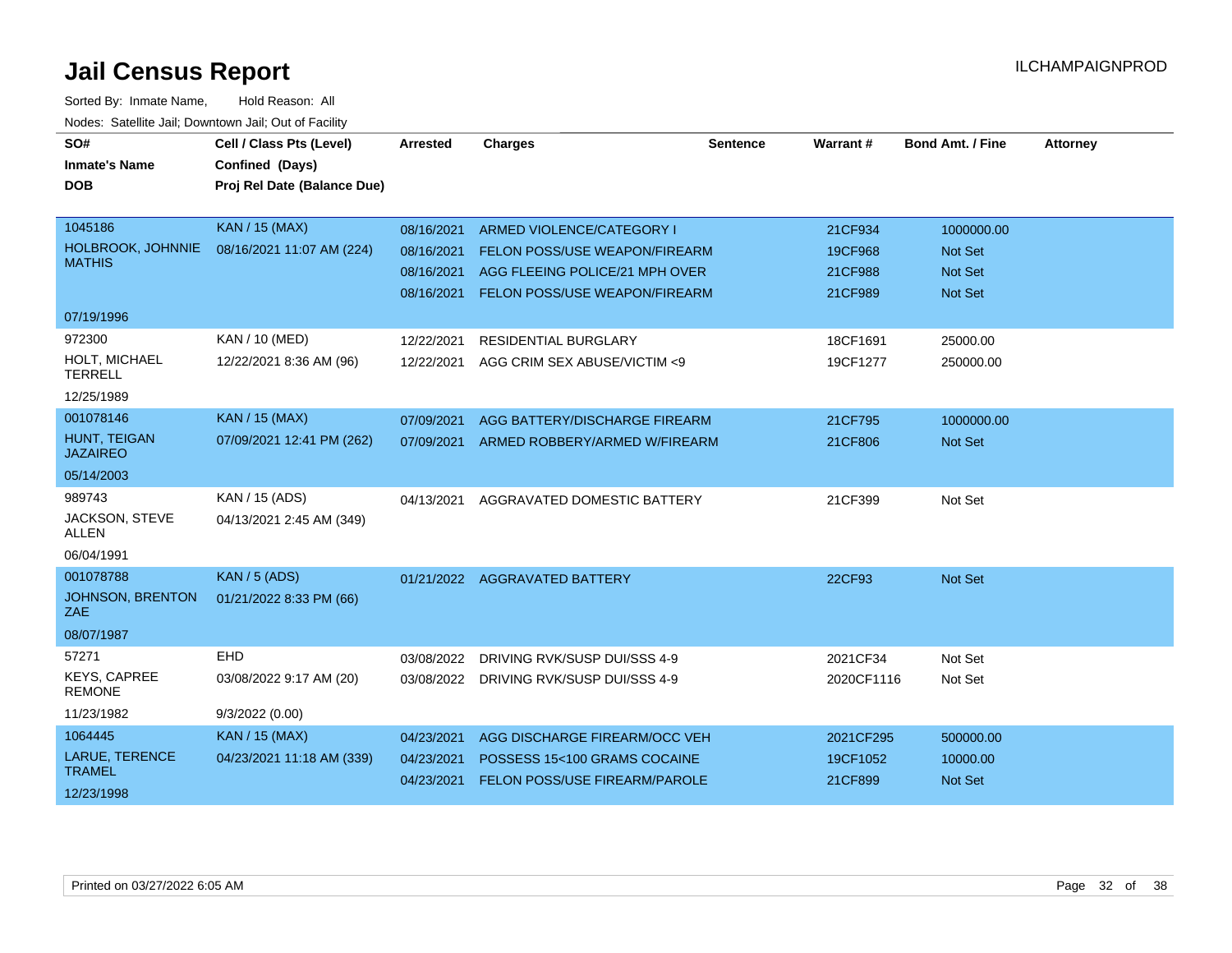# Jail Census Report

ILCHAMPAIGNPROD

Sorted By: Inmate Name, Hold Reason: All

Nodes: Satellite Jail; Downtown Jail; Out of Facility

| SO# / Inmate's Name / DOB | Cell / Class Pts (Level) / Confined (Days) / Proj Rel Date (Balance Due) | Arrested | Charges | Sentence | Warrant # | Bond Amt. / Fine | Attorney |
|---|---|---|---|---|---|---|---|
| 1045186 HOLBROOK, JOHNNIE MATHIS 07/19/1996 | KAN / 15 (MAX) 08/16/2021 11:07 AM (224) | 08/16/2021 | ARMED VIOLENCE/CATEGORY I | | 21CF934 | 1000000.00 | |
| | | 08/16/2021 | FELON POSS/USE WEAPON/FIREARM | | 19CF968 | Not Set | |
| | | 08/16/2021 | AGG FLEEING POLICE/21 MPH OVER | | 21CF988 | Not Set | |
| | | 08/16/2021 | FELON POSS/USE WEAPON/FIREARM | | 21CF989 | Not Set | |
| 972300 HOLT, MICHAEL TERRELL 12/25/1989 | KAN / 10 (MED) 12/22/2021 8:36 AM (96) | 12/22/2021 | RESIDENTIAL BURGLARY | | 18CF1691 | 25000.00 | |
| | | 12/22/2021 | AGG CRIM SEX ABUSE/VICTIM <9 | | 19CF1277 | 250000.00 | |
| 001078146 HUNT, TEIGAN JAZAIREO 05/14/2003 | KAN / 15 (MAX) 07/09/2021 12:41 PM (262) | 07/09/2021 | AGG BATTERY/DISCHARGE FIREARM | | 21CF795 | 1000000.00 | |
| | | 07/09/2021 | ARMED ROBBERY/ARMED W/FIREARM | | 21CF806 | Not Set | |
| 989743 JACKSON, STEVE ALLEN 06/04/1991 | KAN / 15 (ADS) 04/13/2021 2:45 AM (349) | 04/13/2021 | AGGRAVATED DOMESTIC BATTERY | | 21CF399 | Not Set | |
| 001078788 JOHNSON, BRENTON ZAE 08/07/1987 | KAN / 5 (ADS) 01/21/2022 8:33 PM (66) | 01/21/2022 | AGGRAVATED BATTERY | | 22CF93 | Not Set | |
| 57271 KEYS, CAPREE REMONE 11/23/1982 | EHD 03/08/2022 9:17 AM (20) 9/3/2022 (0.00) | 03/08/2022 | DRIVING RVK/SUSP DUI/SSS 4-9 | | 2021CF34 | Not Set | |
| | | 03/08/2022 | DRIVING RVK/SUSP DUI/SSS 4-9 | | 2020CF1116 | Not Set | |
| 1064445 LARUE, TERENCE TRAMEL 12/23/1998 | KAN / 15 (MAX) 04/23/2021 11:18 AM (339) | 04/23/2021 | AGG DISCHARGE FIREARM/OCC VEH | | 2021CF295 | 500000.00 | |
| | | 04/23/2021 | POSSESS 15<100 GRAMS COCAINE | | 19CF1052 | 10000.00 | |
| | | 04/23/2021 | FELON POSS/USE FIREARM/PAROLE | | 21CF899 | Not Set | |

Printed on 03/27/2022 6:05 AM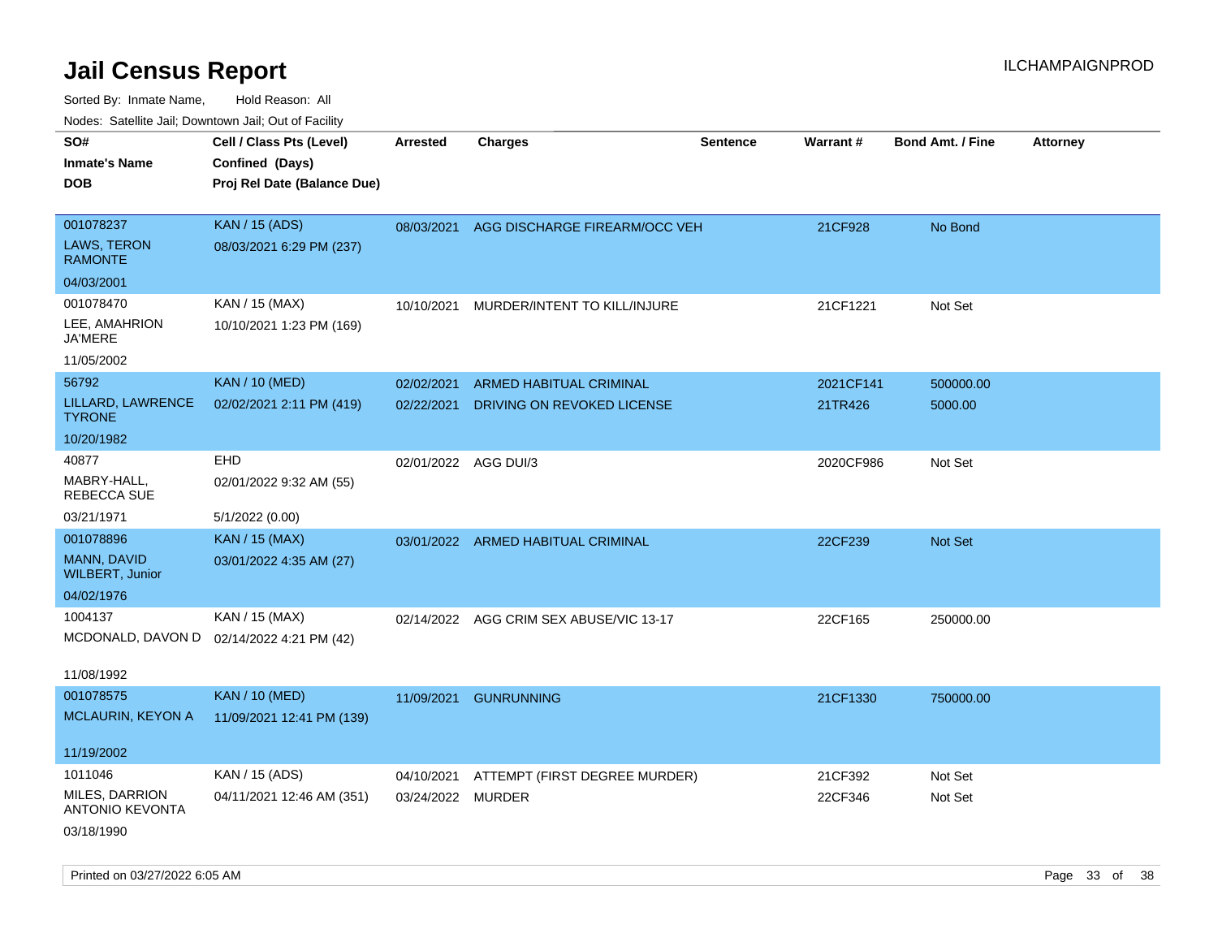# Jail Census Report

Sorted By: Inmate Name, Hold Reason: All

Nodes: Satellite Jail; Downtown Jail; Out of Facility

| SO# / Inmate's Name / DOB | Cell / Class Pts (Level) / Confined (Days) / Proj Rel Date (Balance Due) | Arrested | Charges | Sentence | Warrant # | Bond Amt. / Fine | Attorney |
|---|---|---|---|---|---|---|---|
| 001078237<br>LAWS, TERON RAMONTE<br>04/03/2001 | KAN / 15 (ADS)<br>08/03/2021 6:29 PM (237) | 08/03/2021 | AGG DISCHARGE FIREARM/OCC VEH | | 21CF928 | No Bond | |
| 001078470<br>LEE, AMAHRION JA'MERE<br>11/05/2002 | KAN / 15 (MAX)<br>10/10/2021 1:23 PM (169) | 10/10/2021 | MURDER/INTENT TO KILL/INJURE | | 21CF1221 | Not Set | |
| 56792<br>LILLARD, LAWRENCE TYRONE<br>10/20/1982 | KAN / 10 (MED)<br>02/02/2021 2:11 PM (419) | 02/02/2021<br>02/22/2021 | ARMED HABITUAL CRIMINAL<br>DRIVING ON REVOKED LICENSE | | 2021CF141<br>21TR426 | 500000.00<br>5000.00 | |
| 40877<br>MABRY-HALL, REBECCA SUE<br>03/21/1971 | EHD<br>02/01/2022 9:32 AM (55)<br>5/1/2022 (0.00) | 02/01/2022 | AGG DUI/3 | | 2020CF986 | Not Set | |
| 001078896<br>MANN, DAVID WILBERT, Junior<br>04/02/1976 | KAN / 15 (MAX)<br>03/01/2022 4:35 AM (27) | 03/01/2022 | ARMED HABITUAL CRIMINAL | | 22CF239 | Not Set | |
| 1004137<br>MCDONALD, DAVON D<br>11/08/1992 | KAN / 15 (MAX)<br>02/14/2022 4:21 PM (42) | 02/14/2022 | AGG CRIM SEX ABUSE/VIC 13-17 | | 22CF165 | 250000.00 | |
| 001078575<br>MCLAURIN, KEYON A<br>11/19/2002 | KAN / 10 (MED)<br>11/09/2021 12:41 PM (139) | 11/09/2021 | GUNRUNNING | | 21CF1330 | 750000.00 | |
| 1011046<br>MILES, DARRION ANTONIO KEVONTA<br>03/18/1990 | KAN / 15 (ADS)<br>04/11/2021 12:46 AM (351) | 04/10/2021<br>03/24/2022 | ATTEMPT (FIRST DEGREE MURDER)<br>MURDER | | 21CF392<br>22CF346 | Not Set<br>Not Set | |

Printed on 03/27/2022 6:05 AM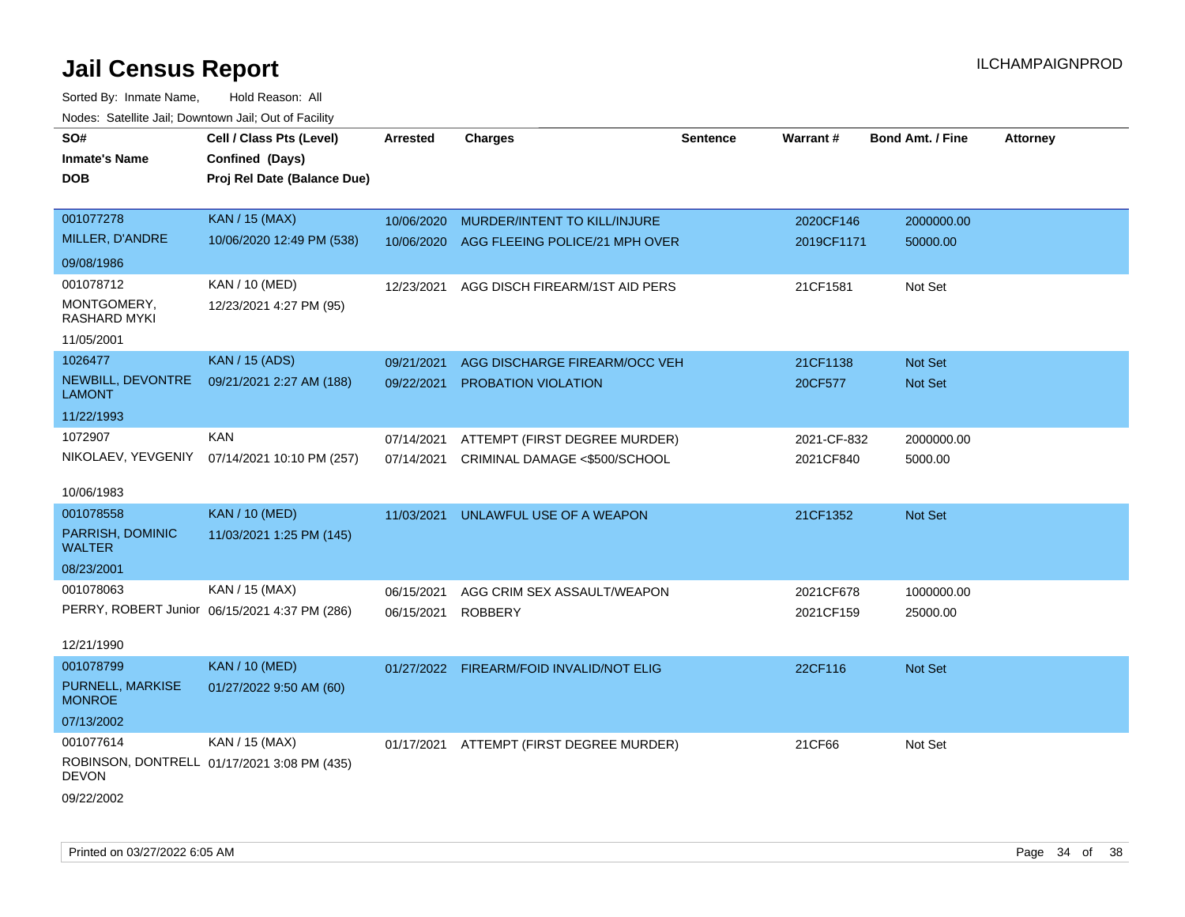# Jail Census Report

ILCHAMPAIGNPROD

Sorted By: Inmate Name, Hold Reason: All

Nodes: Satellite Jail; Downtown Jail; Out of Facility

| SO# / Inmate's Name / DOB | Cell / Class Pts (Level) / Confined (Days) / Proj Rel Date (Balance Due) | Arrested | Charges | Sentence | Warrant # | Bond Amt. / Fine | Attorney |
|---|---|---|---|---|---|---|---|
| 001077278 MILLER, D'ANDRE 09/08/1986 | KAN / 15 (MAX) 10/06/2020 12:49 PM (538) | 10/06/2020 | MURDER/INTENT TO KILL/INJURE | | 2020CF146 | 2000000.00 | |
| | | 10/06/2020 | AGG FLEEING POLICE/21 MPH OVER | | 2019CF1171 | 50000.00 | |
| 001078712 MONTGOMERY, RASHARD MYKI 11/05/2001 | KAN / 10 (MED) 12/23/2021 4:27 PM (95) | 12/23/2021 | AGG DISCH FIREARM/1ST AID PERS | | 21CF1581 | Not Set | |
| 1026477 NEWBILL, DEVONTRE LAMONT 11/22/1993 | KAN / 15 (ADS) 09/21/2021 2:27 AM (188) | 09/21/2021 | AGG DISCHARGE FIREARM/OCC VEH | | 21CF1138 | Not Set | |
| | | 09/22/2021 | PROBATION VIOLATION | | 20CF577 | Not Set | |
| 1072907 NIKOLAEV, YEVGENIY 10/06/1983 | KAN 07/14/2021 10:10 PM (257) | 07/14/2021 | ATTEMPT (FIRST DEGREE MURDER) | | 2021-CF-832 | 2000000.00 | |
| | | 07/14/2021 | CRIMINAL DAMAGE <$500/SCHOOL | | 2021CF840 | 5000.00 | |
| 001078558 PARRISH, DOMINIC WALTER 08/23/2001 | KAN / 10 (MED) 11/03/2021 1:25 PM (145) | 11/03/2021 | UNLAWFUL USE OF A WEAPON | | 21CF1352 | Not Set | |
| 001078063 PERRY, ROBERT Junior 12/21/1990 | KAN / 15 (MAX) 06/15/2021 4:37 PM (286) | 06/15/2021 | AGG CRIM SEX ASSAULT/WEAPON | | 2021CF678 | 1000000.00 | |
| | | 06/15/2021 | ROBBERY | | 2021CF159 | 25000.00 | |
| 001078799 PURNELL, MARKISE MONROE 07/13/2002 | KAN / 10 (MED) 01/27/2022 9:50 AM (60) | 01/27/2022 | FIREARM/FOID INVALID/NOT ELIG | | 22CF116 | Not Set | |
| 001077614 ROBINSON, DONTRELL DEVON 09/22/2002 | KAN / 15 (MAX) 01/17/2021 3:08 PM (435) | 01/17/2021 | ATTEMPT (FIRST DEGREE MURDER) | | 21CF66 | Not Set | |

Printed on 03/27/2022 6:05 AM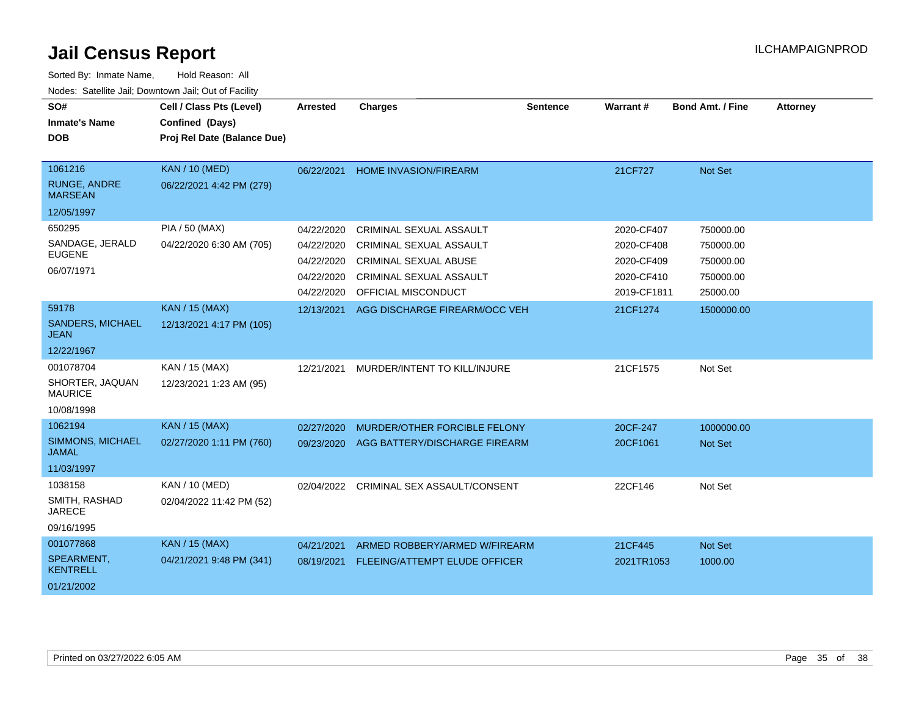# Jail Census Report

Sorted By: Inmate Name, Hold Reason: All

Nodes: Satellite Jail; Downtown Jail; Out of Facility

| SO# / Inmate's Name / DOB | Cell / Class Pts (Level) / Confined (Days) / Proj Rel Date (Balance Due) | Arrested | Charges | Sentence | Warrant # | Bond Amt. / Fine | Attorney |
|---|---|---|---|---|---|---|---|
| 1061216<br>RUNGE, ANDRE MARSEAN<br>12/05/1997 | KAN / 10 (MED)<br>06/22/2021 4:42 PM (279) | 06/22/2021 | HOME INVASION/FIREARM | | 21CF727 | Not Set | |
| 650295<br>SANDAGE, JERALD EUGENE<br>06/07/1971 | PIA / 50 (MAX)<br>04/22/2020 6:30 AM (705) | 04/22/2020 | CRIMINAL SEXUAL ASSAULT | | 2020-CF407 | 750000.00 | |
| | | 04/22/2020 | CRIMINAL SEXUAL ASSAULT | | 2020-CF408 | 750000.00 | |
| | | 04/22/2020 | CRIMINAL SEXUAL ABUSE | | 2020-CF409 | 750000.00 | |
| | | 04/22/2020 | CRIMINAL SEXUAL ASSAULT | | 2020-CF410 | 750000.00 | |
| | | 04/22/2020 | OFFICIAL MISCONDUCT | | 2019-CF1811 | 25000.00 | |
| 59178<br>SANDERS, MICHAEL JEAN<br>12/22/1967 | KAN / 15 (MAX)<br>12/13/2021 4:17 PM (105) | 12/13/2021 | AGG DISCHARGE FIREARM/OCC VEH | | 21CF1274 | 1500000.00 | |
| 001078704<br>SHORTER, JAQUAN MAURICE<br>10/08/1998 | KAN / 15 (MAX)<br>12/23/2021 1:23 AM (95) | 12/21/2021 | MURDER/INTENT TO KILL/INJURE | | 21CF1575 | Not Set | |
| 1062194<br>SIMMONS, MICHAEL JAMAL<br>11/03/1997 | KAN / 15 (MAX)<br>02/27/2020 1:11 PM (760) | 02/27/2020 | MURDER/OTHER FORCIBLE FELONY | | 20CF-247 | 1000000.00 | |
| | | 09/23/2020 | AGG BATTERY/DISCHARGE FIREARM | | 20CF1061 | Not Set | |
| 1038158<br>SMITH, RASHAD JARECE<br>09/16/1995 | KAN / 10 (MED)<br>02/04/2022 11:42 PM (52) | 02/04/2022 | CRIMINAL SEX ASSAULT/CONSENT | | 22CF146 | Not Set | |
| 001077868<br>SPEARMENT, KENTRELL<br>01/21/2002 | KAN / 15 (MAX)<br>04/21/2021 9:48 PM (341) | 04/21/2021 | ARMED ROBBERY/ARMED W/FIREARM | | 21CF445 | Not Set | |
| | | 08/19/2021 | FLEEING/ATTEMPT ELUDE OFFICER | | 2021TR1053 | 1000.00 | |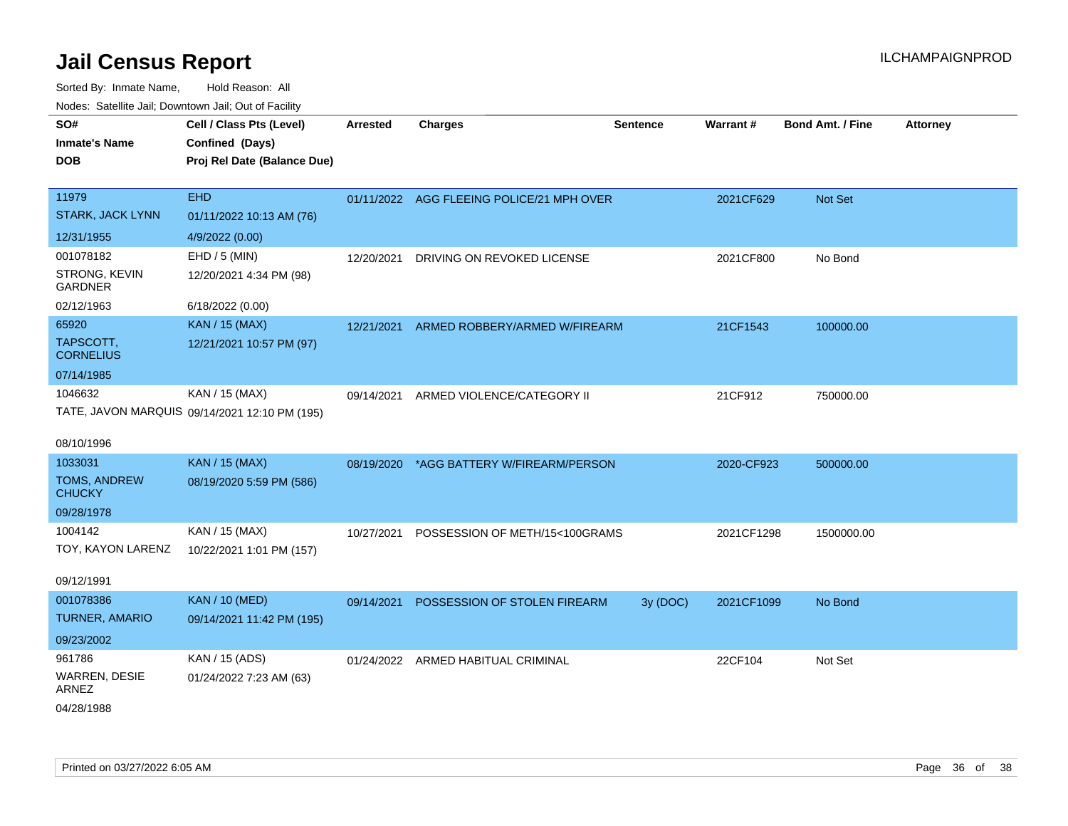# Jail Census Report

Sorted By: Inmate Name, Hold Reason: All

Nodes: Satellite Jail; Downtown Jail; Out of Facility

| SO# / Inmate's Name / DOB | Cell / Class Pts (Level) / Confined (Days) / Proj Rel Date (Balance Due) | Arrested | Charges | Sentence | Warrant # | Bond Amt. / Fine | Attorney |
|---|---|---|---|---|---|---|---|
| 11979<br>STARK, JACK LYNN<br>12/31/1955 | EHD<br>01/11/2022 10:13 AM (76)<br>4/9/2022 (0.00) | 01/11/2022 | AGG FLEEING POLICE/21 MPH OVER | | 2021CF629 | Not Set | |
| 001078182<br>STRONG, KEVIN GARDNER<br>02/12/1963 | EHD / 5 (MIN)<br>12/20/2021 4:34 PM (98)<br>6/18/2022 (0.00) | 12/20/2021 | DRIVING ON REVOKED LICENSE | | 2021CF800 | No Bond | |
| 65920<br>TAPSCOTT, CORNELIUS<br>07/14/1985 | KAN / 15 (MAX)<br>12/21/2021 10:57 PM (97) | 12/21/2021 | ARMED ROBBERY/ARMED W/FIREARM | | 21CF1543 | 100000.00 | |
| 1046632<br>TATE, JAVON MARQUIS<br>08/10/1996 | KAN / 15 (MAX)<br>09/14/2021 12:10 PM (195) | 09/14/2021 | ARMED VIOLENCE/CATEGORY II | | 21CF912 | 750000.00 | |
| 1033031<br>TOMS, ANDREW CHUCKY<br>09/28/1978 | KAN / 15 (MAX)<br>08/19/2020 5:59 PM (586) | 08/19/2020 | *AGG BATTERY W/FIREARM/PERSON | | 2020-CF923 | 500000.00 | |
| 1004142<br>TOY, KAYON LARENZ<br>09/12/1991 | KAN / 15 (MAX)<br>10/22/2021 1:01 PM (157) | 10/27/2021 | POSSESSION OF METH/15<100GRAMS | | 2021CF1298 | 1500000.00 | |
| 001078386<br>TURNER, AMARIO<br>09/23/2002 | KAN / 10 (MED)<br>09/14/2021 11:42 PM (195) | 09/14/2021 | POSSESSION OF STOLEN FIREARM | 3y (DOC) | 2021CF1099 | No Bond | |
| 961786<br>WARREN, DESIE ARNEZ<br>04/28/1988 | KAN / 15 (ADS)<br>01/24/2022 7:23 AM (63) | 01/24/2022 | ARMED HABITUAL CRIMINAL | | 22CF104 | Not Set | |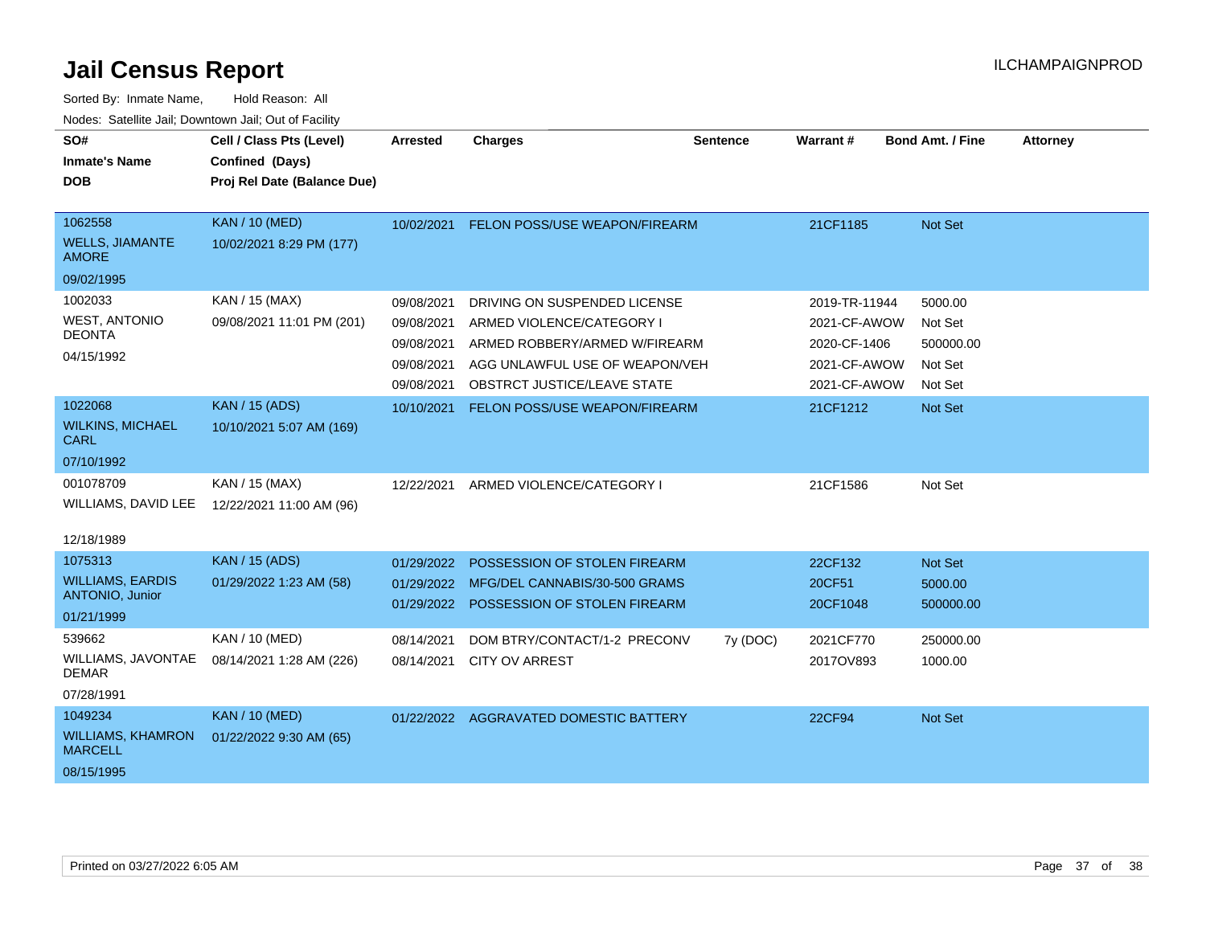# Jail Census Report

ILCHAMPAIGNPROD

Sorted By: Inmate Name, Hold Reason: All

Nodes: Satellite Jail; Downtown Jail; Out of Facility

| SO# / Inmate's Name / DOB | Cell / Class Pts (Level) / Confined (Days) / Proj Rel Date (Balance Due) | Arrested | Charges | Sentence | Warrant # | Bond Amt. / Fine | Attorney |
|---|---|---|---|---|---|---|---|
| 1062558<br>WELLS, JIAMANTE AMORE<br>09/02/1995 | KAN / 10 (MED)<br>10/02/2021 8:29 PM (177) | 10/02/2021 | FELON POSS/USE WEAPON/FIREARM | | 21CF1185 | Not Set | |
| 1002033<br>WEST, ANTONIO DEONTA<br>04/15/1992 | KAN / 15 (MAX)<br>09/08/2021 11:01 PM (201) | 09/08/2021 | DRIVING ON SUSPENDED LICENSE | | 2019-TR-11944 | 5000.00 | |
| | | 09/08/2021 | ARMED VIOLENCE/CATEGORY I | | 2021-CF-AWOW | Not Set | |
| | | 09/08/2021 | ARMED ROBBERY/ARMED W/FIREARM | | 2020-CF-1406 | 500000.00 | |
| | | 09/08/2021 | AGG UNLAWFUL USE OF WEAPON/VEH | | 2021-CF-AWOW | Not Set | |
| | | 09/08/2021 | OBSTRCT JUSTICE/LEAVE STATE | | 2021-CF-AWOW | Not Set | |
| 1022068<br>WILKINS, MICHAEL CARL<br>07/10/1992 | KAN / 15 (ADS)<br>10/10/2021 5:07 AM (169) | 10/10/2021 | FELON POSS/USE WEAPON/FIREARM | | 21CF1212 | Not Set | |
| 001078709<br>WILLIAMS, DAVID LEE<br>12/18/1989 | KAN / 15 (MAX)<br>12/22/2021 11:00 AM (96) | 12/22/2021 | ARMED VIOLENCE/CATEGORY I | | 21CF1586 | Not Set | |
| 1075313<br>WILLIAMS, EARDIS ANTONIO, Junior<br>01/21/1999 | KAN / 15 (ADS)<br>01/29/2022 1:23 AM (58) | 01/29/2022 | POSSESSION OF STOLEN FIREARM | | 22CF132 | Not Set | |
| | | 01/29/2022 | MFG/DEL CANNABIS/30-500 GRAMS | | 20CF51 | 5000.00 | |
| | | 01/29/2022 | POSSESSION OF STOLEN FIREARM | | 20CF1048 | 500000.00 | |
| 539662<br>WILLIAMS, JAVONTAE DEMAR<br>07/28/1991 | KAN / 10 (MED)<br>08/14/2021 1:28 AM (226) | 08/14/2021 | DOM BTRY/CONTACT/1-2 PRECONV | 7y (DOC) | 2021CF770 | 250000.00 | |
| | | 08/14/2021 | CITY OV ARREST | | 2017OV893 | 1000.00 | |
| 1049234<br>WILLIAMS, KHAMRON MARCELL<br>08/15/1995 | KAN / 10 (MED)<br>01/22/2022 9:30 AM (65) | 01/22/2022 | AGGRAVATED DOMESTIC BATTERY | | 22CF94 | Not Set | |

Printed on 03/27/2022 6:05 AM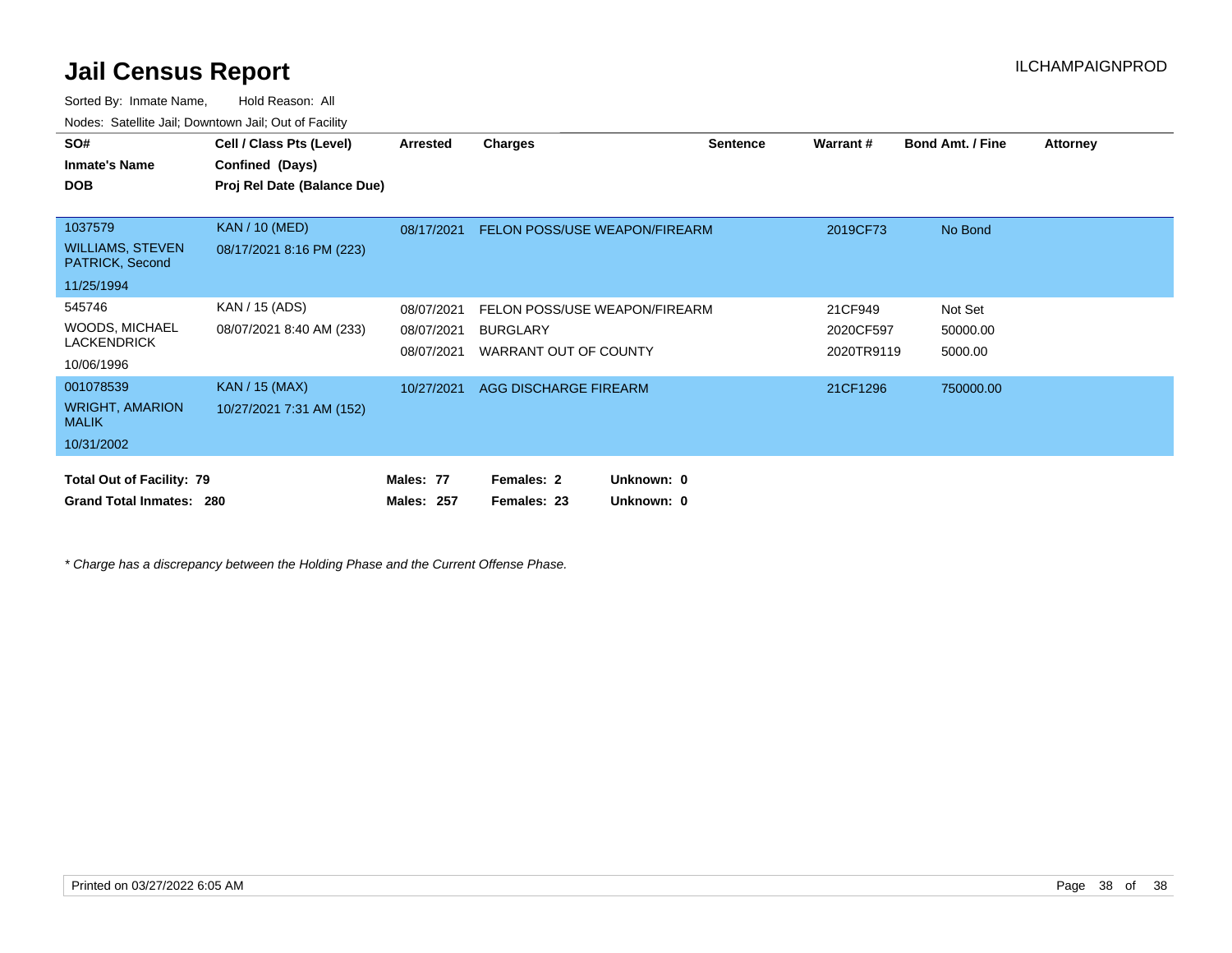# Jail Census Report

ILCHAMPAIGNPROD

Sorted By: Inmate Name, Hold Reason: All

Nodes: Satellite Jail; Downtown Jail; Out of Facility

| SO# / Inmate's Name / DOB | Cell / Class Pts (Level) / Confined (Days) / Proj Rel Date (Balance Due) | Arrested | Charges | Sentence | Warrant # | Bond Amt. / Fine | Attorney |
|---|---|---|---|---|---|---|---|
| 1037579<br>WILLIAMS, STEVEN PATRICK, Second<br>11/25/1994 | KAN / 10 (MED)<br>08/17/2021 8:16 PM (223) | 08/17/2021 | FELON POSS/USE WEAPON/FIREARM | | 2019CF73 | No Bond | |
| 545746<br>WOODS, MICHAEL LACKENDRICK<br>10/06/1996 | KAN / 15 (ADS)<br>08/07/2021 8:40 AM (233) | 08/07/2021 | FELON POSS/USE WEAPON/FIREARM | | 21CF949 | Not Set | |
| | | 08/07/2021 | BURGLARY | | 2020CF597 | 50000.00 | |
| | | 08/07/2021 | WARRANT OUT OF COUNTY | | 2020TR9119 | 5000.00 | |
| 001078539<br>WRIGHT, AMARION MALIK<br>10/31/2002 | KAN / 15 (MAX)<br>10/27/2021 7:31 AM (152) | 10/27/2021 | AGG DISCHARGE FIREARM | | 21CF1296 | 750000.00 | |

| | | | |
|---|---|---|---|
| **Total Out of Facility: 79** | **Males: 77** | **Females: 2** | **Unknown: 0** |
| **Grand Total Inmates: 280** | **Males: 257** | **Females: 23** | **Unknown: 0** |

*\* Charge has a discrepancy between the Holding Phase and the Current Offense Phase.*

Printed on 03/27/2022 6:05 AM